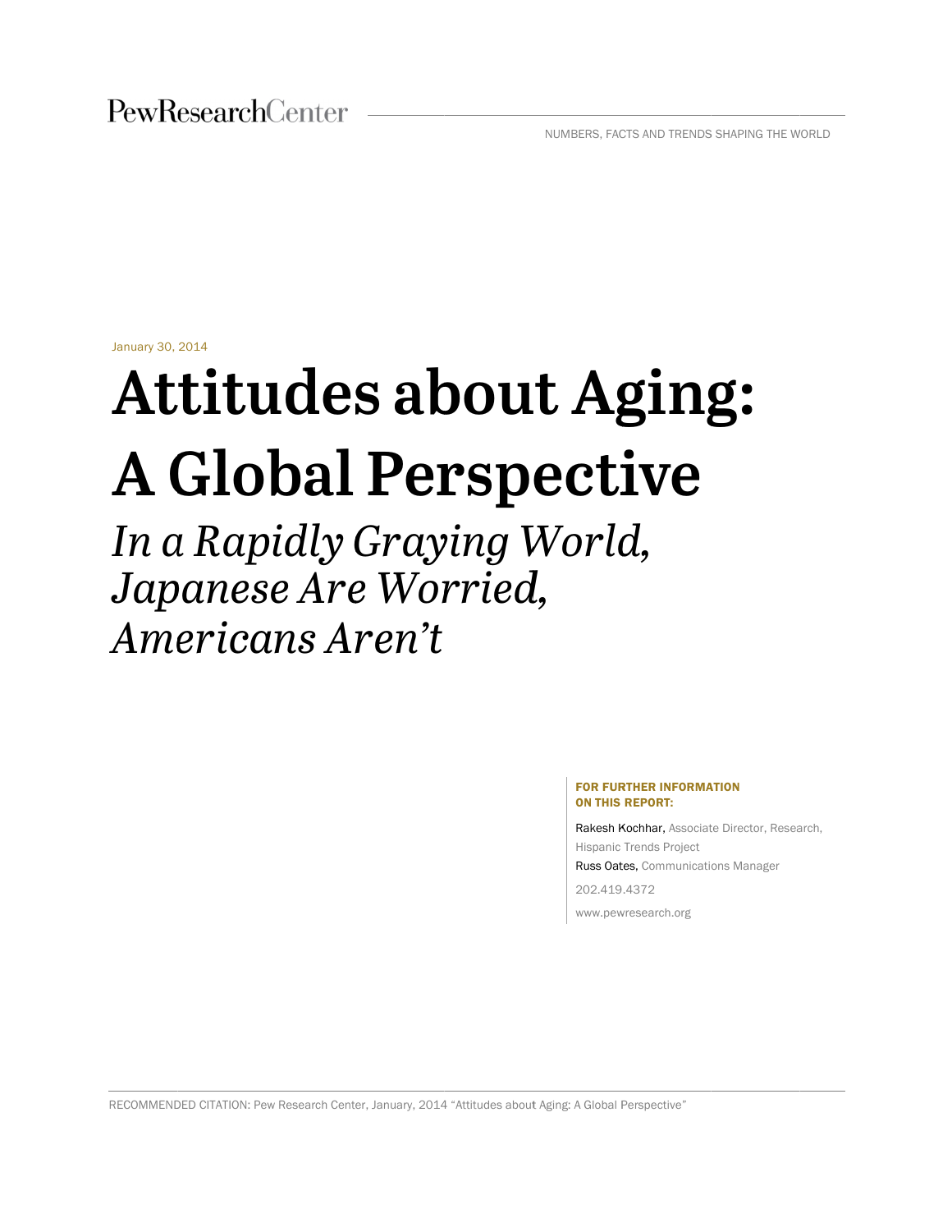PewResearchCenter

NUMBERS, FACTS AND TRENDS SHAPING THE WORLD

January 30, 2014

# Attitudes about Aging: A Global Perspective

## *In a Rapidly Graying World, Japanese Are Worried, Americans Aren't*

**FOR FURTHER INFORMATION ON THIS REPORT:**

Rakesh Kochhar, Associate Director, Research, Hispanic Trends Project

Russ Oates, Communications Manager

202.419.4372

www.pewresearch.org

RECOMMENDED CITATION: Pew Research Center, January, 2014 "Attitudes about Aging: A Global Perspective"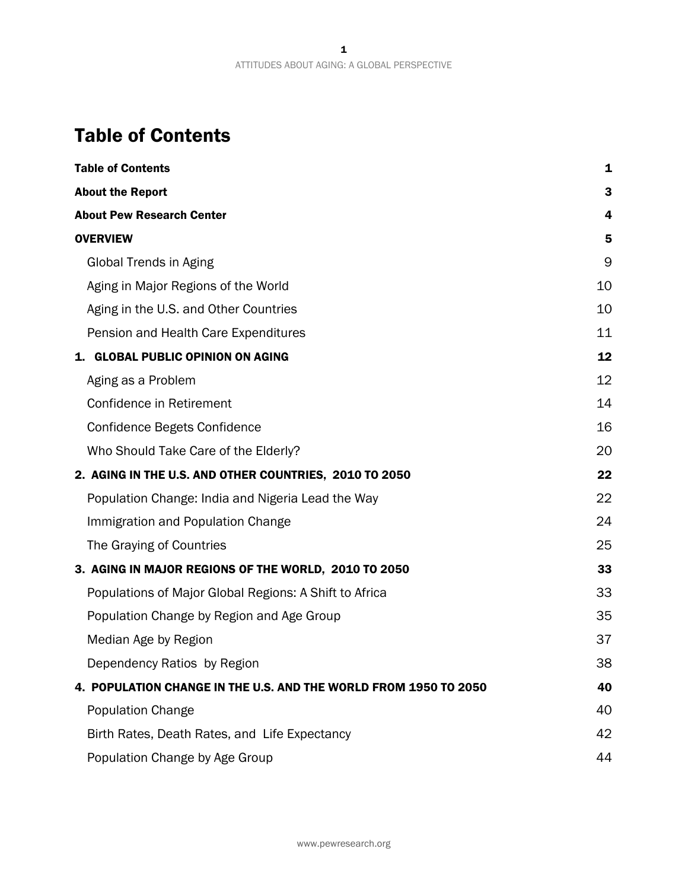# Table of Contents

| | |
|---|---|
| **Table of Contents** | **1** |
| **About the Report** | **3** |
| **About Pew Research Center** | **4** |
| **OVERVIEW** | **5** |
| Global Trends in Aging | 9 |
| Aging in Major Regions of the World | 10 |
| Aging in the U.S. and Other Countries | 10 |
| Pension and Health Care Expenditures | 11 |
| **1. GLOBAL PUBLIC OPINION ON AGING** | **12** |
| Aging as a Problem | 12 |
| Confidence in Retirement | 14 |
| Confidence Begets Confidence | 16 |
| Who Should Take Care of the Elderly? | 20 |
| **2. AGING IN THE U.S. AND OTHER COUNTRIES, 2010 TO 2050** | **22** |
| Population Change: India and Nigeria Lead the Way | 22 |
| Immigration and Population Change | 24 |
| The Graying of Countries | 25 |
| **3. AGING IN MAJOR REGIONS OF THE WORLD, 2010 TO 2050** | **33** |
| Populations of Major Global Regions: A Shift to Africa | 33 |
| Population Change by Region and Age Group | 35 |
| Median Age by Region | 37 |
| Dependency Ratios by Region | 38 |
| **4. POPULATION CHANGE IN THE U.S. AND THE WORLD FROM 1950 TO 2050** | **40** |
| Population Change | 40 |
| Birth Rates, Death Rates, and Life Expectancy | 42 |
| Population Change by Age Group | 44 |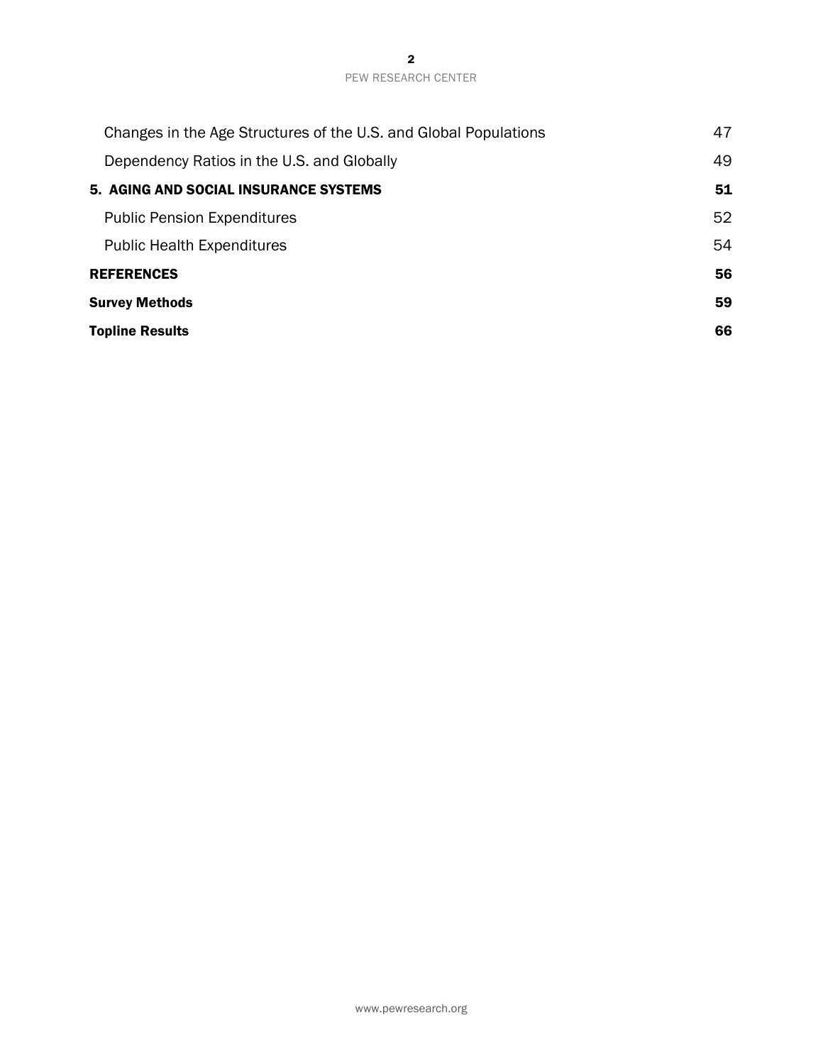| | |
|---|---|
| Changes in the Age Structures of the U.S. and Global Populations | 47 |
| Dependency Ratios in the U.S. and Globally | 49 |
| **5. AGING AND SOCIAL INSURANCE SYSTEMS** | **51** |
| Public Pension Expenditures | 52 |
| Public Health Expenditures | 54 |
| **REFERENCES** | **56** |
| **Survey Methods** | **59** |
| **Topline Results** | **66** |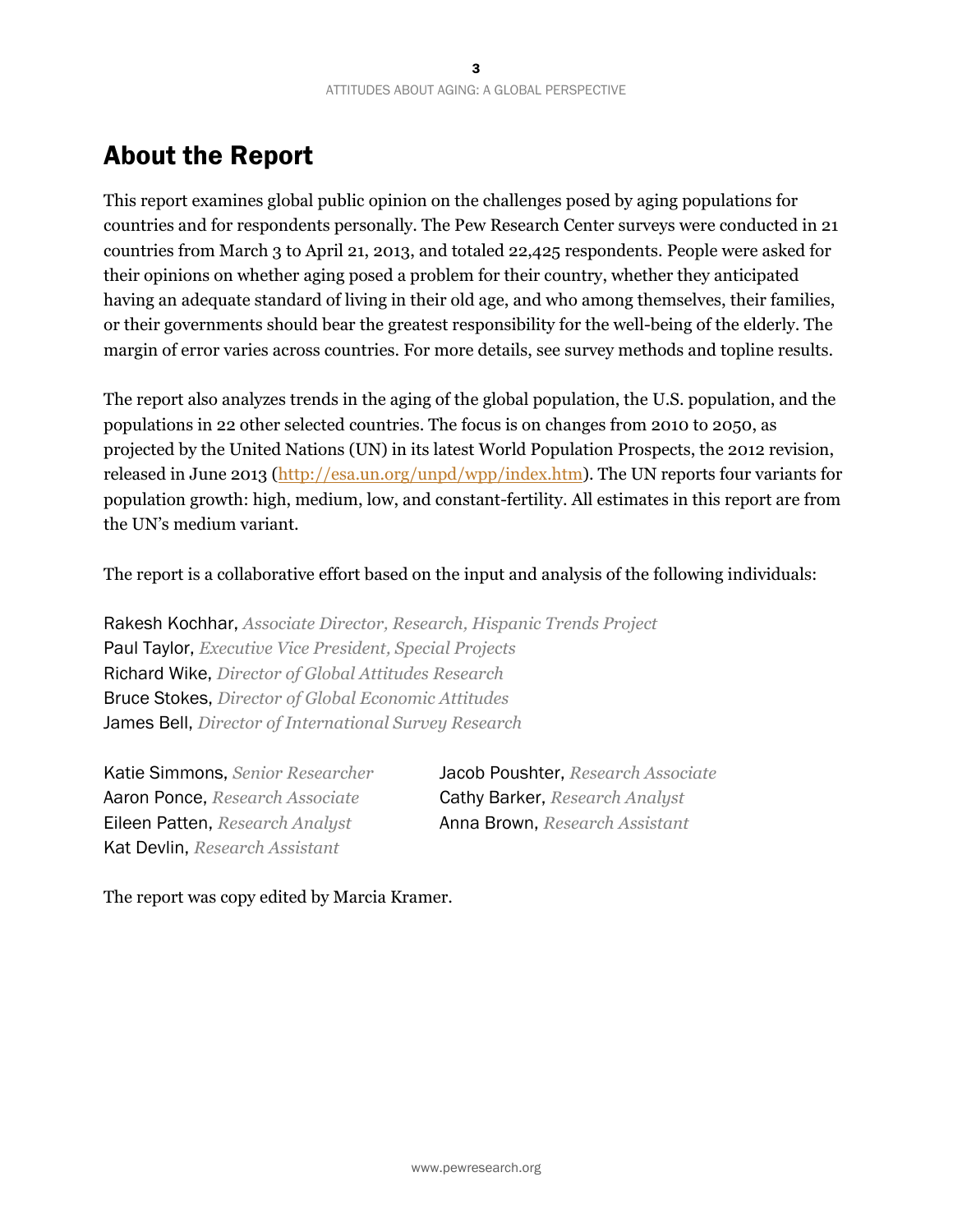## About the Report

This report examines global public opinion on the challenges posed by aging populations for countries and for respondents personally. The Pew Research Center surveys were conducted in 21 countries from March 3 to April 21, 2013, and totaled 22,425 respondents. People were asked for their opinions on whether aging posed a problem for their country, whether they anticipated having an adequate standard of living in their old age, and who among themselves, their families, or their governments should bear the greatest responsibility for the well-being of the elderly. The margin of error varies across countries. For more details, see survey methods and topline results.

The report also analyzes trends in the aging of the global population, the U.S. population, and the populations in 22 other selected countries. The focus is on changes from 2010 to 2050, as projected by the United Nations (UN) in its latest World Population Prospects, the 2012 revision, released in June 2013 ([http://esa.un.org/unpd/wpp/index.htm](http://esa.un.org/unpd/wpp/index.htm)). The UN reports four variants for population growth: high, medium, low, and constant-fertility. All estimates in this report are from the UN's medium variant.

The report is a collaborative effort based on the input and analysis of the following individuals:

Rakesh Kochhar, *Associate Director, Research, Hispanic Trends Project*
Paul Taylor, *Executive Vice President, Special Projects*
Richard Wike, *Director of Global Attitudes Research*
Bruce Stokes, *Director of Global Economic Attitudes*
James Bell, *Director of International Survey Research*

Katie Simmons, *Senior Researcher*
Aaron Ponce, *Research Associate*
Eileen Patten, *Research Analyst*
Kat Devlin, *Research Assistant*
Jacob Poushter, *Research Associate*
Cathy Barker, *Research Analyst*
Anna Brown, *Research Assistant*

The report was copy edited by Marcia Kramer.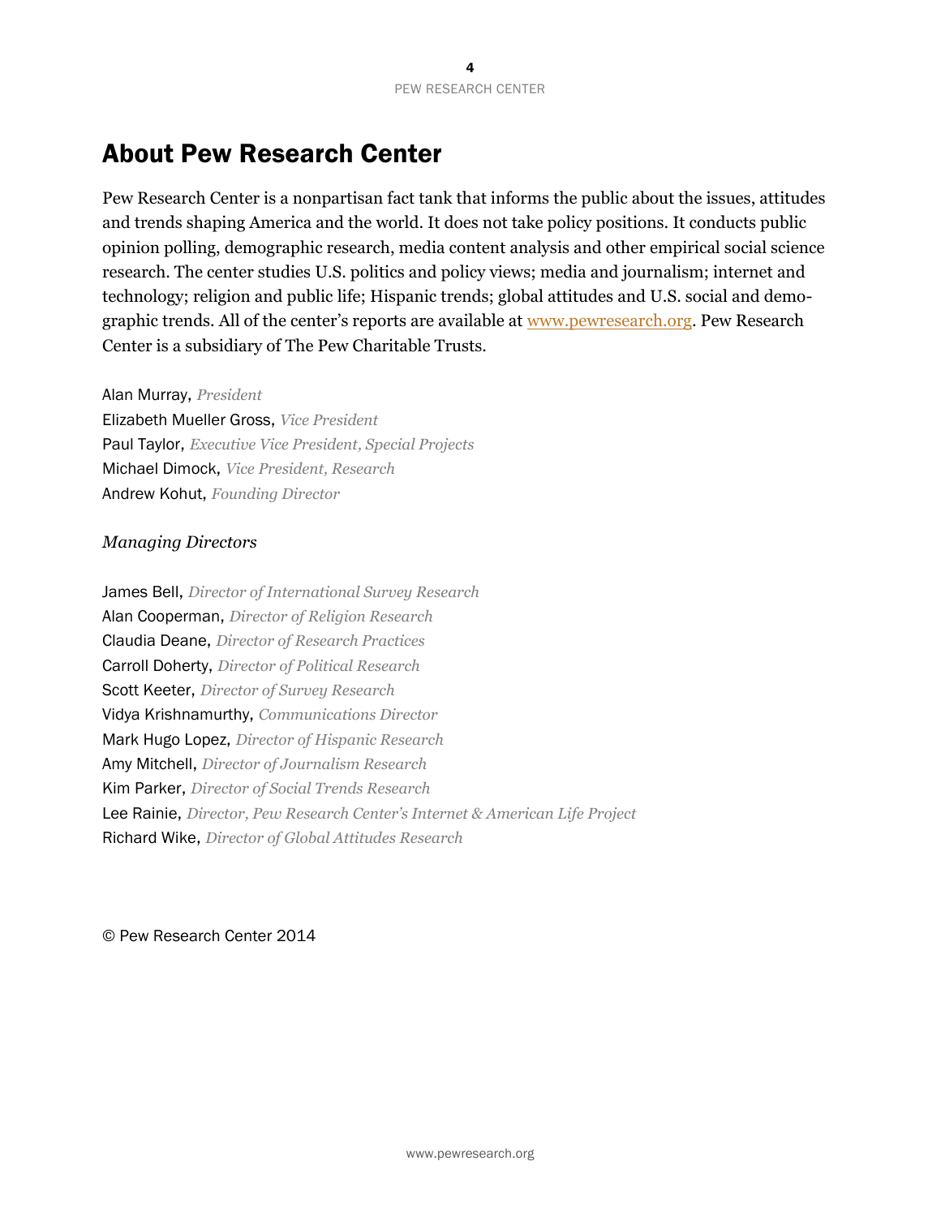# About Pew Research Center

Pew Research Center is a nonpartisan fact tank that informs the public about the issues, attitudes and trends shaping America and the world. It does not take policy positions. It conducts public opinion polling, demographic research, media content analysis and other empirical social science research. The center studies U.S. politics and policy views; media and journalism; internet and technology; religion and public life; Hispanic trends; global attitudes and U.S. social and demographic trends. All of the center's reports are available at [www.pewresearch.org](http://www.pewresearch.org). Pew Research Center is a subsidiary of The Pew Charitable Trusts.

Alan Murray, *President*
Elizabeth Mueller Gross, *Vice President*
Paul Taylor, *Executive Vice President, Special Projects*
Michael Dimock, *Vice President, Research*
Andrew Kohut, *Founding Director*

*Managing Directors*

James Bell, *Director of International Survey Research*
Alan Cooperman, *Director of Religion Research*
Claudia Deane, *Director of Research Practices*
Carroll Doherty, *Director of Political Research*
Scott Keeter, *Director of Survey Research*
Vidya Krishnamurthy, *Communications Director*
Mark Hugo Lopez, *Director of Hispanic Research*
Amy Mitchell, *Director of Journalism Research*
Kim Parker, *Director of Social Trends Research*
Lee Rainie, *Director, Pew Research Center's Internet & American Life Project*
Richard Wike, *Director of Global Attitudes Research*

© Pew Research Center 2014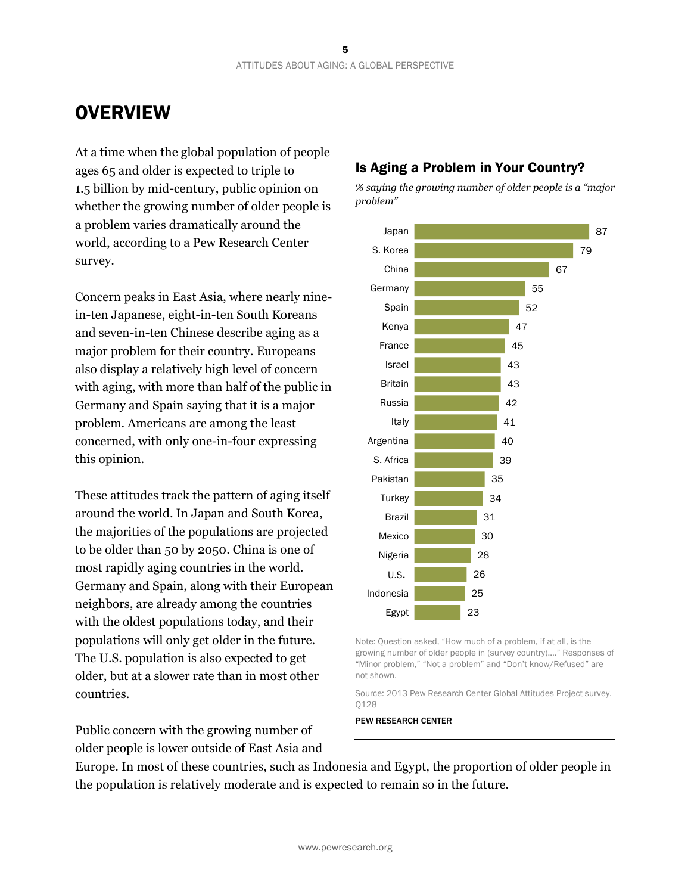# OVERVIEW

At a time when the global population of people ages 65 and older is expected to triple to 1.5 billion by mid-century, public opinion on whether the growing number of older people is a problem varies dramatically around the world, according to a Pew Research Center survey.

Concern peaks in East Asia, where nearly nine-in-ten Japanese, eight-in-ten South Koreans and seven-in-ten Chinese describe aging as a major problem for their country. Europeans also display a relatively high level of concern with aging, with more than half of the public in Germany and Spain saying that it is a major problem. Americans are among the least concerned, with only one-in-four expressing this opinion.

These attitudes track the pattern of aging itself around the world. In Japan and South Korea, the majorities of the populations are projected to be older than 50 by 2050. China is one of most rapidly aging countries in the world. Germany and Spain, along with their European neighbors, are already among the countries with the oldest populations today, and their populations will only get older in the future. The U.S. population is also expected to get older, but at a slower rate than in most other countries.

Public concern with the growing number of older people is lower outside of East Asia and Europe. In most of these countries, such as Indonesia and Egypt, the proportion of older people in the population is relatively moderate and is expected to remain so in the future.

## Is Aging a Problem in Your Country?

*% saying the growing number of older people is a "major problem"*

| Country | % |
|---|---|
| Japan | 87 |
| S. Korea | 79 |
| China | 67 |
| Germany | 55 |
| Spain | 52 |
| Kenya | 47 |
| France | 45 |
| Israel | 43 |
| Britain | 43 |
| Russia | 42 |
| Italy | 41 |
| Argentina | 40 |
| S. Africa | 39 |
| Pakistan | 35 |
| Turkey | 34 |
| Brazil | 31 |
| Mexico | 30 |
| Nigeria | 28 |
| U.S. | 26 |
| Indonesia | 25 |
| Egypt | 23 |

Note: Question asked, "How much of a problem, if at all, is the growing number of older people in (survey country)…." Responses of "Minor problem," "Not a problem" and "Don't know/Refused" are not shown.

Source: 2013 Pew Research Center Global Attitudes Project survey. Q128

PEW RESEARCH CENTER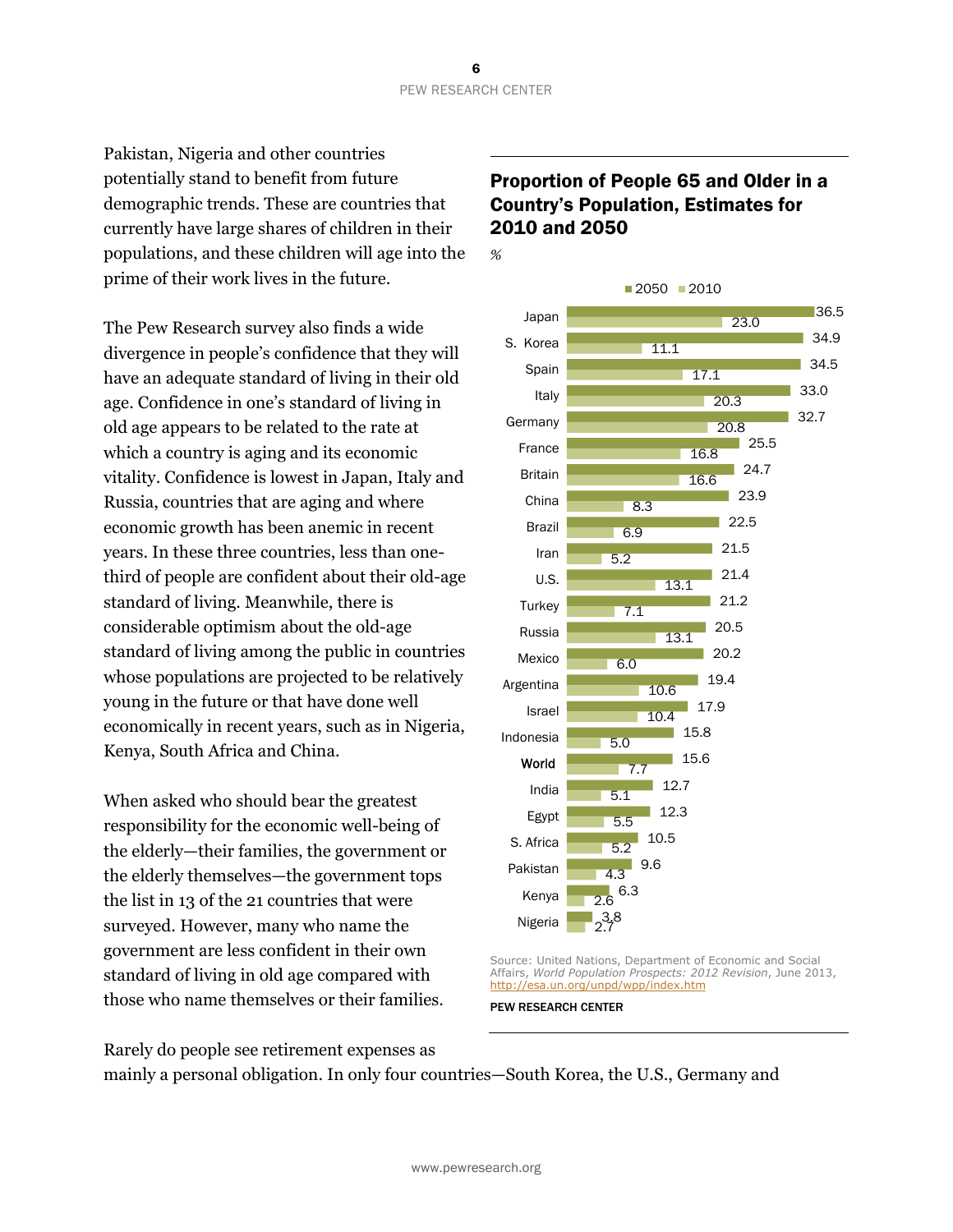Pakistan, Nigeria and other countries potentially stand to benefit from future demographic trends. These are countries that currently have large shares of children in their populations, and these children will age into the prime of their work lives in the future.

The Pew Research survey also finds a wide divergence in people's confidence that they will have an adequate standard of living in their old age. Confidence in one's standard of living in old age appears to be related to the rate at which a country is aging and its economic vitality. Confidence is lowest in Japan, Italy and Russia, countries that are aging and where economic growth has been anemic in recent years. In these three countries, less than one-third of people are confident about their old-age standard of living. Meanwhile, there is considerable optimism about the old-age standard of living among the public in countries whose populations are projected to be relatively young in the future or that have done well economically in recent years, such as in Nigeria, Kenya, South Africa and China.

When asked who should bear the greatest responsibility for the economic well-being of the elderly—their families, the government or the elderly themselves—the government tops the list in 13 of the 21 countries that were surveyed. However, many who name the government are less confident in their own standard of living in old age compared with those who name themselves or their families.

## Proportion of People 65 and Older in a Country's Population, Estimates for 2010 and 2050

%

| Country | 2050 | 2010 |
|---|---|---|
| Japan | 36.5 | 23.0 |
| S. Korea | 34.9 | 11.1 |
| Spain | 34.5 | 17.1 |
| Italy | 33.0 | 20.3 |
| Germany | 32.7 | 20.8 |
| France | 25.5 | 16.8 |
| Britain | 24.7 | 16.6 |
| China | 23.9 | 8.3 |
| Brazil | 22.5 | 6.9 |
| Iran | 21.5 | 5.2 |
| U.S. | 21.4 | 13.1 |
| Turkey | 21.2 | 7.1 |
| Russia | 20.5 | 13.1 |
| Mexico | 20.2 | 6.0 |
| Argentina | 19.4 | 10.6 |
| Israel | 17.9 | 10.4 |
| Indonesia | 15.8 | 5.0 |
| **World** | 15.6 | 7.7 |
| India | 12.7 | 5.1 |
| Egypt | 12.3 | 5.5 |
| S. Africa | 10.5 | 5.2 |
| Pakistan | 9.6 | 4.3 |
| Kenya | 6.3 | 2.6 |
| Nigeria | 3.8 | 2.7 |

Source: United Nations, Department of Economic and Social Affairs, *World Population Prospects: 2012 Revision*, June 2013, http://esa.un.org/unpd/wpp/index.htm

PEW RESEARCH CENTER

Rarely do people see retirement expenses as mainly a personal obligation. In only four countries—South Korea, the U.S., Germany and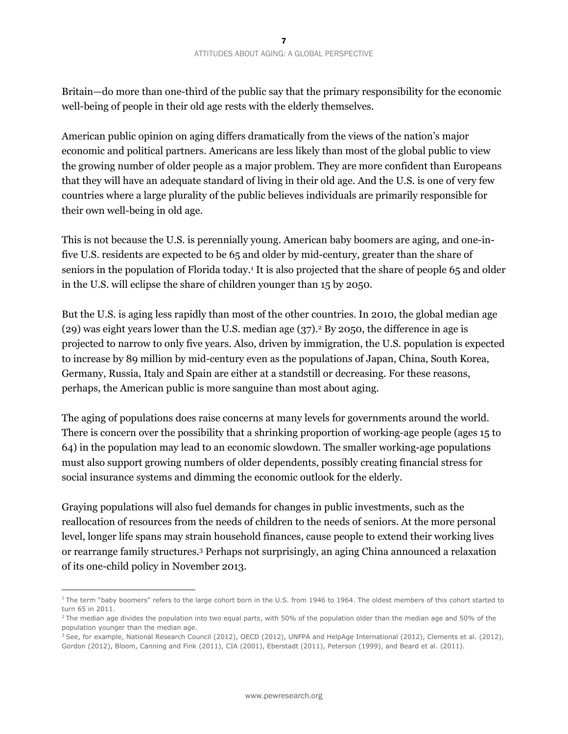Britain—do more than one-third of the public say that the primary responsibility for the economic well-being of people in their old age rests with the elderly themselves.

American public opinion on aging differs dramatically from the views of the nation's major economic and political partners. Americans are less likely than most of the global public to view the growing number of older people as a major problem. They are more confident than Europeans that they will have an adequate standard of living in their old age. And the U.S. is one of very few countries where a large plurality of the public believes individuals are primarily responsible for their own well-being in old age.

This is not because the U.S. is perennially young. American baby boomers are aging, and one-in-five U.S. residents are expected to be 65 and older by mid-century, greater than the share of seniors in the population of Florida today.[1] It is also projected that the share of people 65 and older in the U.S. will eclipse the share of children younger than 15 by 2050.

But the U.S. is aging less rapidly than most of the other countries. In 2010, the global median age (29) was eight years lower than the U.S. median age (37).[2] By 2050, the difference in age is projected to narrow to only five years. Also, driven by immigration, the U.S. population is expected to increase by 89 million by mid-century even as the populations of Japan, China, South Korea, Germany, Russia, Italy and Spain are either at a standstill or decreasing. For these reasons, perhaps, the American public is more sanguine than most about aging.

The aging of populations does raise concerns at many levels for governments around the world. There is concern over the possibility that a shrinking proportion of working-age people (ages 15 to 64) in the population may lead to an economic slowdown. The smaller working-age populations must also support growing numbers of older dependents, possibly creating financial stress for social insurance systems and dimming the economic outlook for the elderly.

Graying populations will also fuel demands for changes in public investments, such as the reallocation of resources from the needs of children to the needs of seniors. At the more personal level, longer life spans may strain household finances, cause people to extend their working lives or rearrange family structures.[3] Perhaps not surprisingly, an aging China announced a relaxation of its one-child policy in November 2013.

---

[1] The term "baby boomers" refers to the large cohort born in the U.S. from 1946 to 1964. The oldest members of this cohort started to turn 65 in 2011.

[2] The median age divides the population into two equal parts, with 50% of the population older than the median age and 50% of the population younger than the median age.

[3] See, for example, National Research Council (2012), OECD (2012), UNFPA and HelpAge International (2012), Clements et al. (2012), Gordon (2012), Bloom, Canning and Fink (2011), CIA (2001), Eberstadt (2011), Peterson (1999), and Beard et al. (2011).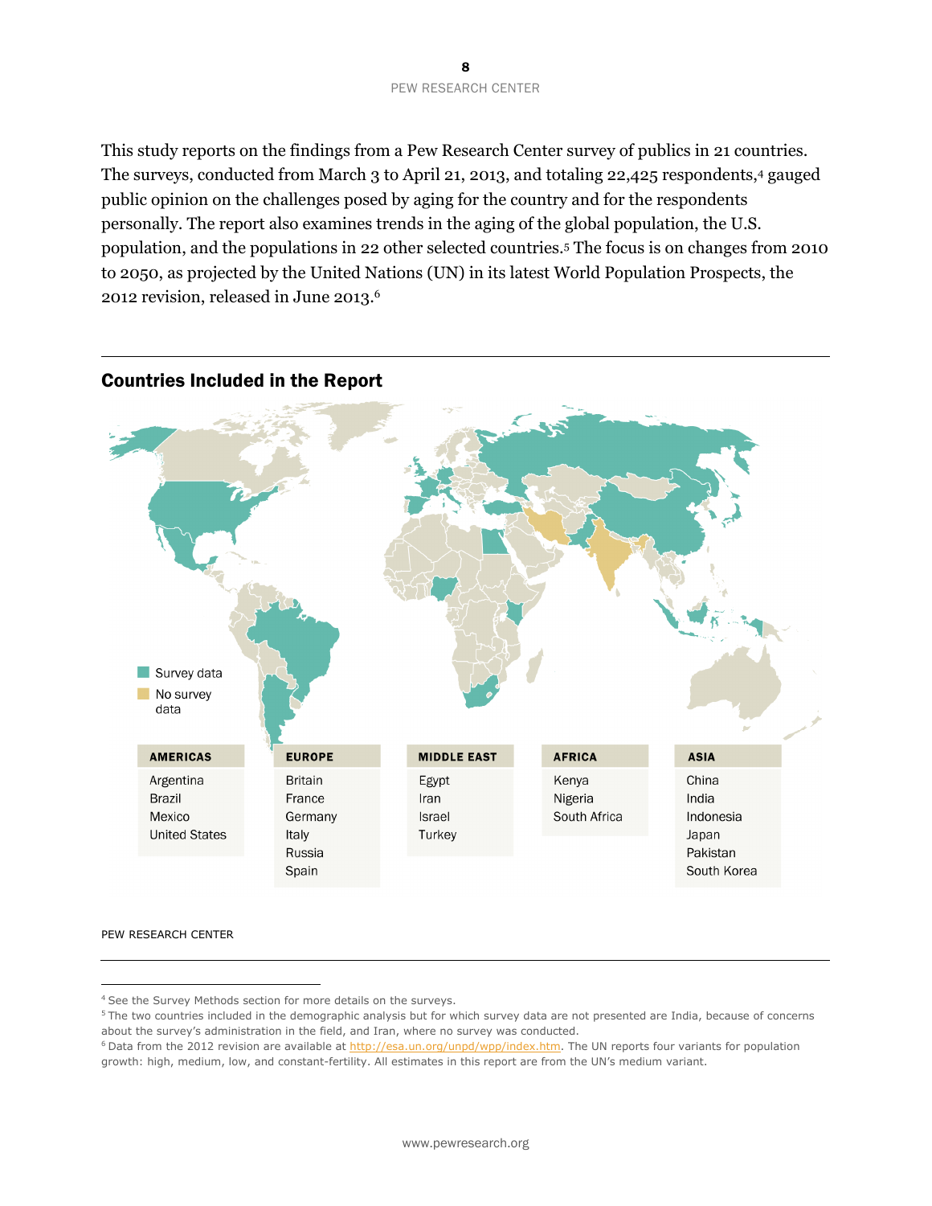This study reports on the findings from a Pew Research Center survey of publics in 21 countries. The surveys, conducted from March 3 to April 21, 2013, and totaling 22,425 respondents,[4] gauged public opinion on the challenges posed by aging for the country and for the respondents personally. The report also examines trends in the aging of the global population, the U.S. population, and the populations in 22 other selected countries.[5] The focus is on changes from 2010 to 2050, as projected by the United Nations (UN) in its latest World Population Prospects, the 2012 revision, released in June 2013.[6]

## Countries Included in the Report

Survey data

No survey data

| AMERICAS | EUROPE | MIDDLE EAST | AFRICA | ASIA |
|---|---|---|---|---|
| Argentina | Britain | Egypt | Kenya | China |
| Brazil | France | Iran | Nigeria | India |
| Mexico | Germany | Israel | South Africa | Indonesia |
| United States | Italy | Turkey | | Japan |
| | Russia | | | Pakistan |
| | Spain | | | South Korea |

PEW RESEARCH CENTER

[4] See the Survey Methods section for more details on the surveys.

[5] The two countries included in the demographic analysis but for which survey data are not presented are India, because of concerns about the survey's administration in the field, and Iran, where no survey was conducted.

[6] Data from the 2012 revision are available at http://esa.un.org/unpd/wpp/index.htm. The UN reports four variants for population growth: high, medium, low, and constant-fertility. All estimates in this report are from the UN's medium variant.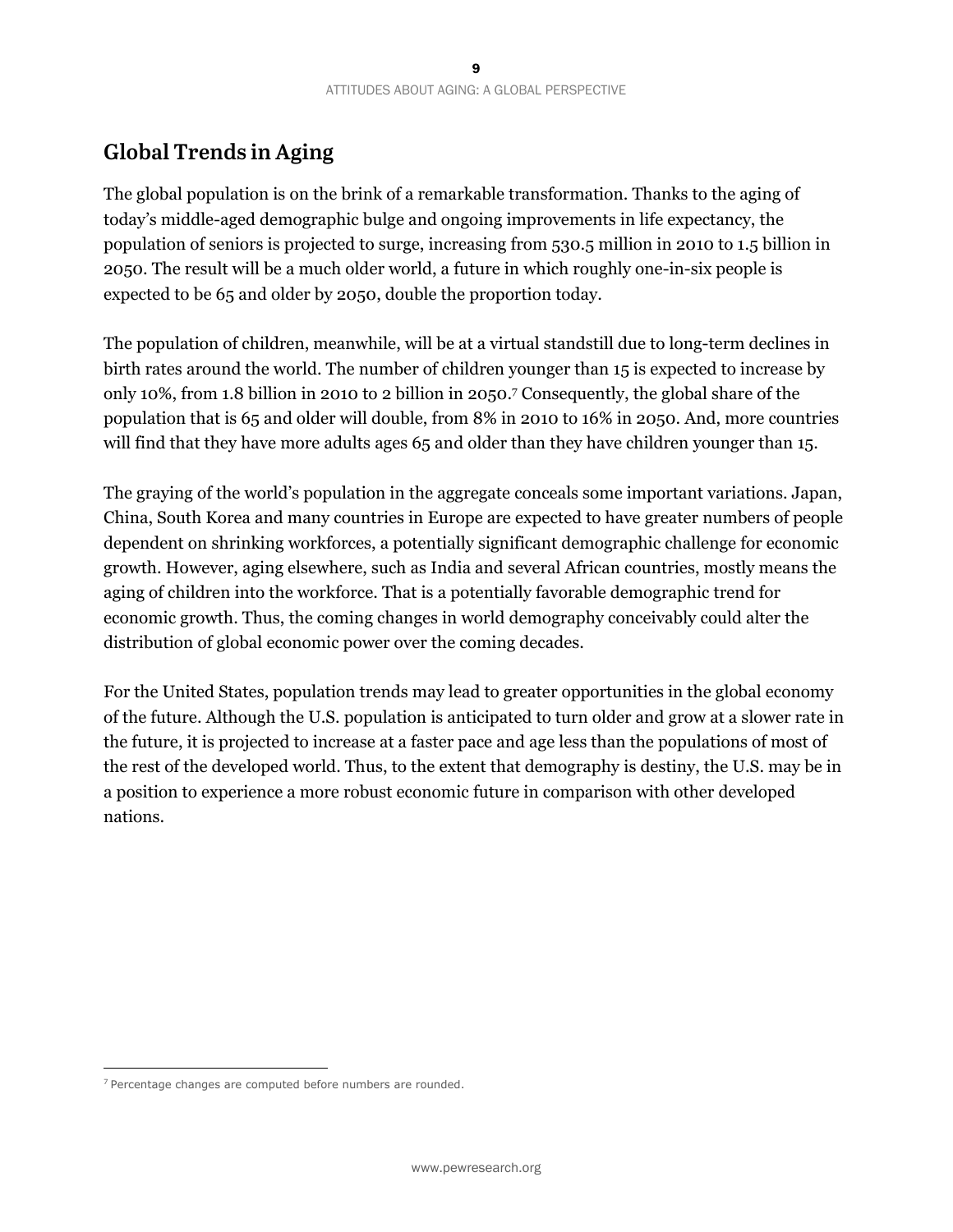## Global Trends in Aging

The global population is on the brink of a remarkable transformation. Thanks to the aging of today's middle-aged demographic bulge and ongoing improvements in life expectancy, the population of seniors is projected to surge, increasing from 530.5 million in 2010 to 1.5 billion in 2050. The result will be a much older world, a future in which roughly one-in-six people is expected to be 65 and older by 2050, double the proportion today.

The population of children, meanwhile, will be at a virtual standstill due to long-term declines in birth rates around the world. The number of children younger than 15 is expected to increase by only 10%, from 1.8 billion in 2010 to 2 billion in 2050.[7] Consequently, the global share of the population that is 65 and older will double, from 8% in 2010 to 16% in 2050. And, more countries will find that they have more adults ages 65 and older than they have children younger than 15.

The graying of the world's population in the aggregate conceals some important variations. Japan, China, South Korea and many countries in Europe are expected to have greater numbers of people dependent on shrinking workforces, a potentially significant demographic challenge for economic growth. However, aging elsewhere, such as India and several African countries, mostly means the aging of children into the workforce. That is a potentially favorable demographic trend for economic growth. Thus, the coming changes in world demography conceivably could alter the distribution of global economic power over the coming decades.

For the United States, population trends may lead to greater opportunities in the global economy of the future. Although the U.S. population is anticipated to turn older and grow at a slower rate in the future, it is projected to increase at a faster pace and age less than the populations of most of the rest of the developed world. Thus, to the extent that demography is destiny, the U.S. may be in a position to experience a more robust economic future in comparison with other developed nations.

[7] Percentage changes are computed before numbers are rounded.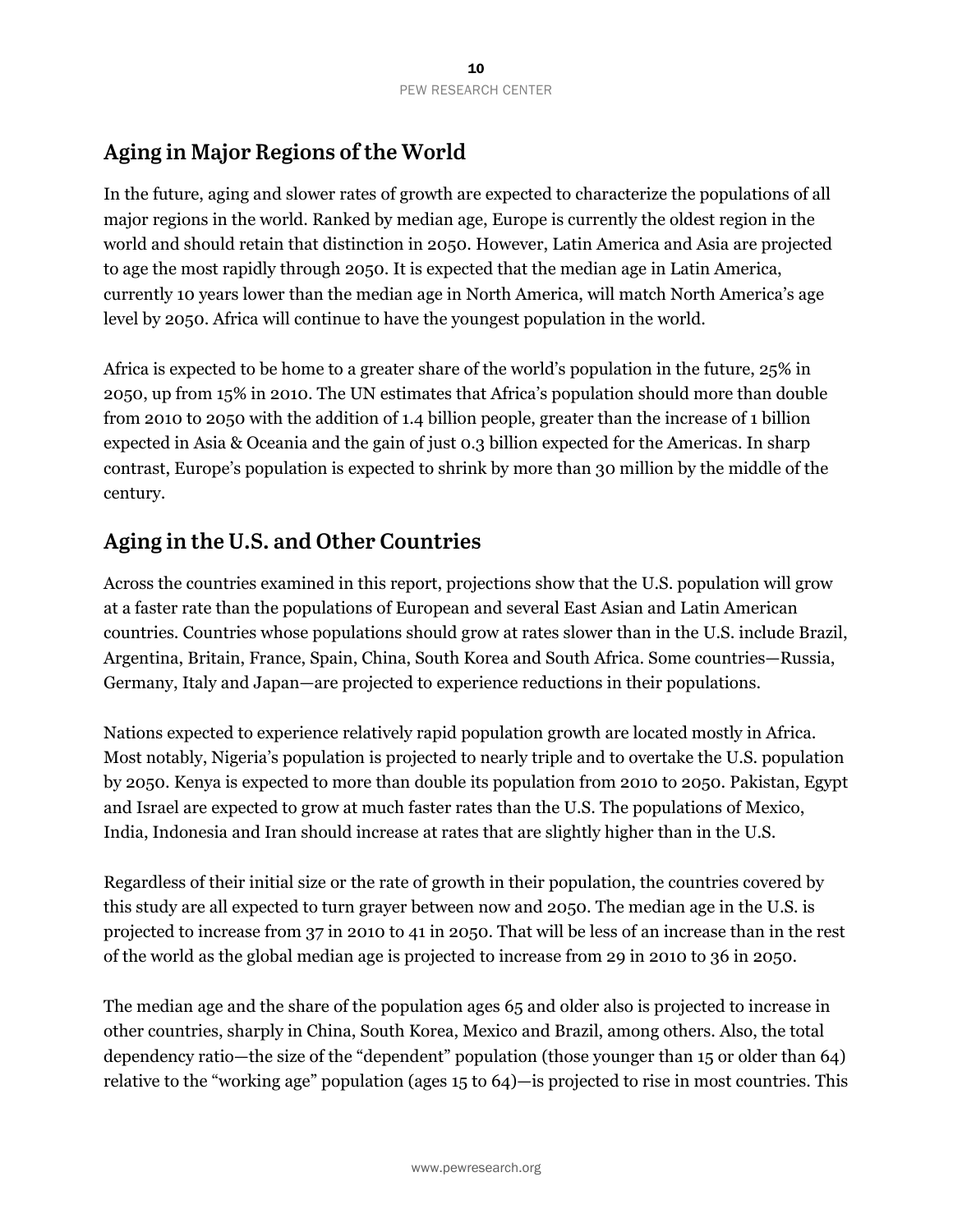## Aging in Major Regions of the World

In the future, aging and slower rates of growth are expected to characterize the populations of all major regions in the world. Ranked by median age, Europe is currently the oldest region in the world and should retain that distinction in 2050. However, Latin America and Asia are projected to age the most rapidly through 2050. It is expected that the median age in Latin America, currently 10 years lower than the median age in North America, will match North America's age level by 2050. Africa will continue to have the youngest population in the world.

Africa is expected to be home to a greater share of the world's population in the future, 25% in 2050, up from 15% in 2010. The UN estimates that Africa's population should more than double from 2010 to 2050 with the addition of 1.4 billion people, greater than the increase of 1 billion expected in Asia & Oceania and the gain of just 0.3 billion expected for the Americas. In sharp contrast, Europe's population is expected to shrink by more than 30 million by the middle of the century.

## Aging in the U.S. and Other Countries

Across the countries examined in this report, projections show that the U.S. population will grow at a faster rate than the populations of European and several East Asian and Latin American countries. Countries whose populations should grow at rates slower than in the U.S. include Brazil, Argentina, Britain, France, Spain, China, South Korea and South Africa. Some countries—Russia, Germany, Italy and Japan—are projected to experience reductions in their populations.

Nations expected to experience relatively rapid population growth are located mostly in Africa. Most notably, Nigeria's population is projected to nearly triple and to overtake the U.S. population by 2050. Kenya is expected to more than double its population from 2010 to 2050. Pakistan, Egypt and Israel are expected to grow at much faster rates than the U.S. The populations of Mexico, India, Indonesia and Iran should increase at rates that are slightly higher than in the U.S.

Regardless of their initial size or the rate of growth in their population, the countries covered by this study are all expected to turn grayer between now and 2050. The median age in the U.S. is projected to increase from 37 in 2010 to 41 in 2050. That will be less of an increase than in the rest of the world as the global median age is projected to increase from 29 in 2010 to 36 in 2050.

The median age and the share of the population ages 65 and older also is projected to increase in other countries, sharply in China, South Korea, Mexico and Brazil, among others. Also, the total dependency ratio—the size of the "dependent" population (those younger than 15 or older than 64) relative to the "working age" population (ages 15 to 64)—is projected to rise in most countries. This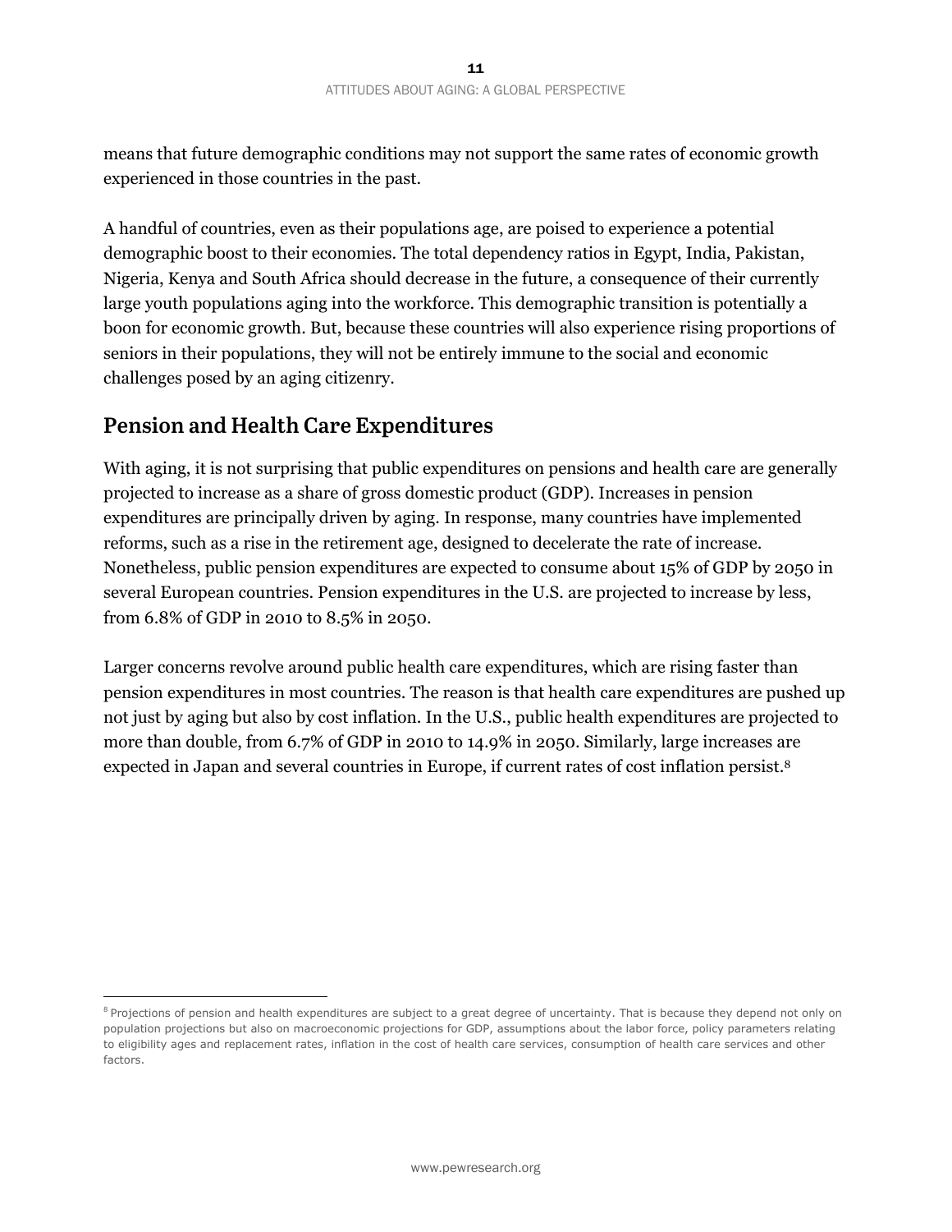means that future demographic conditions may not support the same rates of economic growth experienced in those countries in the past.

A handful of countries, even as their populations age, are poised to experience a potential demographic boost to their economies. The total dependency ratios in Egypt, India, Pakistan, Nigeria, Kenya and South Africa should decrease in the future, a consequence of their currently large youth populations aging into the workforce. This demographic transition is potentially a boon for economic growth. But, because these countries will also experience rising proportions of seniors in their populations, they will not be entirely immune to the social and economic challenges posed by an aging citizenry.

## Pension and Health Care Expenditures

With aging, it is not surprising that public expenditures on pensions and health care are generally projected to increase as a share of gross domestic product (GDP). Increases in pension expenditures are principally driven by aging. In response, many countries have implemented reforms, such as a rise in the retirement age, designed to decelerate the rate of increase. Nonetheless, public pension expenditures are expected to consume about 15% of GDP by 2050 in several European countries. Pension expenditures in the U.S. are projected to increase by less, from 6.8% of GDP in 2010 to 8.5% in 2050.

Larger concerns revolve around public health care expenditures, which are rising faster than pension expenditures in most countries. The reason is that health care expenditures are pushed up not just by aging but also by cost inflation. In the U.S., public health expenditures are projected to more than double, from 6.7% of GDP in 2010 to 14.9% in 2050. Similarly, large increases are expected in Japan and several countries in Europe, if current rates of cost inflation persist.[8]

[8] Projections of pension and health expenditures are subject to a great degree of uncertainty. That is because they depend not only on population projections but also on macroeconomic projections for GDP, assumptions about the labor force, policy parameters relating to eligibility ages and replacement rates, inflation in the cost of health care services, consumption of health care services and other factors.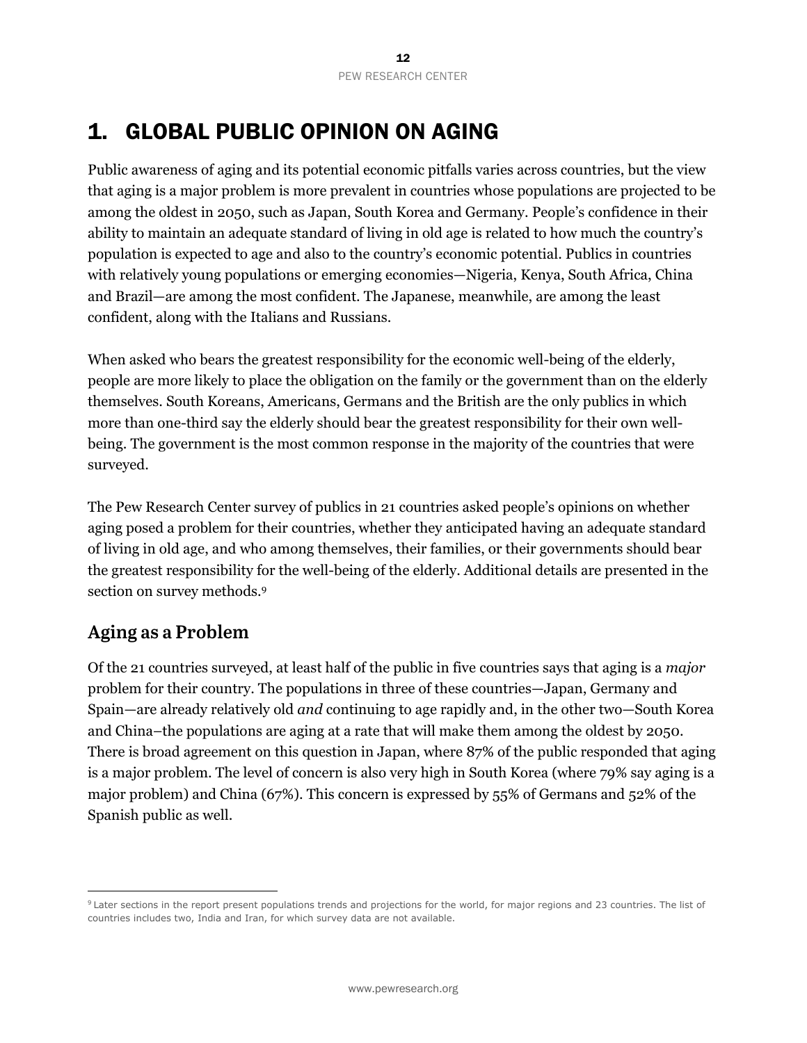# 1. GLOBAL PUBLIC OPINION ON AGING

Public awareness of aging and its potential economic pitfalls varies across countries, but the view that aging is a major problem is more prevalent in countries whose populations are projected to be among the oldest in 2050, such as Japan, South Korea and Germany. People's confidence in their ability to maintain an adequate standard of living in old age is related to how much the country's population is expected to age and also to the country's economic potential. Publics in countries with relatively young populations or emerging economies—Nigeria, Kenya, South Africa, China and Brazil—are among the most confident. The Japanese, meanwhile, are among the least confident, along with the Italians and Russians.

When asked who bears the greatest responsibility for the economic well-being of the elderly, people are more likely to place the obligation on the family or the government than on the elderly themselves. South Koreans, Americans, Germans and the British are the only publics in which more than one-third say the elderly should bear the greatest responsibility for their own well-being. The government is the most common response in the majority of the countries that were surveyed.

The Pew Research Center survey of publics in 21 countries asked people's opinions on whether aging posed a problem for their countries, whether they anticipated having an adequate standard of living in old age, and who among themselves, their families, or their governments should bear the greatest responsibility for the well-being of the elderly. Additional details are presented in the section on survey methods.[9]

## Aging as a Problem

Of the 21 countries surveyed, at least half of the public in five countries says that aging is a *major* problem for their country. The populations in three of these countries—Japan, Germany and Spain—are already relatively old *and* continuing to age rapidly and, in the other two—South Korea and China–the populations are aging at a rate that will make them among the oldest by 2050. There is broad agreement on this question in Japan, where 87% of the public responded that aging is a major problem. The level of concern is also very high in South Korea (where 79% say aging is a major problem) and China (67%). This concern is expressed by 55% of Germans and 52% of the Spanish public as well.

---

[9] Later sections in the report present populations trends and projections for the world, for major regions and 23 countries. The list of countries includes two, India and Iran, for which survey data are not available.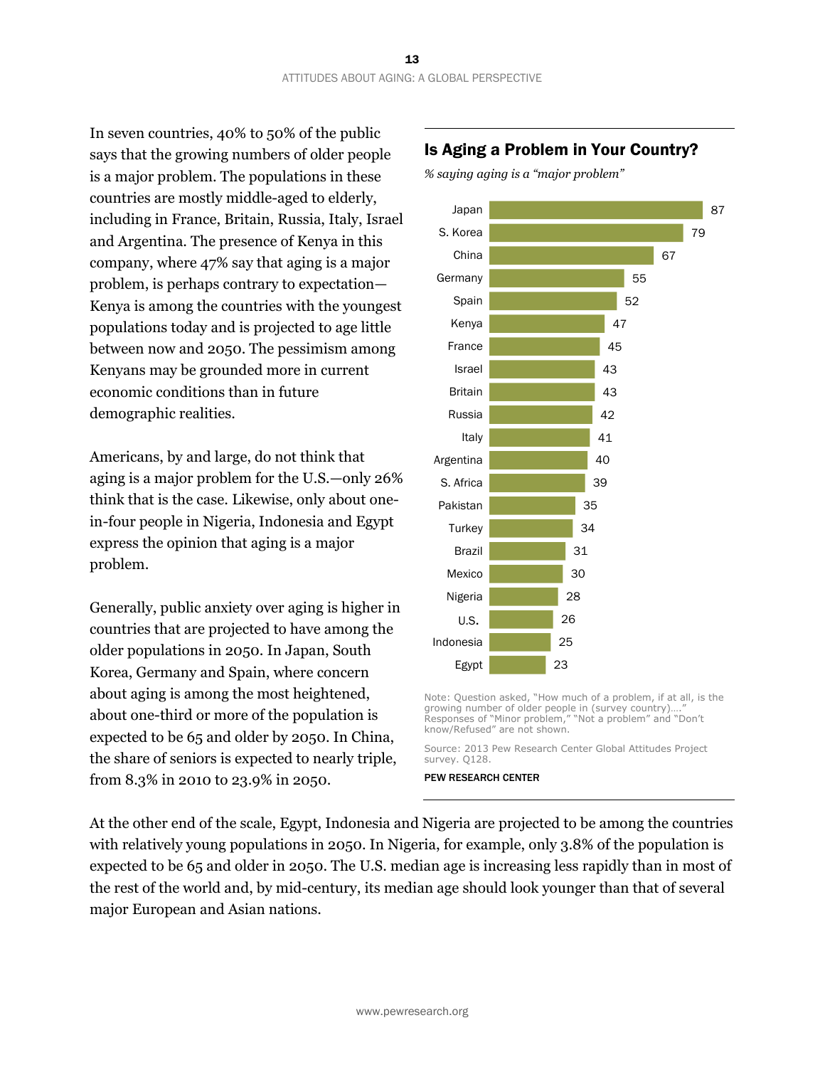In seven countries, 40% to 50% of the public says that the growing numbers of older people is a major problem. The populations in these countries are mostly middle-aged to elderly, including in France, Britain, Russia, Italy, Israel and Argentina. The presence of Kenya in this company, where 47% say that aging is a major problem, is perhaps contrary to expectation—Kenya is among the countries with the youngest populations today and is projected to age little between now and 2050. The pessimism among Kenyans may be grounded more in current economic conditions than in future demographic realities.

Americans, by and large, do not think that aging is a major problem for the U.S.—only 26% think that is the case. Likewise, only about one-in-four people in Nigeria, Indonesia and Egypt express the opinion that aging is a major problem.

Generally, public anxiety over aging is higher in countries that are projected to have among the older populations in 2050. In Japan, South Korea, Germany and Spain, where concern about aging is among the most heightened, about one-third or more of the population is expected to be 65 and older by 2050. In China, the share of seniors is expected to nearly triple, from 8.3% in 2010 to 23.9% in 2050.

## Is Aging a Problem in Your Country?

*% saying aging is a "major problem"*

| Country | % |
|---|---|
| Japan | 87 |
| S. Korea | 79 |
| China | 67 |
| Germany | 55 |
| Spain | 52 |
| Kenya | 47 |
| France | 45 |
| Israel | 43 |
| Britain | 43 |
| Russia | 42 |
| Italy | 41 |
| Argentina | 40 |
| S. Africa | 39 |
| Pakistan | 35 |
| Turkey | 34 |
| Brazil | 31 |
| Mexico | 30 |
| Nigeria | 28 |
| U.S. | 26 |
| Indonesia | 25 |
| Egypt | 23 |

Note: Question asked, "How much of a problem, if at all, is the growing number of older people in (survey country)…." Responses of "Minor problem," "Not a problem" and "Don't know/Refused" are not shown.

Source: 2013 Pew Research Center Global Attitudes Project survey. Q128.

PEW RESEARCH CENTER

At the other end of the scale, Egypt, Indonesia and Nigeria are projected to be among the countries with relatively young populations in 2050. In Nigeria, for example, only 3.8% of the population is expected to be 65 and older in 2050. The U.S. median age is increasing less rapidly than in most of the rest of the world and, by mid-century, its median age should look younger than that of several major European and Asian nations.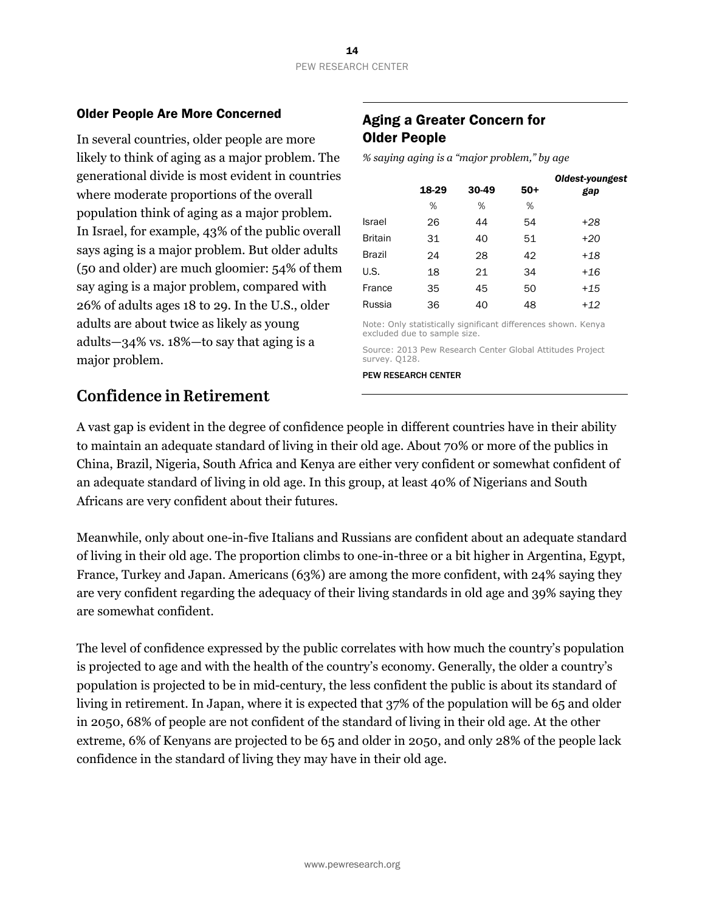### Older People Are More Concerned

In several countries, older people are more likely to think of aging as a major problem. The generational divide is most evident in countries where moderate proportions of the overall population think of aging as a major problem. In Israel, for example, 43% of the public overall says aging is a major problem. But older adults (50 and older) are much gloomier: 54% of them say aging is a major problem, compared with 26% of adults ages 18 to 29. In the U.S., older adults are about twice as likely as young adults—34% vs. 18%—to say that aging is a major problem.

### Aging a Greater Concern for Older People

*% saying aging is a "major problem," by age*

| | 18-29 | 30-49 | 50+ | *Oldest-youngest gap* |
|---|---|---|---|---|
| | % | % | % | |
| Israel | 26 | 44 | 54 | *+28* |
| Britain | 31 | 40 | 51 | *+20* |
| Brazil | 24 | 28 | 42 | *+18* |
| U.S. | 18 | 21 | 34 | *+16* |
| France | 35 | 45 | 50 | *+15* |
| Russia | 36 | 40 | 48 | *+12* |

Note: Only statistically significant differences shown. Kenya excluded due to sample size.

Source: 2013 Pew Research Center Global Attitudes Project survey. Q128.

PEW RESEARCH CENTER

## Confidence in Retirement

A vast gap is evident in the degree of confidence people in different countries have in their ability to maintain an adequate standard of living in their old age. About 70% or more of the publics in China, Brazil, Nigeria, South Africa and Kenya are either very confident or somewhat confident of an adequate standard of living in old age. In this group, at least 40% of Nigerians and South Africans are very confident about their futures.

Meanwhile, only about one-in-five Italians and Russians are confident about an adequate standard of living in their old age. The proportion climbs to one-in-three or a bit higher in Argentina, Egypt, France, Turkey and Japan. Americans (63%) are among the more confident, with 24% saying they are very confident regarding the adequacy of their living standards in old age and 39% saying they are somewhat confident.

The level of confidence expressed by the public correlates with how much the country's population is projected to age and with the health of the country's economy. Generally, the older a country's population is projected to be in mid-century, the less confident the public is about its standard of living in retirement. In Japan, where it is expected that 37% of the population will be 65 and older in 2050, 68% of people are not confident of the standard of living in their old age. At the other extreme, 6% of Kenyans are projected to be 65 and older in 2050, and only 28% of the people lack confidence in the standard of living they may have in their old age.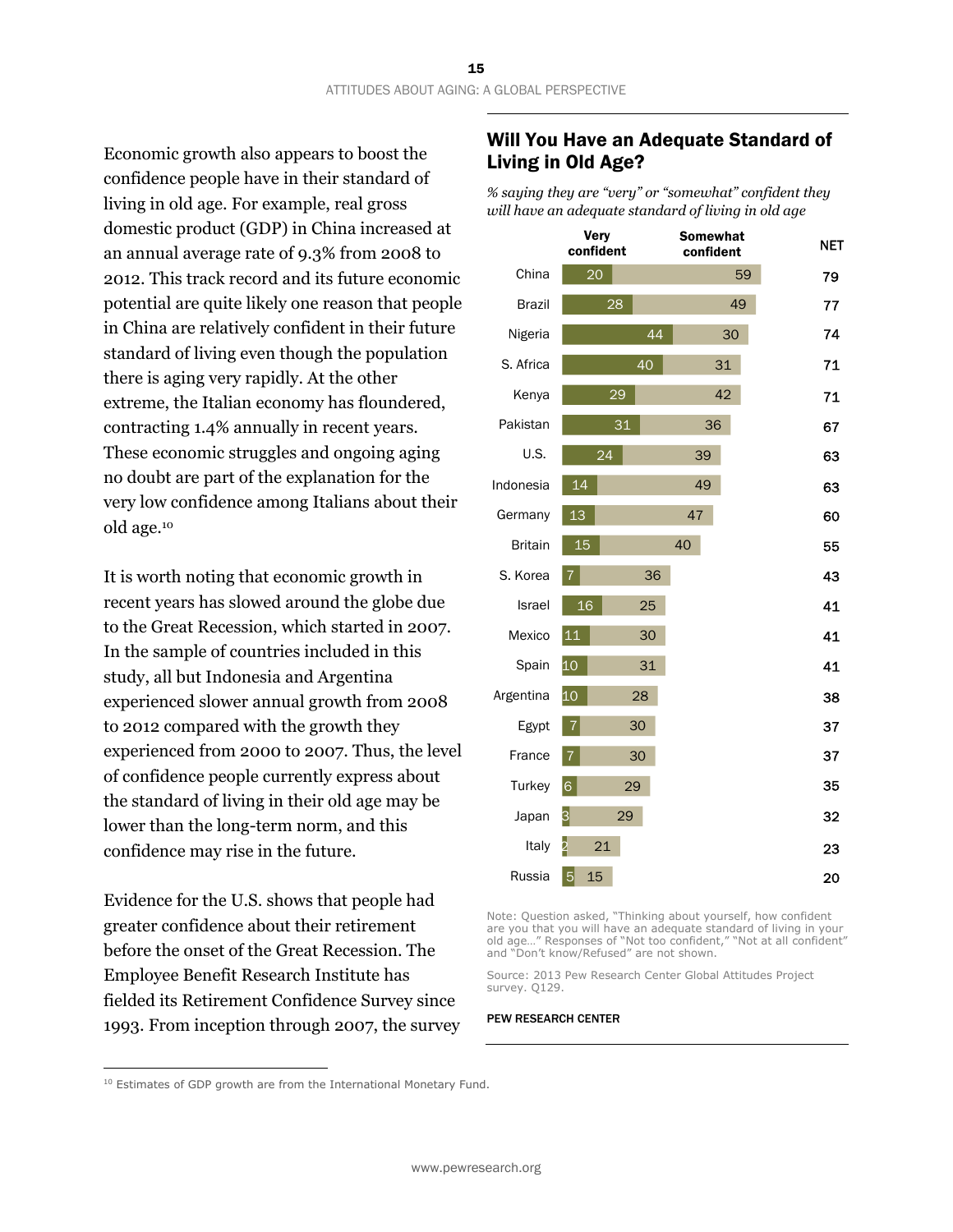Economic growth also appears to boost the confidence people have in their standard of living in old age. For example, real gross domestic product (GDP) in China increased at an annual average rate of 9.3% from 2008 to 2012. This track record and its future economic potential are quite likely one reason that people in China are relatively confident in their future standard of living even though the population there is aging very rapidly. At the other extreme, the Italian economy has floundered, contracting 1.4% annually in recent years. These economic struggles and ongoing aging no doubt are part of the explanation for the very low confidence among Italians about their old age.[10]

It is worth noting that economic growth in recent years has slowed around the globe due to the Great Recession, which started in 2007. In the sample of countries included in this study, all but Indonesia and Argentina experienced slower annual growth from 2008 to 2012 compared with the growth they experienced from 2000 to 2007. Thus, the level of confidence people currently express about the standard of living in their old age may be lower than the long-term norm, and this confidence may rise in the future.

Evidence for the U.S. shows that people had greater confidence about their retirement before the onset of the Great Recession. The Employee Benefit Research Institute has fielded its Retirement Confidence Survey since 1993. From inception through 2007, the survey

## Will You Have an Adequate Standard of Living in Old Age?

*% saying they are "very" or "somewhat" confident they will have an adequate standard of living in old age*

| | Very confident | Somewhat confident | NET |
|---|---|---|---|
| China | 20 | 59 | 79 |
| Brazil | 28 | 49 | 77 |
| Nigeria | 44 | 30 | 74 |
| S. Africa | 40 | 31 | 71 |
| Kenya | 29 | 42 | 71 |
| Pakistan | 31 | 36 | 67 |
| U.S. | 24 | 39 | 63 |
| Indonesia | 14 | 49 | 63 |
| Germany | 13 | 47 | 60 |
| Britain | 15 | 40 | 55 |
| S. Korea | 7 | 36 | 43 |
| Israel | 16 | 25 | 41 |
| Mexico | 11 | 30 | 41 |
| Spain | 10 | 31 | 41 |
| Argentina | 10 | 28 | 38 |
| Egypt | 7 | 30 | 37 |
| France | 7 | 30 | 37 |
| Turkey | 6 | 29 | 35 |
| Japan | 3 | 29 | 32 |
| Italy | 2 | 21 | 23 |
| Russia | 5 | 15 | 20 |

Note: Question asked, "Thinking about yourself, how confident are you that you will have an adequate standard of living in your old age…" Responses of "Not too confident," "Not at all confident" and "Don't know/Refused" are not shown.

Source: 2013 Pew Research Center Global Attitudes Project survey. Q129.

PEW RESEARCH CENTER

[10] Estimates of GDP growth are from the International Monetary Fund.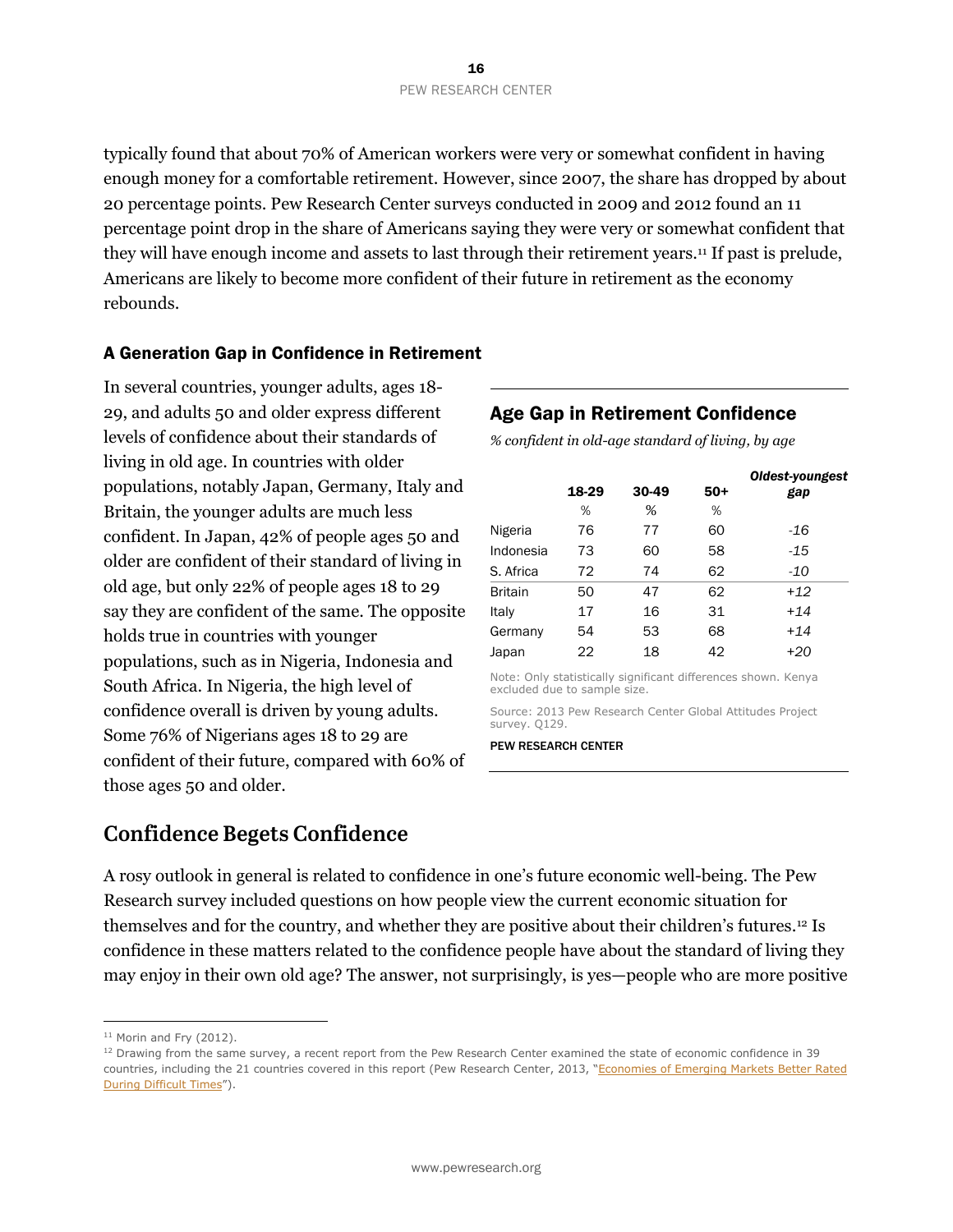typically found that about 70% of American workers were very or somewhat confident in having enough money for a comfortable retirement. However, since 2007, the share has dropped by about 20 percentage points. Pew Research Center surveys conducted in 2009 and 2012 found an 11 percentage point drop in the share of Americans saying they were very or somewhat confident that they will have enough income and assets to last through their retirement years.[11] If past is prelude, Americans are likely to become more confident of their future in retirement as the economy rebounds.

### A Generation Gap in Confidence in Retirement

In several countries, younger adults, ages 18-29, and adults 50 and older express different levels of confidence about their standards of living in old age. In countries with older populations, notably Japan, Germany, Italy and Britain, the younger adults are much less confident. In Japan, 42% of people ages 50 and older are confident of their standard of living in old age, but only 22% of people ages 18 to 29 say they are confident of the same. The opposite holds true in countries with younger populations, such as in Nigeria, Indonesia and South Africa. In Nigeria, the high level of confidence overall is driven by young adults. Some 76% of Nigerians ages 18 to 29 are confident of their future, compared with 60% of those ages 50 and older.

**Age Gap in Retirement Confidence**

*% confident in old-age standard of living, by age*

| | 18-29 | 30-49 | 50+ | *Oldest-youngest gap* |
|---|---|---|---|---|
| | % | % | % | |
| Nigeria | 76 | 77 | 60 | *-16* |
| Indonesia | 73 | 60 | 58 | *-15* |
| S. Africa | 72 | 74 | 62 | *-10* |
| Britain | 50 | 47 | 62 | *+12* |
| Italy | 17 | 16 | 31 | *+14* |
| Germany | 54 | 53 | 68 | *+14* |
| Japan | 22 | 18 | 42 | *+20* |

Note: Only statistically significant differences shown. Kenya excluded due to sample size.

Source: 2013 Pew Research Center Global Attitudes Project survey. Q129.

PEW RESEARCH CENTER

## Confidence Begets Confidence

A rosy outlook in general is related to confidence in one's future economic well-being. The Pew Research survey included questions on how people view the current economic situation for themselves and for the country, and whether they are positive about their children's futures.[12] Is confidence in these matters related to the confidence people have about the standard of living they may enjoy in their own old age? The answer, not surprisingly, is yes—people who are more positive

[11] Morin and Fry (2012).

[12] Drawing from the same survey, a recent report from the Pew Research Center examined the state of economic confidence in 39 countries, including the 21 countries covered in this report (Pew Research Center, 2013, "Economies of Emerging Markets Better Rated During Difficult Times").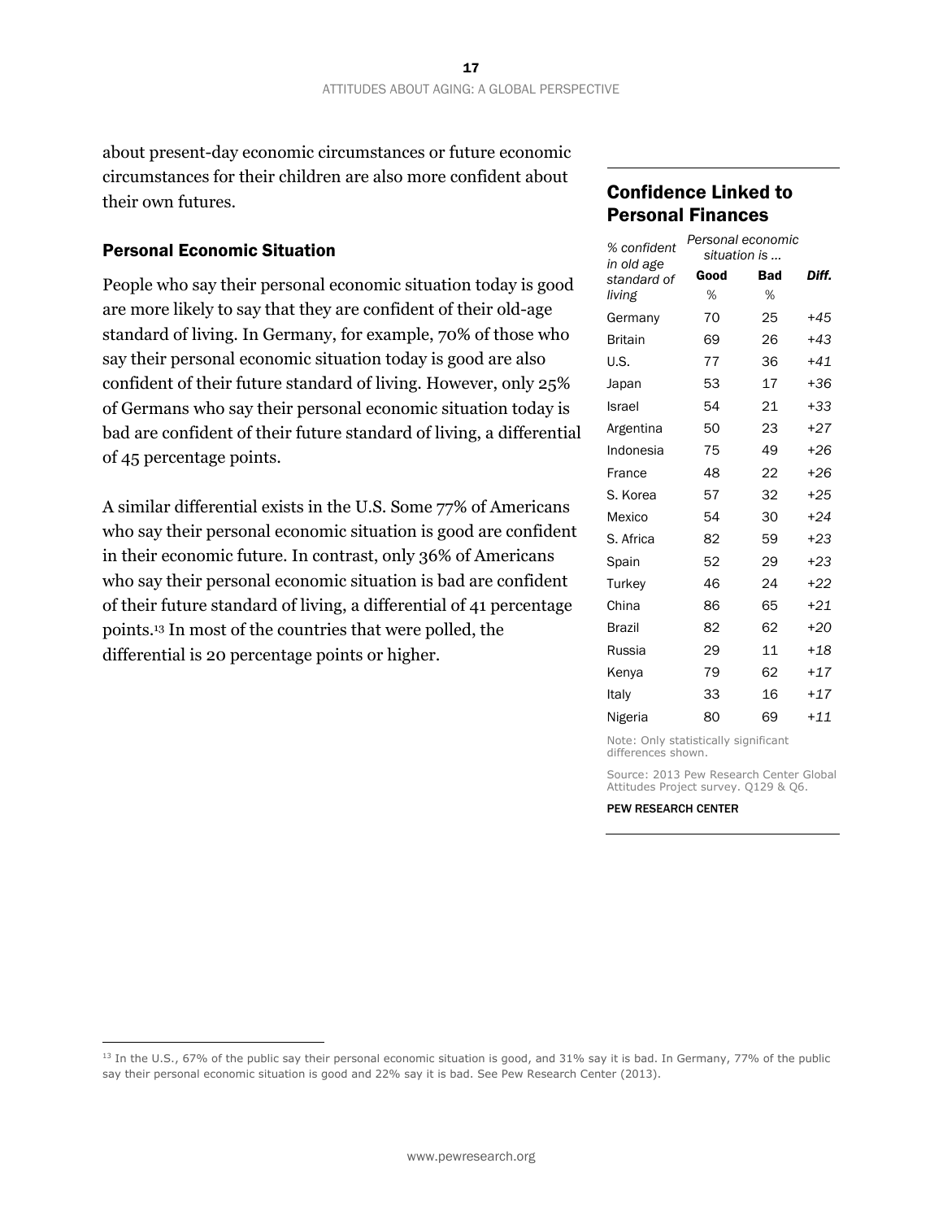about present-day economic circumstances or future economic circumstances for their children are also more confident about their own futures.

### Personal Economic Situation

People who say their personal economic situation today is good are more likely to say that they are confident of their old-age standard of living. In Germany, for example, 70% of those who say their personal economic situation today is good are also confident of their future standard of living. However, only 25% of Germans who say their personal economic situation today is bad are confident of their future standard of living, a differential of 45 percentage points.

A similar differential exists in the U.S. Some 77% of Americans who say their personal economic situation is good are confident in their economic future. In contrast, only 36% of Americans who say their personal economic situation is bad are confident of their future standard of living, a differential of 41 percentage points.[13] In most of the countries that were polled, the differential is 20 percentage points or higher.

## Confidence Linked to Personal Finances

| *% confident in old age standard of living* | *Personal economic situation is ...* | | |
|---|---|---|---|
| | **Good** | **Bad** | ***Diff.*** |
| | % | % | |
| Germany | 70 | 25 | *+45* |
| Britain | 69 | 26 | *+43* |
| U.S. | 77 | 36 | *+41* |
| Japan | 53 | 17 | *+36* |
| Israel | 54 | 21 | *+33* |
| Argentina | 50 | 23 | *+27* |
| Indonesia | 75 | 49 | *+26* |
| France | 48 | 22 | *+26* |
| S. Korea | 57 | 32 | *+25* |
| Mexico | 54 | 30 | *+24* |
| S. Africa | 82 | 59 | *+23* |
| Spain | 52 | 29 | *+23* |
| Turkey | 46 | 24 | *+22* |
| China | 86 | 65 | *+21* |
| Brazil | 82 | 62 | *+20* |
| Russia | 29 | 11 | *+18* |
| Kenya | 79 | 62 | *+17* |
| Italy | 33 | 16 | *+17* |
| Nigeria | 80 | 69 | *+11* |

Note: Only statistically significant differences shown.

Source: 2013 Pew Research Center Global Attitudes Project survey. Q129 & Q6.

PEW RESEARCH CENTER

[13] In the U.S., 67% of the public say their personal economic situation is good, and 31% say it is bad. In Germany, 77% of the public say their personal economic situation is good and 22% say it is bad. See Pew Research Center (2013).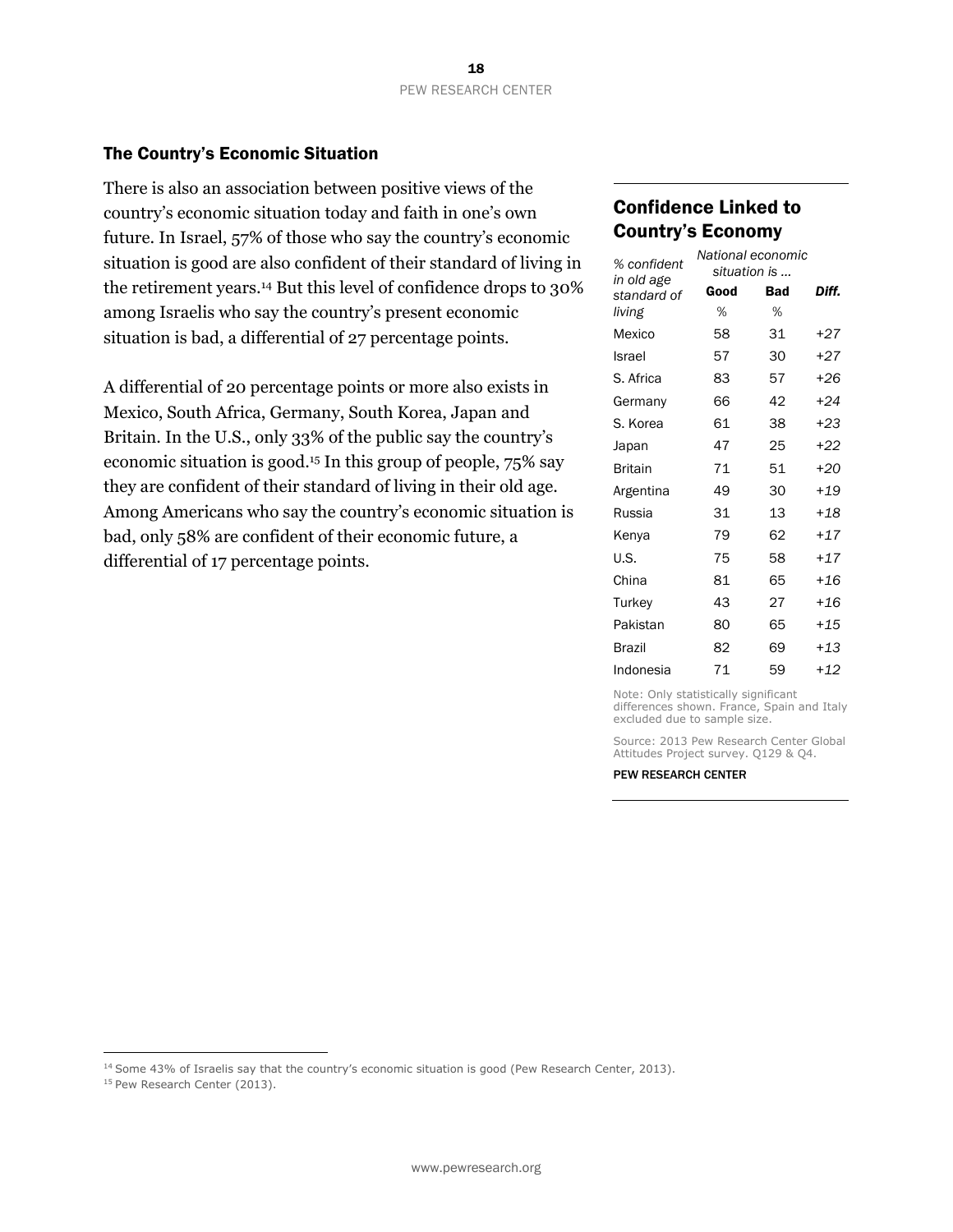## The Country's Economic Situation

There is also an association between positive views of the country's economic situation today and faith in one's own future. In Israel, 57% of those who say the country's economic situation is good are also confident of their standard of living in the retirement years.[14] But this level of confidence drops to 30% among Israelis who say the country's present economic situation is bad, a differential of 27 percentage points.

A differential of 20 percentage points or more also exists in Mexico, South Africa, Germany, South Korea, Japan and Britain. In the U.S., only 33% of the public say the country's economic situation is good.[15] In this group of people, 75% say they are confident of their standard of living in their old age. Among Americans who say the country's economic situation is bad, only 58% are confident of their economic future, a differential of 17 percentage points.

### Confidence Linked to Country's Economy

| *% confident in old age standard of living* | *National economic situation is ...* | | |
|---|---|---|---|
| | **Good** | **Bad** | ***Diff.*** |
| | % | % | |
| Mexico | 58 | 31 | *+27* |
| Israel | 57 | 30 | *+27* |
| S. Africa | 83 | 57 | *+26* |
| Germany | 66 | 42 | *+24* |
| S. Korea | 61 | 38 | *+23* |
| Japan | 47 | 25 | *+22* |
| Britain | 71 | 51 | *+20* |
| Argentina | 49 | 30 | *+19* |
| Russia | 31 | 13 | *+18* |
| Kenya | 79 | 62 | *+17* |
| U.S. | 75 | 58 | *+17* |
| China | 81 | 65 | *+16* |
| Turkey | 43 | 27 | *+16* |
| Pakistan | 80 | 65 | *+15* |
| Brazil | 82 | 69 | *+13* |
| Indonesia | 71 | 59 | *+12* |

Note: Only statistically significant differences shown. France, Spain and Italy excluded due to sample size.

Source: 2013 Pew Research Center Global Attitudes Project survey. Q129 & Q4.

PEW RESEARCH CENTER

[14] Some 43% of Israelis say that the country's economic situation is good (Pew Research Center, 2013).

[15] Pew Research Center (2013).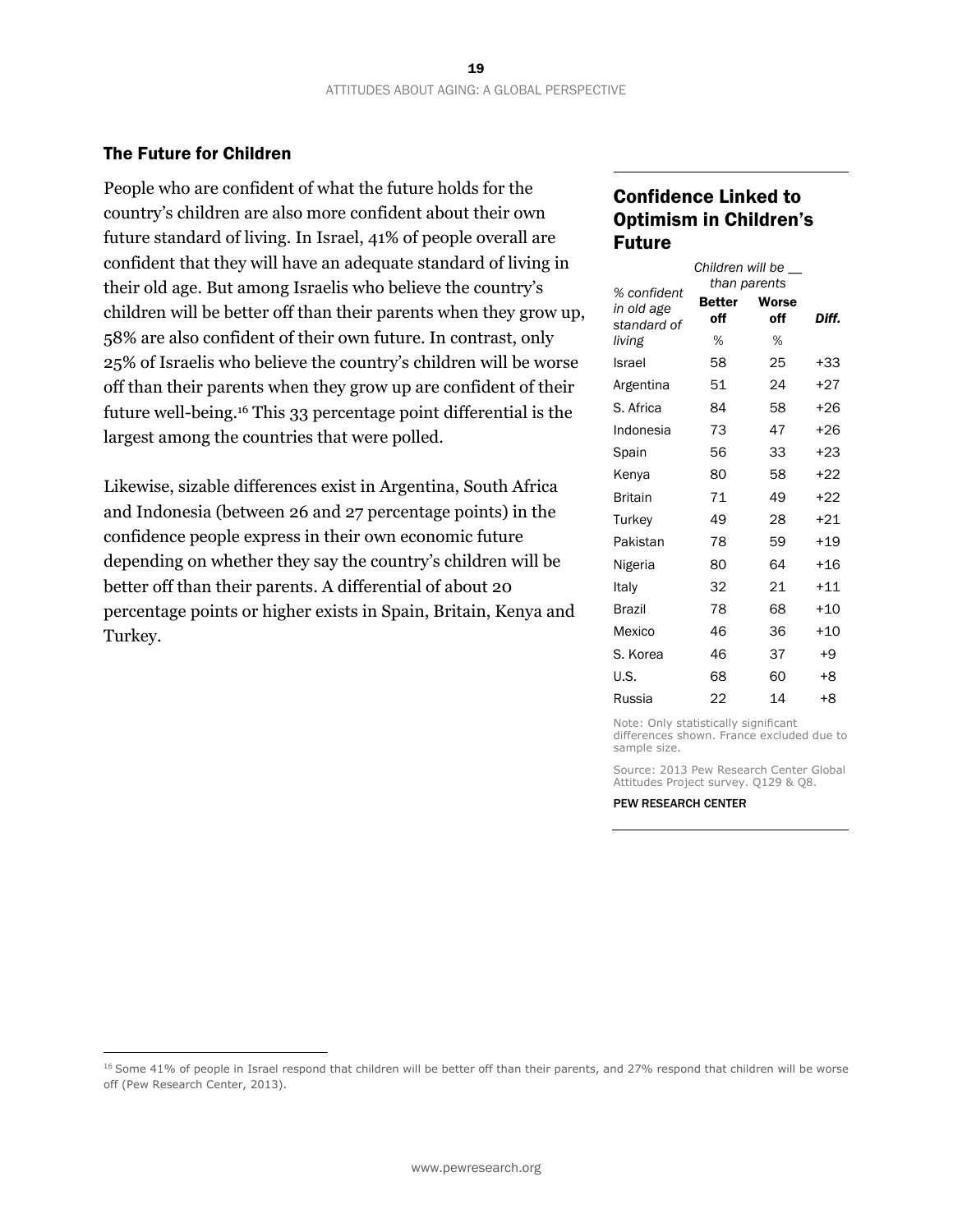## The Future for Children

People who are confident of what the future holds for the country's children are also more confident about their own future standard of living. In Israel, 41% of people overall are confident that they will have an adequate standard of living in their old age. But among Israelis who believe the country's children will be better off than their parents when they grow up, 58% are also confident of their own future. In contrast, only 25% of Israelis who believe the country's children will be worse off than their parents when they grow up are confident of their future well-being.[16] This 33 percentage point differential is the largest among the countries that were polled.

Likewise, sizable differences exist in Argentina, South Africa and Indonesia (between 26 and 27 percentage points) in the confidence people express in their own economic future depending on whether they say the country's children will be better off than their parents. A differential of about 20 percentage points or higher exists in Spain, Britain, Kenya and Turkey.

### Confidence Linked to Optimism in Children's Future

| *% confident in old age standard of living* | *Children will be __ than parents* | | |
|---|---|---|---|
| | **Better off** | **Worse off** | ***Diff.*** |
| | % | % | |
| Israel | 58 | 25 | +33 |
| Argentina | 51 | 24 | +27 |
| S. Africa | 84 | 58 | +26 |
| Indonesia | 73 | 47 | +26 |
| Spain | 56 | 33 | +23 |
| Kenya | 80 | 58 | +22 |
| Britain | 71 | 49 | +22 |
| Turkey | 49 | 28 | +21 |
| Pakistan | 78 | 59 | +19 |
| Nigeria | 80 | 64 | +16 |
| Italy | 32 | 21 | +11 |
| Brazil | 78 | 68 | +10 |
| Mexico | 46 | 36 | +10 |
| S. Korea | 46 | 37 | +9 |
| U.S. | 68 | 60 | +8 |
| Russia | 22 | 14 | +8 |

Note: Only statistically significant differences shown. France excluded due to sample size.

Source: 2013 Pew Research Center Global Attitudes Project survey. Q129 & Q8.

PEW RESEARCH CENTER

[16] Some 41% of people in Israel respond that children will be better off than their parents, and 27% respond that children will be worse off (Pew Research Center, 2013).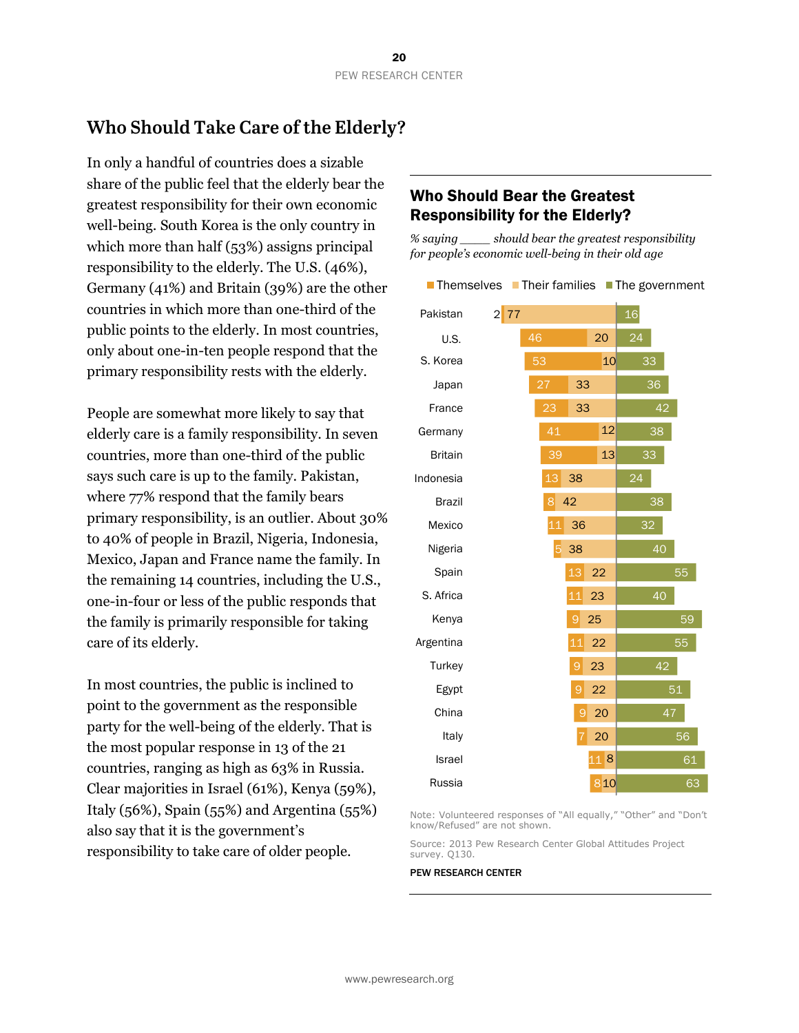## Who Should Take Care of the Elderly?

In only a handful of countries does a sizable share of the public feel that the elderly bear the greatest responsibility for their own economic well-being. South Korea is the only country in which more than half (53%) assigns principal responsibility to the elderly. The U.S. (46%), Germany (41%) and Britain (39%) are the other countries in which more than one-third of the public points to the elderly. In most countries, only about one-in-ten people respond that the primary responsibility rests with the elderly.

People are somewhat more likely to say that elderly care is a family responsibility. In seven countries, more than one-third of the public says such care is up to the family. Pakistan, where 77% respond that the family bears primary responsibility, is an outlier. About 30% to 40% of people in Brazil, Nigeria, Indonesia, Mexico, Japan and France name the family. In the remaining 14 countries, including the U.S., one-in-four or less of the public responds that the family is primarily responsible for taking care of its elderly.

In most countries, the public is inclined to point to the government as the responsible party for the well-being of the elderly. That is the most popular response in 13 of the 21 countries, ranging as high as 63% in Russia. Clear majorities in Israel (61%), Kenya (59%), Italy (56%), Spain (55%) and Argentina (55%) also say that it is the government's responsibility to take care of older people.

### Who Should Bear the Greatest Responsibility for the Elderly?

*% saying \_\_\_\_ should bear the greatest responsibility for people's economic well-being in their old age*

| | Themselves | Their families | The government |
|---|---|---|---|
| Pakistan | 2 | 77 | 16 |
| U.S. | 46 | 20 | 24 |
| S. Korea | 53 | 10 | 33 |
| Japan | 27 | 33 | 36 |
| France | 23 | 33 | 42 |
| Germany | 41 | 12 | 38 |
| Britain | 39 | 13 | 33 |
| Indonesia | 13 | 38 | 24 |
| Brazil | 8 | 42 | 38 |
| Mexico | 11 | 36 | 32 |
| Nigeria | 5 | 38 | 40 |
| Spain | 13 | 22 | 55 |
| S. Africa | 11 | 23 | 40 |
| Kenya | 9 | 25 | 59 |
| Argentina | 11 | 22 | 55 |
| Turkey | 9 | 23 | 42 |
| Egypt | 9 | 22 | 51 |
| China | 9 | 20 | 47 |
| Italy | 7 | 20 | 56 |
| Israel | 11 | 8 | 61 |
| Russia | 8 | 10 | 63 |

Note: Volunteered responses of "All equally," "Other" and "Don't know/Refused" are not shown.

Source: 2013 Pew Research Center Global Attitudes Project survey. Q130.

PEW RESEARCH CENTER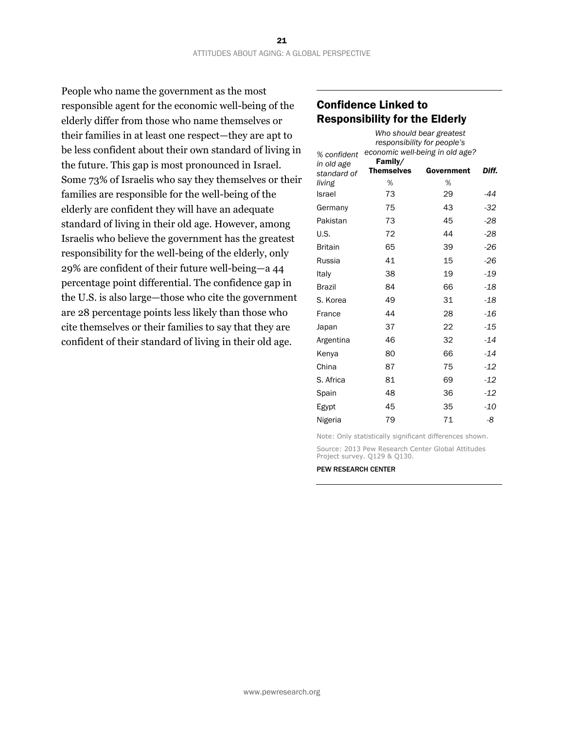People who name the government as the most responsible agent for the economic well-being of the elderly differ from those who name themselves or their families in at least one respect—they are apt to be less confident about their own standard of living in the future. This gap is most pronounced in Israel. Some 73% of Israelis who say they themselves or their families are responsible for the well-being of the elderly are confident they will have an adequate standard of living in their old age. However, among Israelis who believe the government has the greatest responsibility for the well-being of the elderly, only 29% are confident of their future well-being—a 44 percentage point differential. The confidence gap in the U.S. is also large—those who cite the government are 28 percentage points less likely than those who cite themselves or their families to say that they are confident of their standard of living in their old age.

## Confidence Linked to Responsibility for the Elderly

| *% confident in old age standard of living* | *Who should bear greatest responsibility for people's economic well-being in old age?* | | |
|---|---|---|---|
| | **Family/ Themselves** | **Government** | ***Diff.*** |
| | % | % | |
| Israel | 73 | 29 | *-44* |
| Germany | 75 | 43 | *-32* |
| Pakistan | 73 | 45 | *-28* |
| U.S. | 72 | 44 | *-28* |
| Britain | 65 | 39 | *-26* |
| Russia | 41 | 15 | *-26* |
| Italy | 38 | 19 | *-19* |
| Brazil | 84 | 66 | *-18* |
| S. Korea | 49 | 31 | *-18* |
| France | 44 | 28 | *-16* |
| Japan | 37 | 22 | *-15* |
| Argentina | 46 | 32 | *-14* |
| Kenya | 80 | 66 | *-14* |
| China | 87 | 75 | *-12* |
| S. Africa | 81 | 69 | *-12* |
| Spain | 48 | 36 | *-12* |
| Egypt | 45 | 35 | *-10* |
| Nigeria | 79 | 71 | *-8* |

Note: Only statistically significant differences shown.

Source: 2013 Pew Research Center Global Attitudes Project survey. Q129 & Q130.

PEW RESEARCH CENTER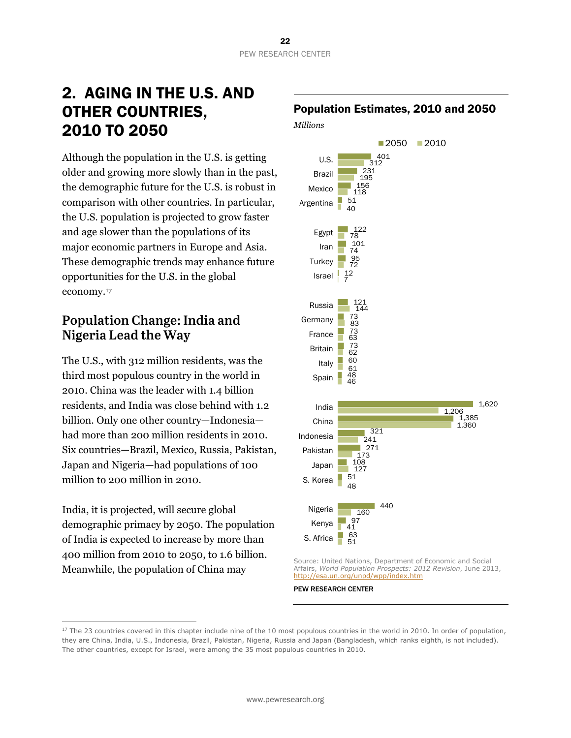# 2. AGING IN THE U.S. AND OTHER COUNTRIES, 2010 TO 2050

Although the population in the U.S. is getting older and growing more slowly than in the past, the demographic future for the U.S. is robust in comparison with other countries. In particular, the U.S. population is projected to grow faster and age slower than the populations of its major economic partners in Europe and Asia. These demographic trends may enhance future opportunities for the U.S. in the global economy.[17]

## Population Change: India and Nigeria Lead the Way

The U.S., with 312 million residents, was the third most populous country in the world in 2010. China was the leader with 1.4 billion residents, and India was close behind with 1.2 billion. Only one other country—Indonesia—had more than 200 million residents in 2010. Six countries—Brazil, Mexico, Russia, Pakistan, Japan and Nigeria—had populations of 100 million to 200 million in 2010.

India, it is projected, will secure global demographic primacy by 2050. The population of India is expected to increase by more than 400 million from 2010 to 2050, to 1.6 billion. Meanwhile, the population of China may

### Population Estimates, 2010 and 2050

*Millions*

| Country | 2050 | 2010 |
|---|---|---|
| U.S. | 401 | 312 |
| Brazil | 231 | 195 |
| Mexico | 156 | 118 |
| Argentina | 51 | 40 |
| Egypt | 122 | 78 |
| Iran | 101 | 74 |
| Turkey | 95 | 72 |
| Israel | 12 | 7 |
| Russia | 121 | 144 |
| Germany | 73 | 83 |
| France | 73 | 63 |
| Britain | 73 | 62 |
| Italy | 60 | 61 |
| Spain | 48 | 46 |
| India | 1,620 | 1,206 |
| China | 1,385 | 1,360 |
| Indonesia | 321 | 241 |
| Pakistan | 271 | 173 |
| Japan | 108 | 127 |
| S. Korea | 51 | 48 |
| Nigeria | 440 | 160 |
| Kenya | 97 | 41 |
| S. Africa | 63 | 51 |

Source: United Nations, Department of Economic and Social Affairs, *World Population Prospects: 2012 Revision*, June 2013, http://esa.un.org/unpd/wpp/index.htm

PEW RESEARCH CENTER

[17] The 23 countries covered in this chapter include nine of the 10 most populous countries in the world in 2010. In order of population, they are China, India, U.S., Indonesia, Brazil, Pakistan, Nigeria, Russia and Japan (Bangladesh, which ranks eighth, is not included). The other countries, except for Israel, were among the 35 most populous countries in 2010.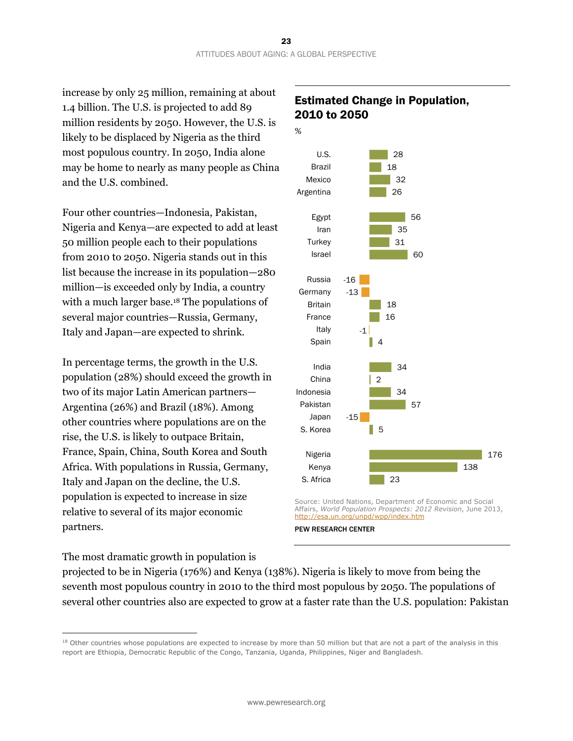increase by only 25 million, remaining at about 1.4 billion. The U.S. is projected to add 89 million residents by 2050. However, the U.S. is likely to be displaced by Nigeria as the third most populous country. In 2050, India alone may be home to nearly as many people as China and the U.S. combined.

Four other countries—Indonesia, Pakistan, Nigeria and Kenya—are expected to add at least 50 million people each to their populations from 2010 to 2050. Nigeria stands out in this list because the increase in its population—280 million—is exceeded only by India, a country with a much larger base.[18] The populations of several major countries—Russia, Germany, Italy and Japan—are expected to shrink.

In percentage terms, the growth in the U.S. population (28%) should exceed the growth in two of its major Latin American partners—Argentina (26%) and Brazil (18%). Among other countries where populations are on the rise, the U.S. is likely to outpace Britain, France, Spain, China, South Korea and South Africa. With populations in Russia, Germany, Italy and Japan on the decline, the U.S. population is expected to increase in size relative to several of its major economic partners.

**Estimated Change in Population, 2010 to 2050**

%

| Country | % |
|---|---|
| U.S. | 28 |
| Brazil | 18 |
| Mexico | 32 |
| Argentina | 26 |
| Egypt | 56 |
| Iran | 35 |
| Turkey | 31 |
| Israel | 60 |
| Russia | -16 |
| Germany | -13 |
| Britain | 18 |
| France | 16 |
| Italy | -1 |
| Spain | 4 |
| India | 34 |
| China | 2 |
| Indonesia | 34 |
| Pakistan | 57 |
| Japan | -15 |
| S. Korea | 5 |
| Nigeria | 176 |
| Kenya | 138 |
| S. Africa | 23 |

Source: United Nations, Department of Economic and Social Affairs, *World Population Prospects: 2012 Revision*, June 2013, http://esa.un.org/unpd/wpp/index.htm

PEW RESEARCH CENTER

The most dramatic growth in population is projected to be in Nigeria (176%) and Kenya (138%). Nigeria is likely to move from being the seventh most populous country in 2010 to the third most populous by 2050. The populations of several other countries also are expected to grow at a faster rate than the U.S. population: Pakistan

[18] Other countries whose populations are expected to increase by more than 50 million but that are not a part of the analysis in this report are Ethiopia, Democratic Republic of the Congo, Tanzania, Uganda, Philippines, Niger and Bangladesh.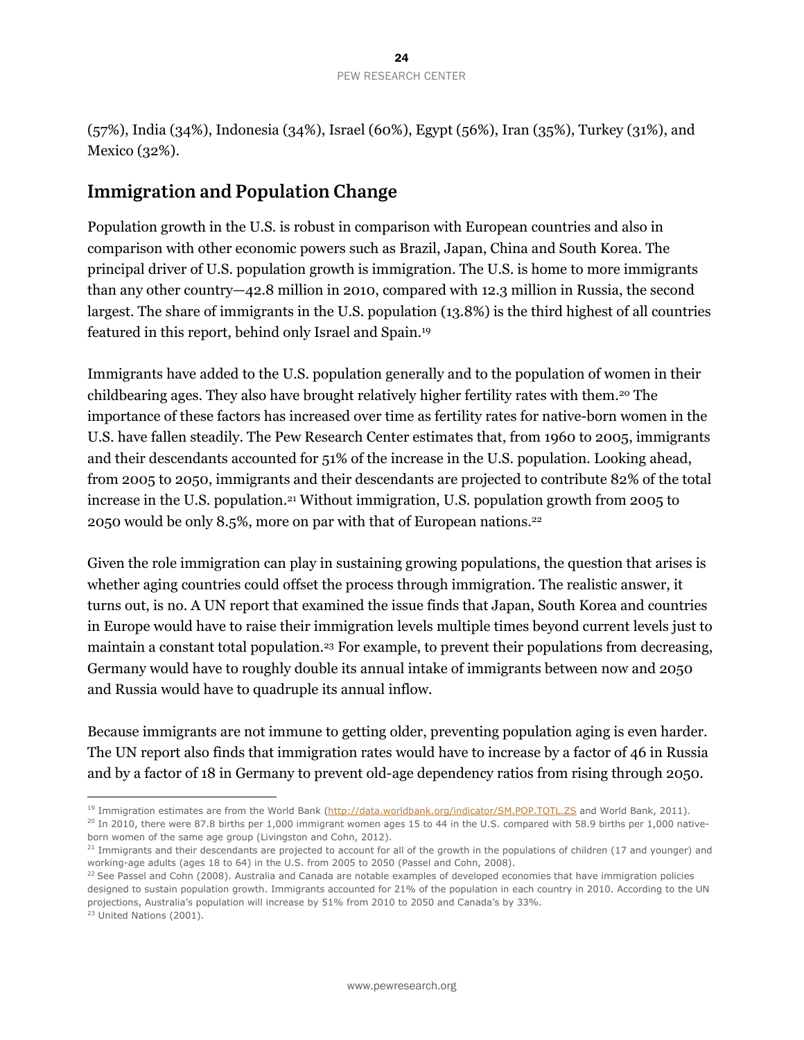(57%), India (34%), Indonesia (34%), Israel (60%), Egypt (56%), Iran (35%), Turkey (31%), and Mexico (32%).

## Immigration and Population Change

Population growth in the U.S. is robust in comparison with European countries and also in comparison with other economic powers such as Brazil, Japan, China and South Korea. The principal driver of U.S. population growth is immigration. The U.S. is home to more immigrants than any other country—42.8 million in 2010, compared with 12.3 million in Russia, the second largest. The share of immigrants in the U.S. population (13.8%) is the third highest of all countries featured in this report, behind only Israel and Spain.[19]

Immigrants have added to the U.S. population generally and to the population of women in their childbearing ages. They also have brought relatively higher fertility rates with them.[20] The importance of these factors has increased over time as fertility rates for native-born women in the U.S. have fallen steadily. The Pew Research Center estimates that, from 1960 to 2005, immigrants and their descendants accounted for 51% of the increase in the U.S. population. Looking ahead, from 2005 to 2050, immigrants and their descendants are projected to contribute 82% of the total increase in the U.S. population.[21] Without immigration, U.S. population growth from 2005 to 2050 would be only 8.5%, more on par with that of European nations.[22]

Given the role immigration can play in sustaining growing populations, the question that arises is whether aging countries could offset the process through immigration. The realistic answer, it turns out, is no. A UN report that examined the issue finds that Japan, South Korea and countries in Europe would have to raise their immigration levels multiple times beyond current levels just to maintain a constant total population.[23] For example, to prevent their populations from decreasing, Germany would have to roughly double its annual intake of immigrants between now and 2050 and Russia would have to quadruple its annual inflow.

Because immigrants are not immune to getting older, preventing population aging is even harder. The UN report also finds that immigration rates would have to increase by a factor of 46 in Russia and by a factor of 18 in Germany to prevent old-age dependency ratios from rising through 2050.

---

[19] Immigration estimates are from the World Bank (http://data.worldbank.org/indicator/SM.POP.TOTL.ZS and World Bank, 2011).

[20] In 2010, there were 87.8 births per 1,000 immigrant women ages 15 to 44 in the U.S. compared with 58.9 births per 1,000 native-born women of the same age group (Livingston and Cohn, 2012).

[21] Immigrants and their descendants are projected to account for all of the growth in the populations of children (17 and younger) and working-age adults (ages 18 to 64) in the U.S. from 2005 to 2050 (Passel and Cohn, 2008).

[22] See Passel and Cohn (2008). Australia and Canada are notable examples of developed economies that have immigration policies designed to sustain population growth. Immigrants accounted for 21% of the population in each country in 2010. According to the UN projections, Australia's population will increase by 51% from 2010 to 2050 and Canada's by 33%.

[23] United Nations (2001).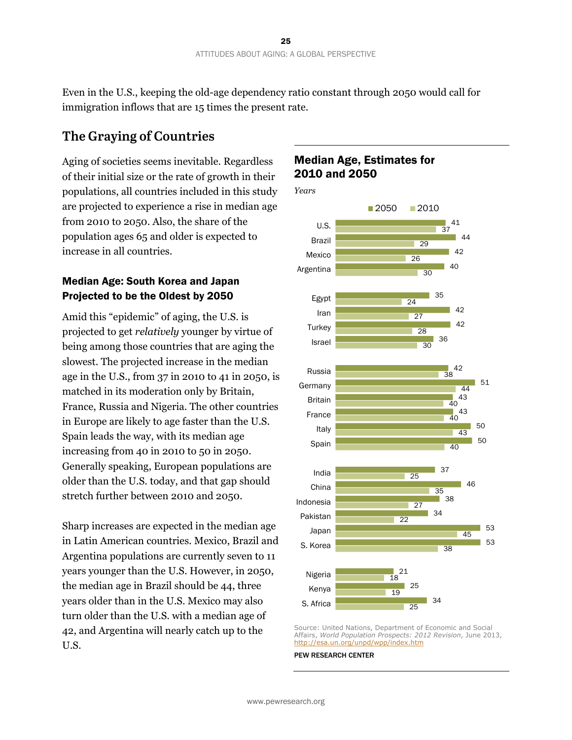Even in the U.S., keeping the old-age dependency ratio constant through 2050 would call for immigration inflows that are 15 times the present rate.

## The Graying of Countries

Aging of societies seems inevitable. Regardless of their initial size or the rate of growth in their populations, all countries included in this study are projected to experience a rise in median age from 2010 to 2050. Also, the share of the population ages 65 and older is expected to increase in all countries.

### Median Age: South Korea and Japan Projected to be the Oldest by 2050

Amid this "epidemic" of aging, the U.S. is projected to get *relatively* younger by virtue of being among those countries that are aging the slowest. The projected increase in the median age in the U.S., from 37 in 2010 to 41 in 2050, is matched in its moderation only by Britain, France, Russia and Nigeria. The other countries in Europe are likely to age faster than the U.S. Spain leads the way, with its median age increasing from 40 in 2010 to 50 in 2050. Generally speaking, European populations are older than the U.S. today, and that gap should stretch further between 2010 and 2050.

Sharp increases are expected in the median age in Latin American countries. Mexico, Brazil and Argentina populations are currently seven to 11 years younger than the U.S. However, in 2050, the median age in Brazil should be 44, three years older than in the U.S. Mexico may also turn older than the U.S. with a median age of 42, and Argentina will nearly catch up to the U.S.

### Median Age, Estimates for 2010 and 2050

*Years*

| Country | 2050 | 2010 |
|---|---|---|
| U.S. | 41 | 37 |
| Brazil | 44 | 29 |
| Mexico | 42 | 26 |
| Argentina | 40 | 30 |
| Egypt | 35 | 24 |
| Iran | 42 | 27 |
| Turkey | 42 | 28 |
| Israel | 36 | 30 |
| Russia | 42 | 38 |
| Germany | 51 | 44 |
| Britain | 43 | 40 |
| France | 43 | 40 |
| Italy | 50 | 43 |
| Spain | 50 | 40 |
| India | 37 | 25 |
| China | 46 | 35 |
| Indonesia | 38 | 27 |
| Pakistan | 34 | 22 |
| Japan | 53 | 45 |
| S. Korea | 53 | 38 |
| Nigeria | 21 | 18 |
| Kenya | 25 | 19 |
| S. Africa | 34 | 25 |

Source: United Nations, Department of Economic and Social Affairs, *World Population Prospects: 2012 Revision*, June 2013, http://esa.un.org/unpd/wpp/index.htm

PEW RESEARCH CENTER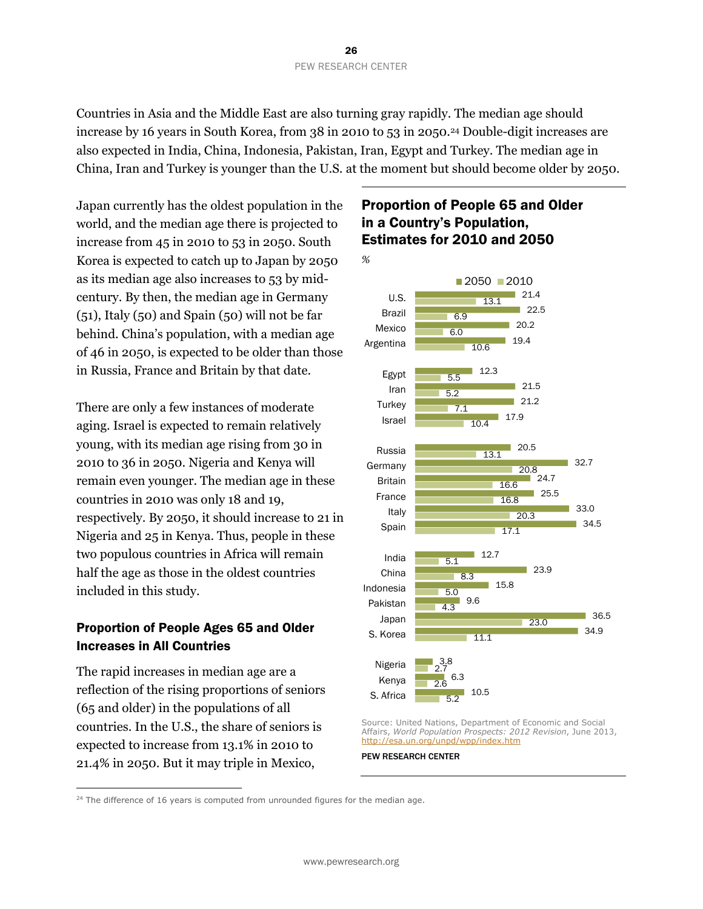Countries in Asia and the Middle East are also turning gray rapidly. The median age should increase by 16 years in South Korea, from 38 in 2010 to 53 in 2050.[24] Double-digit increases are also expected in India, China, Indonesia, Pakistan, Iran, Egypt and Turkey. The median age in China, Iran and Turkey is younger than the U.S. at the moment but should become older by 2050.

Japan currently has the oldest population in the world, and the median age there is projected to increase from 45 in 2010 to 53 in 2050. South Korea is expected to catch up to Japan by 2050 as its median age also increases to 53 by mid-century. By then, the median age in Germany (51), Italy (50) and Spain (50) will not be far behind. China's population, with a median age of 46 in 2050, is expected to be older than those in Russia, France and Britain by that date.

There are only a few instances of moderate aging. Israel is expected to remain relatively young, with its median age rising from 30 in 2010 to 36 in 2050. Nigeria and Kenya will remain even younger. The median age in these countries in 2010 was only 18 and 19, respectively. By 2050, it should increase to 21 in Nigeria and 25 in Kenya. Thus, people in these two populous countries in Africa will remain half the age as those in the oldest countries included in this study.

### Proportion of People Ages 65 and Older Increases in All Countries

The rapid increases in median age are a reflection of the rising proportions of seniors (65 and older) in the populations of all countries. In the U.S., the share of seniors is expected to increase from 13.1% in 2010 to 21.4% in 2050. But it may triple in Mexico,

### Proportion of People 65 and Older in a Country's Population, Estimates for 2010 and 2050

%

| Country | 2050 | 2010 |
|---|---|---|
| U.S. | 21.4 | 13.1 |
| Brazil | 22.5 | 6.9 |
| Mexico | 20.2 | 6.0 |
| Argentina | 19.4 | 10.6 |
| Egypt | 12.3 | 5.5 |
| Iran | 21.5 | 5.2 |
| Turkey | 21.2 | 7.1 |
| Israel | 17.9 | 10.4 |
| Russia | 20.5 | 13.1 |
| Germany | 32.7 | 20.8 |
| Britain | 24.7 | 16.6 |
| France | 25.5 | 16.8 |
| Italy | 33.0 | 20.3 |
| Spain | 34.5 | 17.1 |
| India | 12.7 | 5.1 |
| China | 23.9 | 8.3 |
| Indonesia | 15.8 | 5.0 |
| Pakistan | 9.6 | 4.3 |
| Japan | 36.5 | 23.0 |
| S. Korea | 34.9 | 11.1 |
| Nigeria | 3.8 | 2.7 |
| Kenya | 6.3 | 2.6 |
| S. Africa | 10.5 | 5.2 |

Source: United Nations, Department of Economic and Social Affairs, *World Population Prospects: 2012 Revision*, June 2013, http://esa.un.org/unpd/wpp/index.htm

PEW RESEARCH CENTER

[24] The difference of 16 years is computed from unrounded figures for the median age.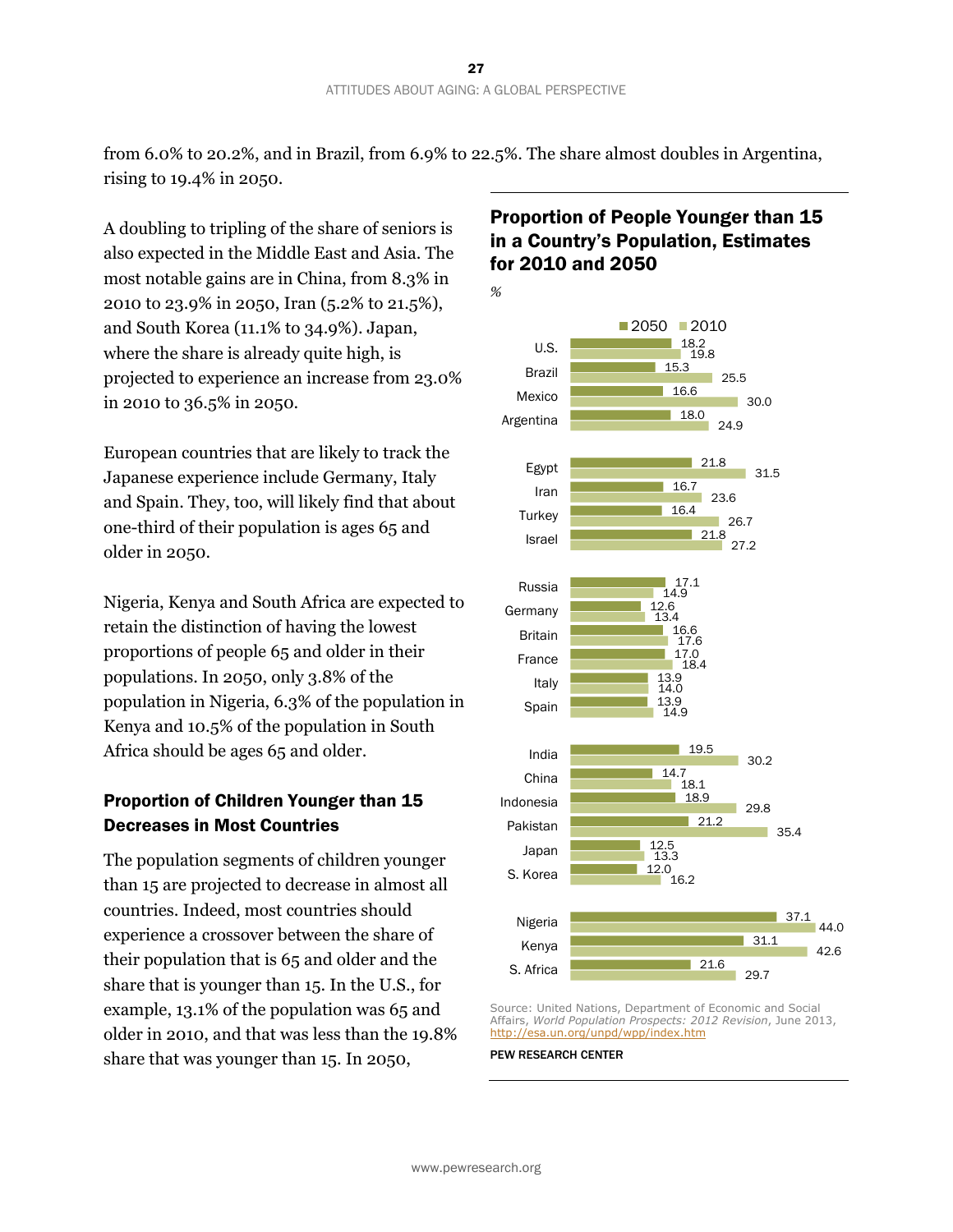from 6.0% to 20.2%, and in Brazil, from 6.9% to 22.5%. The share almost doubles in Argentina, rising to 19.4% in 2050.

A doubling to tripling of the share of seniors is also expected in the Middle East and Asia. The most notable gains are in China, from 8.3% in 2010 to 23.9% in 2050, Iran (5.2% to 21.5%), and South Korea (11.1% to 34.9%). Japan, where the share is already quite high, is projected to experience an increase from 23.0% in 2010 to 36.5% in 2050.

European countries that are likely to track the Japanese experience include Germany, Italy and Spain. They, too, will likely find that about one-third of their population is ages 65 and older in 2050.

Nigeria, Kenya and South Africa are expected to retain the distinction of having the lowest proportions of people 65 and older in their populations. In 2050, only 3.8% of the population in Nigeria, 6.3% of the population in Kenya and 10.5% of the population in South Africa should be ages 65 and older.

## Proportion of Children Younger than 15 Decreases in Most Countries

The population segments of children younger than 15 are projected to decrease in almost all countries. Indeed, most countries should experience a crossover between the share of their population that is 65 and older and the share that is younger than 15. In the U.S., for example, 13.1% of the population was 65 and older in 2010, and that was less than the 19.8% share that was younger than 15. In 2050,

**Proportion of People Younger than 15 in a Country's Population, Estimates for 2010 and 2050**

%

| | 2050 | 2010 |
|---|---|---|
| U.S. | 18.2 | 19.8 |
| Brazil | 15.3 | 25.5 |
| Mexico | 16.6 | 30.0 |
| Argentina | 18.0 | 24.9 |
| Egypt | 21.8 | 31.5 |
| Iran | 16.7 | 23.6 |
| Turkey | 16.4 | 26.7 |
| Israel | 21.8 | 27.2 |
| Russia | 17.1 | 14.9 |
| Germany | 12.6 | 13.4 |
| Britain | 16.6 | 17.6 |
| France | 17.0 | 18.4 |
| Italy | 13.9 | 14.0 |
| Spain | 13.9 | 14.9 |
| India | 19.5 | 30.2 |
| China | 14.7 | 18.1 |
| Indonesia | 18.9 | 29.8 |
| Pakistan | 21.2 | 35.4 |
| Japan | 12.5 | 13.3 |
| S. Korea | 12.0 | 16.2 |
| Nigeria | 37.1 | 44.0 |
| Kenya | 31.1 | 42.6 |
| S. Africa | 21.6 | 29.7 |

Source: United Nations, Department of Economic and Social Affairs, *World Population Prospects: 2012 Revision*, June 2013, http://esa.un.org/unpd/wpp/index.htm

PEW RESEARCH CENTER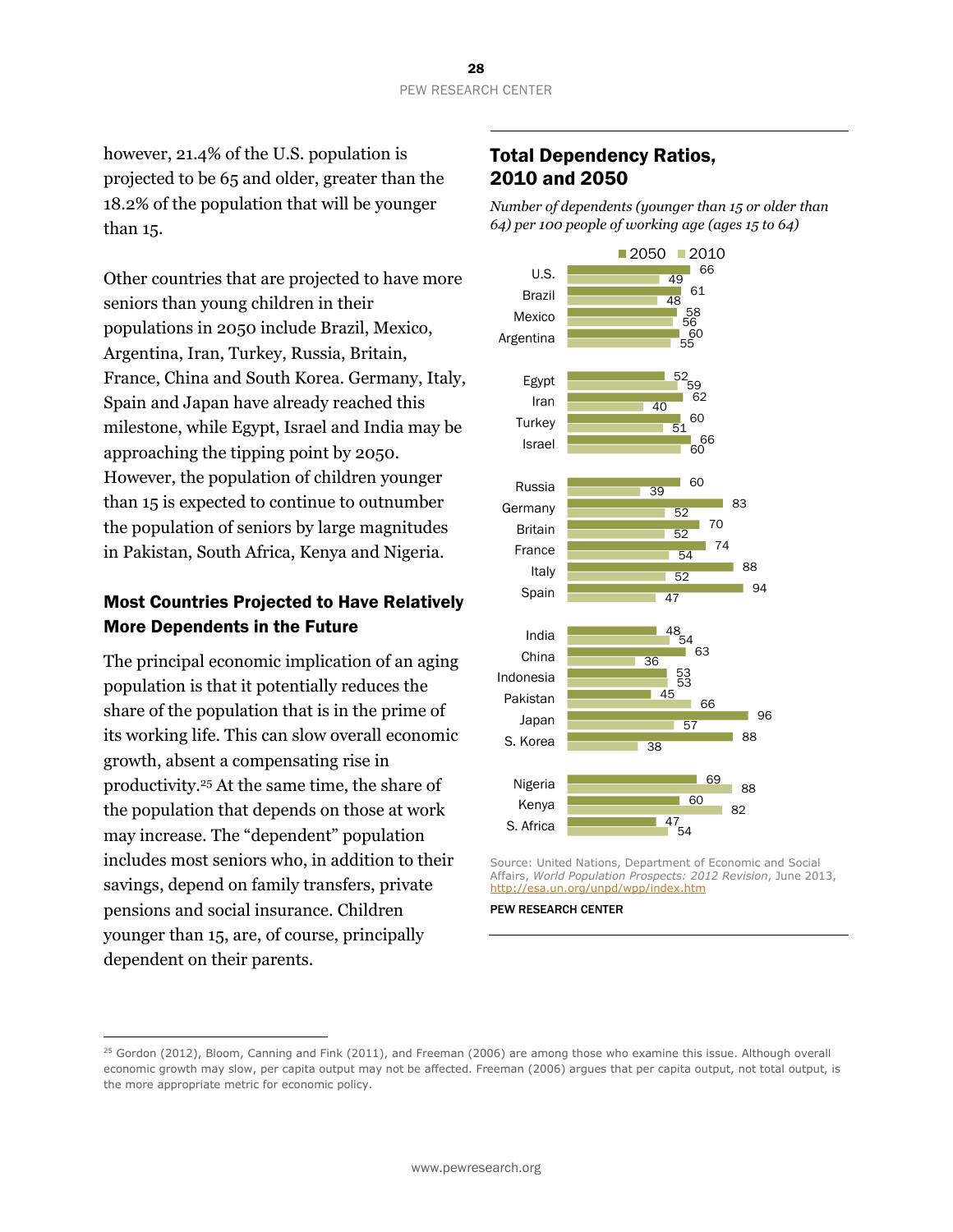however, 21.4% of the U.S. population is projected to be 65 and older, greater than the 18.2% of the population that will be younger than 15.

Other countries that are projected to have more seniors than young children in their populations in 2050 include Brazil, Mexico, Argentina, Iran, Turkey, Russia, Britain, France, China and South Korea. Germany, Italy, Spain and Japan have already reached this milestone, while Egypt, Israel and India may be approaching the tipping point by 2050. However, the population of children younger than 15 is expected to continue to outnumber the population of seniors by large magnitudes in Pakistan, South Africa, Kenya and Nigeria.

### Most Countries Projected to Have Relatively More Dependents in the Future

The principal economic implication of an aging population is that it potentially reduces the share of the population that is in the prime of its working life. This can slow overall economic growth, absent a compensating rise in productivity.[25] At the same time, the share of the population that depends on those at work may increase. The "dependent" population includes most seniors who, in addition to their savings, depend on family transfers, private pensions and social insurance. Children younger than 15, are, of course, principally dependent on their parents.

## Total Dependency Ratios, 2010 and 2050

*Number of dependents (younger than 15 or older than 64) per 100 people of working age (ages 15 to 64)*

| Country | 2050 | 2010 |
|---|---|---|
| U.S. | 66 | 49 |
| Brazil | 61 | 48 |
| Mexico | 58 | 56 |
| Argentina | 60 | 55 |
| Egypt | 52 | 59 |
| Iran | 62 | 40 |
| Turkey | 60 | 51 |
| Israel | 66 | 60 |
| Russia | 60 | 39 |
| Germany | 83 | 52 |
| Britain | 70 | 52 |
| France | 74 | 54 |
| Italy | 88 | 52 |
| Spain | 94 | 47 |
| India | 48 | 54 |
| China | 63 | 36 |
| Indonesia | 53 | 53 |
| Pakistan | 45 | 66 |
| Japan | 96 | 57 |
| S. Korea | 88 | 38 |
| Nigeria | 69 | 88 |
| Kenya | 60 | 82 |
| S. Africa | 47 | 54 |

Source: United Nations, Department of Economic and Social Affairs, *World Population Prospects: 2012 Revision*, June 2013, http://esa.un.org/unpd/wpp/index.htm

PEW RESEARCH CENTER

[25] Gordon (2012), Bloom, Canning and Fink (2011), and Freeman (2006) are among those who examine this issue. Although overall economic growth may slow, per capita output may not be affected. Freeman (2006) argues that per capita output, not total output, is the more appropriate metric for economic policy.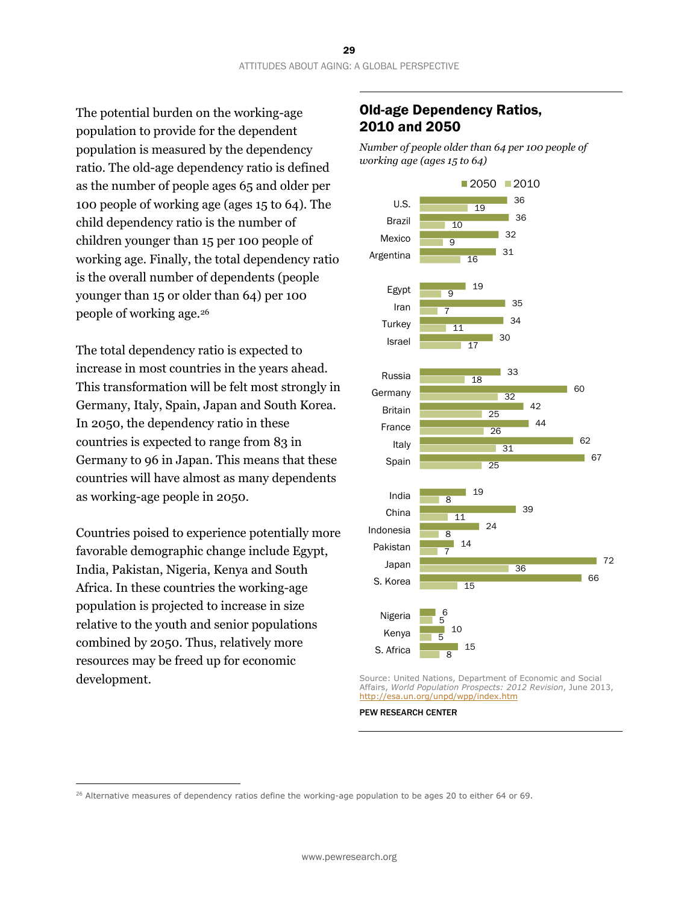The potential burden on the working-age population to provide for the dependent population is measured by the dependency ratio. The old-age dependency ratio is defined as the number of people ages 65 and older per 100 people of working age (ages 15 to 64). The child dependency ratio is the number of children younger than 15 per 100 people of working age. Finally, the total dependency ratio is the overall number of dependents (people younger than 15 or older than 64) per 100 people of working age.[26]

The total dependency ratio is expected to increase in most countries in the years ahead. This transformation will be felt most strongly in Germany, Italy, Spain, Japan and South Korea. In 2050, the dependency ratio in these countries is expected to range from 83 in Germany to 96 in Japan. This means that these countries will have almost as many dependents as working-age people in 2050.

Countries poised to experience potentially more favorable demographic change include Egypt, India, Pakistan, Nigeria, Kenya and South Africa. In these countries the working-age population is projected to increase in size relative to the youth and senior populations combined by 2050. Thus, relatively more resources may be freed up for economic development.

## Old-age Dependency Ratios, 2010 and 2050

*Number of people older than 64 per 100 people of working age (ages 15 to 64)*

| | 2050 | 2010 |
|---|---|---|
| U.S. | 36 | 19 |
| Brazil | 36 | 10 |
| Mexico | 32 | 9 |
| Argentina | 31 | 16 |
| Egypt | 19 | 9 |
| Iran | 35 | 7 |
| Turkey | 34 | 11 |
| Israel | 30 | 17 |
| Russia | 33 | 18 |
| Germany | 60 | 32 |
| Britain | 42 | 25 |
| France | 44 | 26 |
| Italy | 62 | 31 |
| Spain | 67 | 25 |
| India | 19 | 8 |
| China | 39 | 11 |
| Indonesia | 24 | 8 |
| Pakistan | 14 | 7 |
| Japan | 72 | 36 |
| S. Korea | 66 | 15 |
| Nigeria | 6 | 5 |
| Kenya | 10 | 5 |
| S. Africa | 15 | 8 |

Source: United Nations, Department of Economic and Social Affairs, *World Population Prospects: 2012 Revision*, June 2013, http://esa.un.org/unpd/wpp/index.htm

PEW RESEARCH CENTER

[26] Alternative measures of dependency ratios define the working-age population to be ages 20 to either 64 or 69.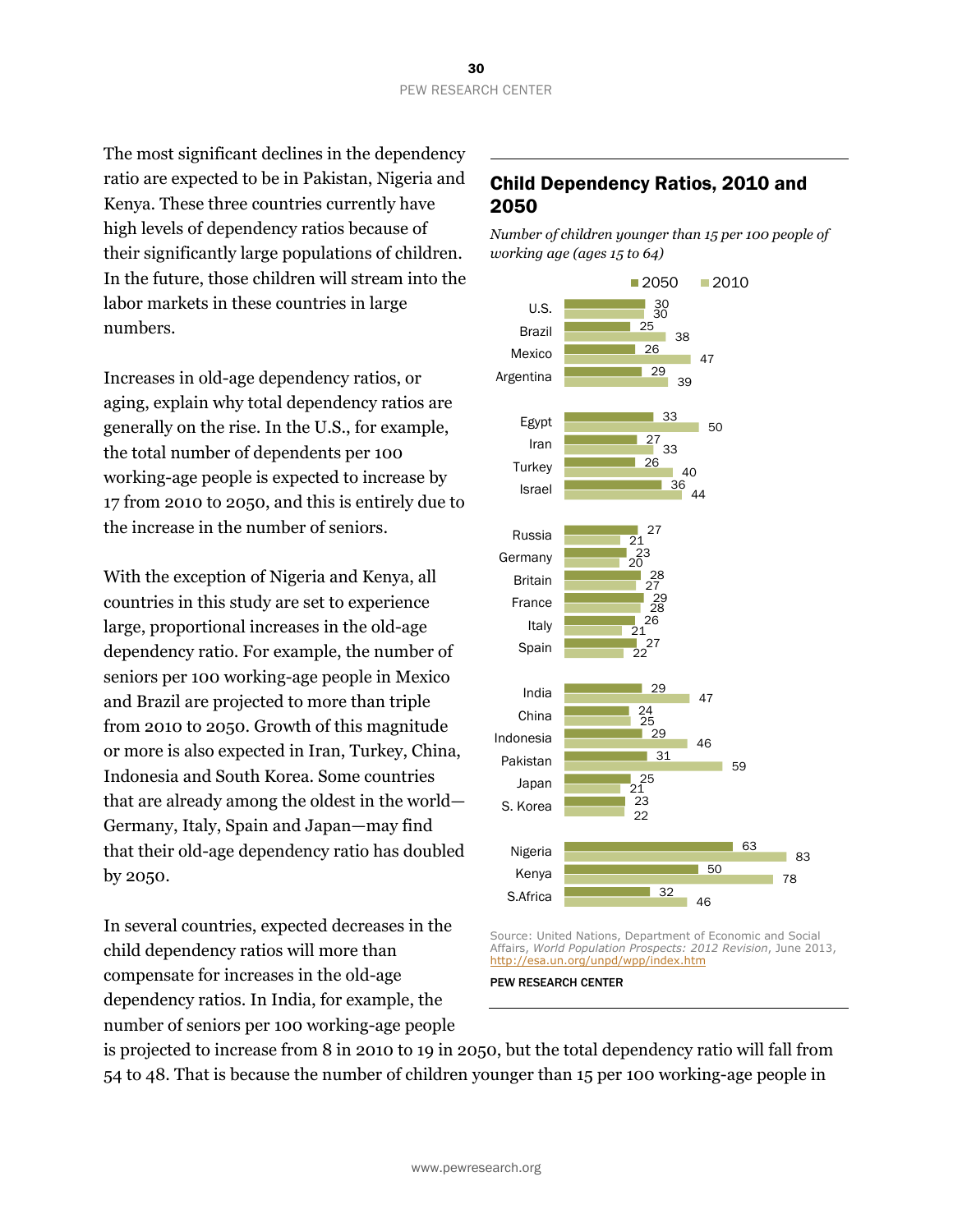The most significant declines in the dependency ratio are expected to be in Pakistan, Nigeria and Kenya. These three countries currently have high levels of dependency ratios because of their significantly large populations of children. In the future, those children will stream into the labor markets in these countries in large numbers.

Increases in old-age dependency ratios, or aging, explain why total dependency ratios are generally on the rise. In the U.S., for example, the total number of dependents per 100 working-age people is expected to increase by 17 from 2010 to 2050, and this is entirely due to the increase in the number of seniors.

With the exception of Nigeria and Kenya, all countries in this study are set to experience large, proportional increases in the old-age dependency ratio. For example, the number of seniors per 100 working-age people in Mexico and Brazil are projected to more than triple from 2010 to 2050. Growth of this magnitude or more is also expected in Iran, Turkey, China, Indonesia and South Korea. Some countries that are already among the oldest in the world—Germany, Italy, Spain and Japan—may find that their old-age dependency ratio has doubled by 2050.

In several countries, expected decreases in the child dependency ratios will more than compensate for increases in the old-age dependency ratios. In India, for example, the number of seniors per 100 working-age people is projected to increase from 8 in 2010 to 19 in 2050, but the total dependency ratio will fall from 54 to 48. That is because the number of children younger than 15 per 100 working-age people in

## Child Dependency Ratios, 2010 and 2050

*Number of children younger than 15 per 100 people of working age (ages 15 to 64)*

| Country | 2050 | 2010 |
|---|---|---|
| U.S. | 30 | 30 |
| Brazil | 25 | 38 |
| Mexico | 26 | 47 |
| Argentina | 29 | 39 |
| Egypt | 33 | 50 |
| Iran | 27 | 33 |
| Turkey | 26 | 40 |
| Israel | 36 | 44 |
| Russia | 27 | 21 |
| Germany | 23 | 20 |
| Britain | 28 | 27 |
| France | 29 | 28 |
| Italy | 26 | 21 |
| Spain | 27 | 22 |
| India | 29 | 47 |
| China | 24 | 25 |
| Indonesia | 29 | 46 |
| Pakistan | 31 | 59 |
| Japan | 25 | 21 |
| S. Korea | 23 | 22 |
| Nigeria | 63 | 83 |
| Kenya | 50 | 78 |
| S.Africa | 32 | 46 |

Source: United Nations, Department of Economic and Social Affairs, *World Population Prospects: 2012 Revision*, June 2013, http://esa.un.org/unpd/wpp/index.htm

PEW RESEARCH CENTER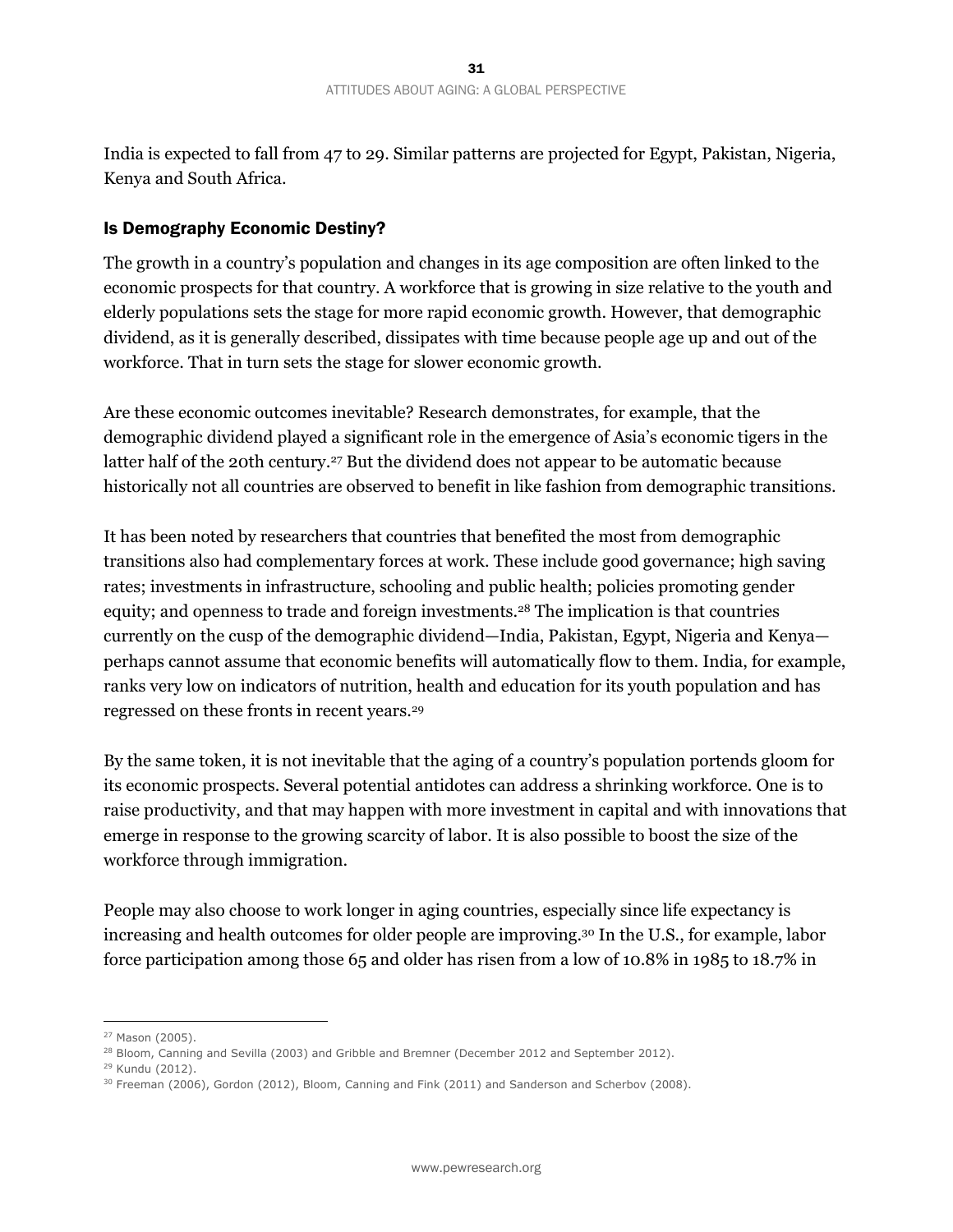India is expected to fall from 47 to 29. Similar patterns are projected for Egypt, Pakistan, Nigeria, Kenya and South Africa.

## Is Demography Economic Destiny?

The growth in a country's population and changes in its age composition are often linked to the economic prospects for that country. A workforce that is growing in size relative to the youth and elderly populations sets the stage for more rapid economic growth. However, that demographic dividend, as it is generally described, dissipates with time because people age up and out of the workforce. That in turn sets the stage for slower economic growth.

Are these economic outcomes inevitable? Research demonstrates, for example, that the demographic dividend played a significant role in the emergence of Asia's economic tigers in the latter half of the 20th century.[27] But the dividend does not appear to be automatic because historically not all countries are observed to benefit in like fashion from demographic transitions.

It has been noted by researchers that countries that benefited the most from demographic transitions also had complementary forces at work. These include good governance; high saving rates; investments in infrastructure, schooling and public health; policies promoting gender equity; and openness to trade and foreign investments.[28] The implication is that countries currently on the cusp of the demographic dividend—India, Pakistan, Egypt, Nigeria and Kenya—perhaps cannot assume that economic benefits will automatically flow to them. India, for example, ranks very low on indicators of nutrition, health and education for its youth population and has regressed on these fronts in recent years.[29]

By the same token, it is not inevitable that the aging of a country's population portends gloom for its economic prospects. Several potential antidotes can address a shrinking workforce. One is to raise productivity, and that may happen with more investment in capital and with innovations that emerge in response to the growing scarcity of labor. It is also possible to boost the size of the workforce through immigration.

People may also choose to work longer in aging countries, especially since life expectancy is increasing and health outcomes for older people are improving.[30] In the U.S., for example, labor force participation among those 65 and older has risen from a low of 10.8% in 1985 to 18.7% in

---

[27] Mason (2005).

[28] Bloom, Canning and Sevilla (2003) and Gribble and Bremner (December 2012 and September 2012).

[29] Kundu (2012).

[30] Freeman (2006), Gordon (2012), Bloom, Canning and Fink (2011) and Sanderson and Scherbov (2008).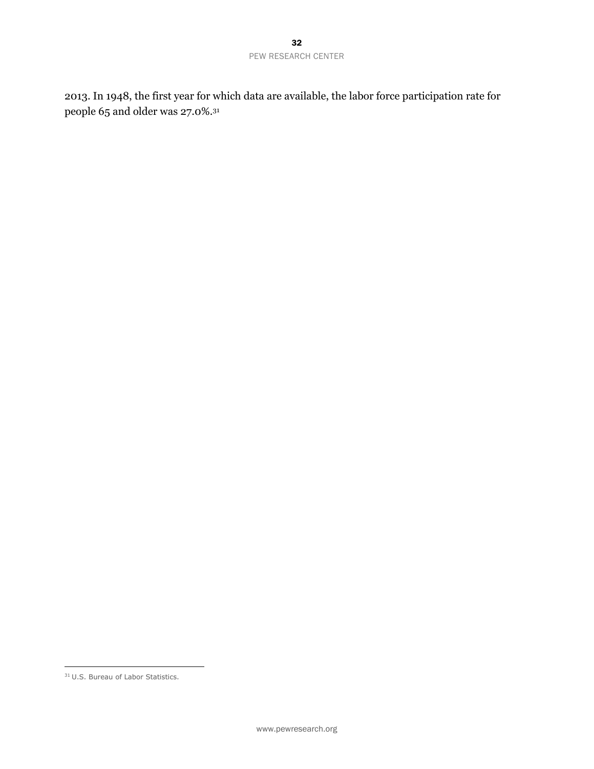2013. In 1948, the first year for which data are available, the labor force participation rate for people 65 and older was 27.0%.[31]

[31] U.S. Bureau of Labor Statistics.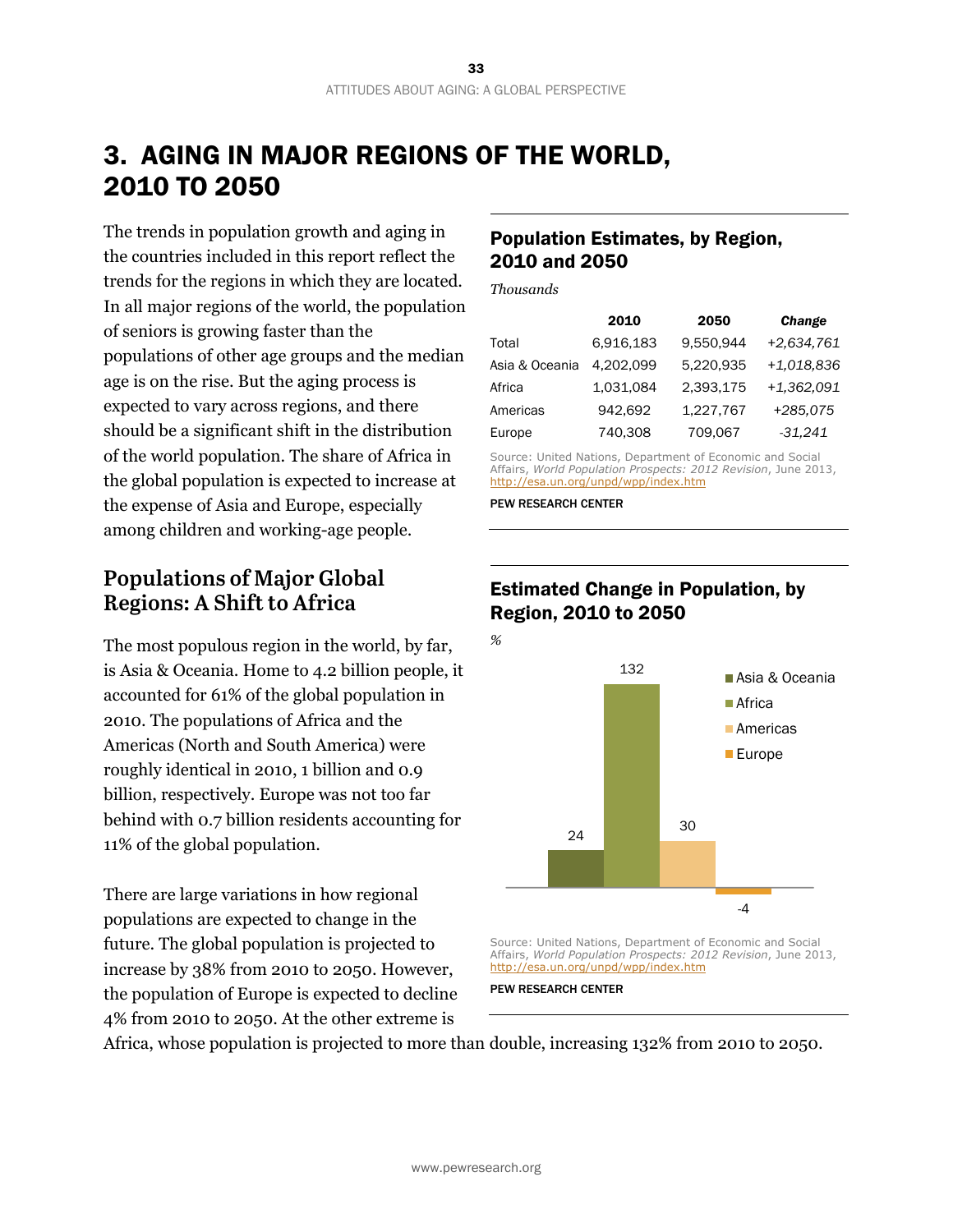# 3. AGING IN MAJOR REGIONS OF THE WORLD, 2010 TO 2050

The trends in population growth and aging in the countries included in this report reflect the trends for the regions in which they are located. In all major regions of the world, the population of seniors is growing faster than the populations of other age groups and the median age is on the rise. But the aging process is expected to vary across regions, and there should be a significant shift in the distribution of the world population. The share of Africa in the global population is expected to increase at the expense of Asia and Europe, especially among children and working-age people.

### Population Estimates, by Region, 2010 and 2050

*Thousands*

| | 2010 | 2050 | *Change* |
|---|---|---|---|
| Total | 6,916,183 | 9,550,944 | *+2,634,761* |
| Asia & Oceania | 4,202,099 | 5,220,935 | *+1,018,836* |
| Africa | 1,031,084 | 2,393,175 | *+1,362,091* |
| Americas | 942,692 | 1,227,767 | *+285,075* |
| Europe | 740,308 | 709,067 | *-31,241* |

Source: United Nations, Department of Economic and Social Affairs, *World Population Prospects: 2012 Revision*, June 2013, http://esa.un.org/unpd/wpp/index.htm

PEW RESEARCH CENTER

## Populations of Major Global Regions: A Shift to Africa

The most populous region in the world, by far, is Asia & Oceania. Home to 4.2 billion people, it accounted for 61% of the global population in 2010. The populations of Africa and the Americas (North and South America) were roughly identical in 2010, 1 billion and 0.9 billion, respectively. Europe was not too far behind with 0.7 billion residents accounting for 11% of the global population.

### Estimated Change in Population, by Region, 2010 to 2050

*%*

| Region | % |
|---|---|
| Asia & Oceania | 24 |
| Africa | 132 |
| Americas | 30 |
| Europe | -4 |

Source: United Nations, Department of Economic and Social Affairs, *World Population Prospects: 2012 Revision*, June 2013, http://esa.un.org/unpd/wpp/index.htm

PEW RESEARCH CENTER

There are large variations in how regional populations are expected to change in the future. The global population is projected to increase by 38% from 2010 to 2050. However, the population of Europe is expected to decline 4% from 2010 to 2050. At the other extreme is Africa, whose population is projected to more than double, increasing 132% from 2010 to 2050.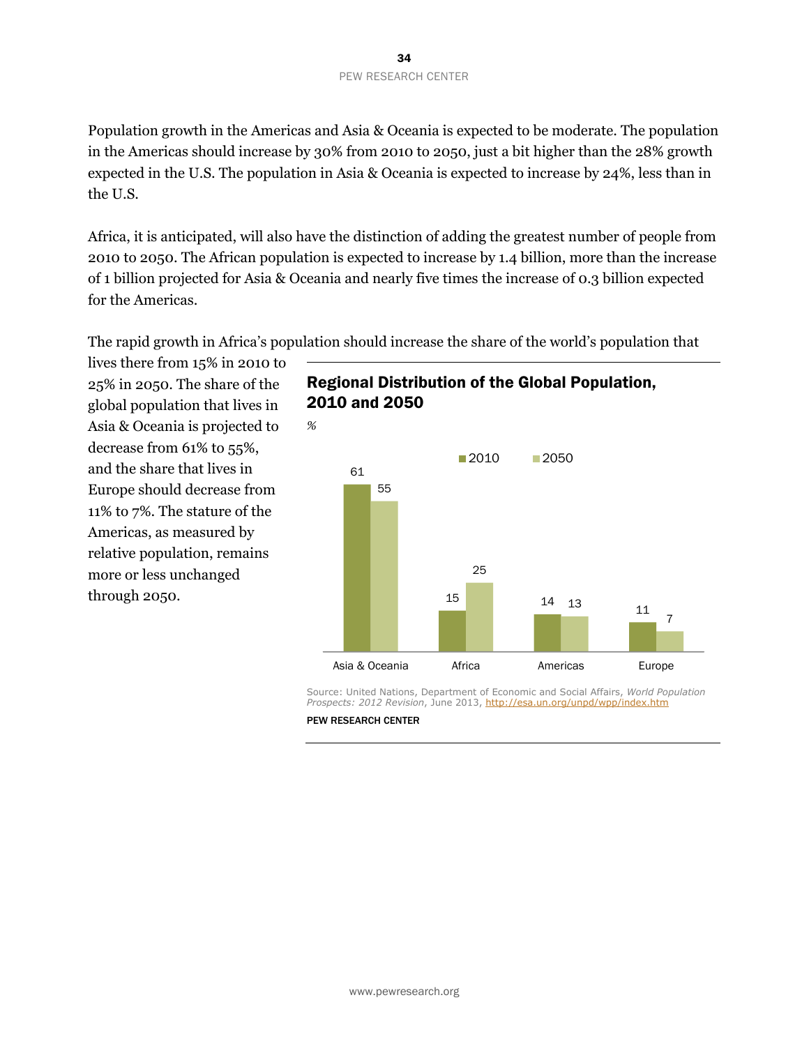Population growth in the Americas and Asia & Oceania is expected to be moderate. The population in the Americas should increase by 30% from 2010 to 2050, just a bit higher than the 28% growth expected in the U.S. The population in Asia & Oceania is expected to increase by 24%, less than in the U.S.

Africa, it is anticipated, will also have the distinction of adding the greatest number of people from 2010 to 2050. The African population is expected to increase by 1.4 billion, more than the increase of 1 billion projected for Asia & Oceania and nearly five times the increase of 0.3 billion expected for the Americas.

The rapid growth in Africa's population should increase the share of the world's population that lives there from 15% in 2010 to 25% in 2050. The share of the global population that lives in Asia & Oceania is projected to decrease from 61% to 55%, and the share that lives in Europe should decrease from 11% to 7%. The stature of the Americas, as measured by relative population, remains more or less unchanged through 2050.

**Regional Distribution of the Global Population, 2010 and 2050**

*%*

| | 2010 | 2050 |
|---|---|---|
| Asia & Oceania | 61 | 55 |
| Africa | 15 | 25 |
| Americas | 14 | 13 |
| Europe | 11 | 7 |

Source: United Nations, Department of Economic and Social Affairs, *World Population Prospects: 2012 Revision*, June 2013, http://esa.un.org/unpd/wpp/index.htm

PEW RESEARCH CENTER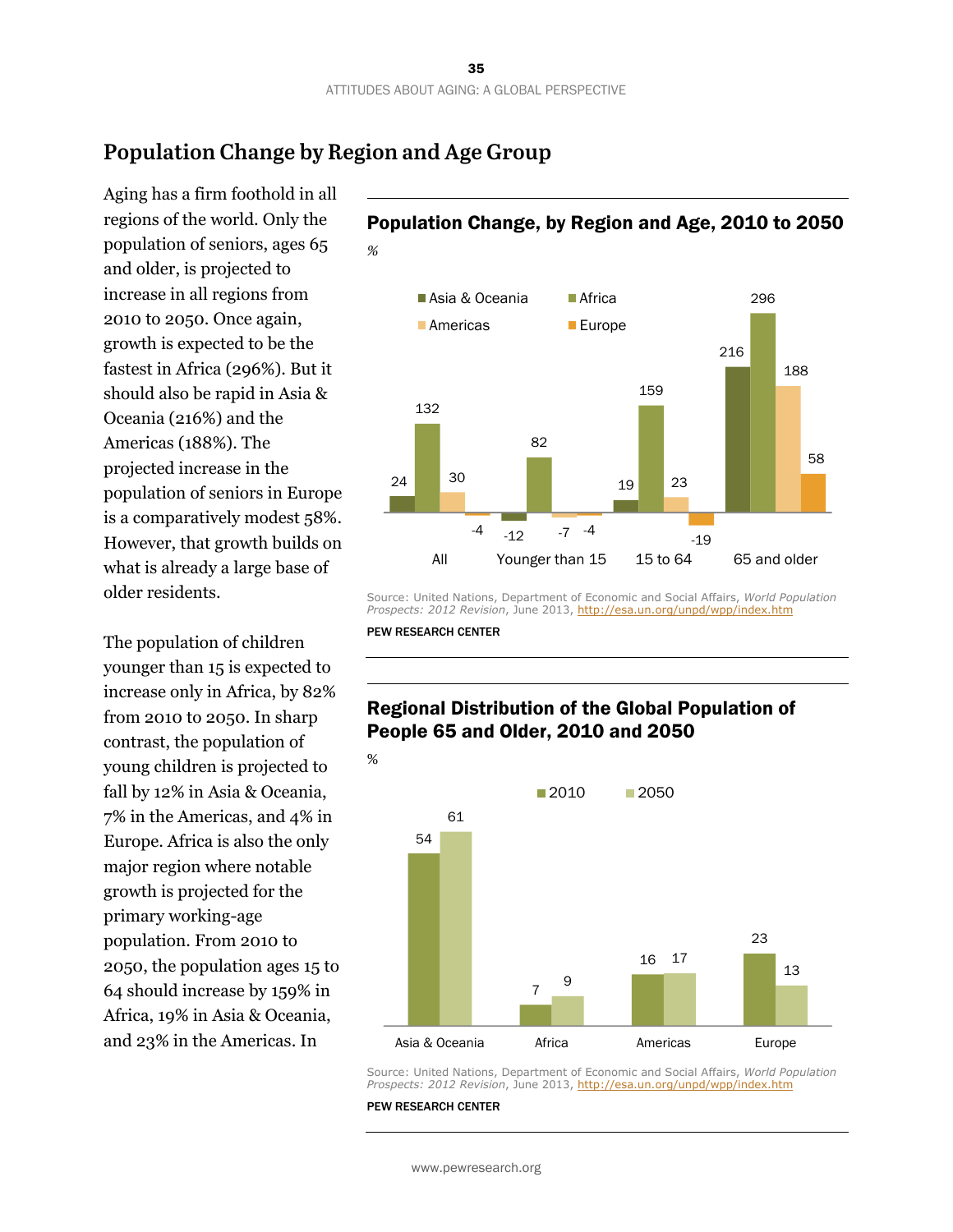## Population Change by Region and Age Group

Aging has a firm foothold in all regions of the world. Only the population of seniors, ages 65 and older, is projected to increase in all regions from 2010 to 2050. Once again, growth is expected to be the fastest in Africa (296%). But it should also be rapid in Asia & Oceania (216%) and the Americas (188%). The projected increase in the population of seniors in Europe is a comparatively modest 58%. However, that growth builds on what is already a large base of older residents.

The population of children younger than 15 is expected to increase only in Africa, by 82% from 2010 to 2050. In sharp contrast, the population of young children is projected to fall by 12% in Asia & Oceania, 7% in the Americas, and 4% in Europe. Africa is also the only major region where notable growth is projected for the primary working-age population. From 2010 to 2050, the population ages 15 to 64 should increase by 159% in Africa, 19% in Asia & Oceania, and 23% in the Americas. In

### Population Change, by Region and Age, 2010 to 2050

%

| | Asia & Oceania | Africa | Americas | Europe |
|---|---|---|---|---|
| All | 24 | 132 | 30 | -4 |
| Younger than 15 | -12 | 82 | -7 | -4 |
| 15 to 64 | 19 | 159 | 23 | -19 |
| 65 and older | 216 | 296 | 188 | 58 |

Source: United Nations, Department of Economic and Social Affairs, *World Population Prospects: 2012 Revision*, June 2013, http://esa.un.org/unpd/wpp/index.htm

PEW RESEARCH CENTER

### Regional Distribution of the Global Population of People 65 and Older, 2010 and 2050

%

| | 2010 | 2050 |
|---|---|---|
| Asia & Oceania | 54 | 61 |
| Africa | 7 | 9 |
| Americas | 16 | 17 |
| Europe | 23 | 13 |

Source: United Nations, Department of Economic and Social Affairs, *World Population Prospects: 2012 Revision*, June 2013, http://esa.un.org/unpd/wpp/index.htm

PEW RESEARCH CENTER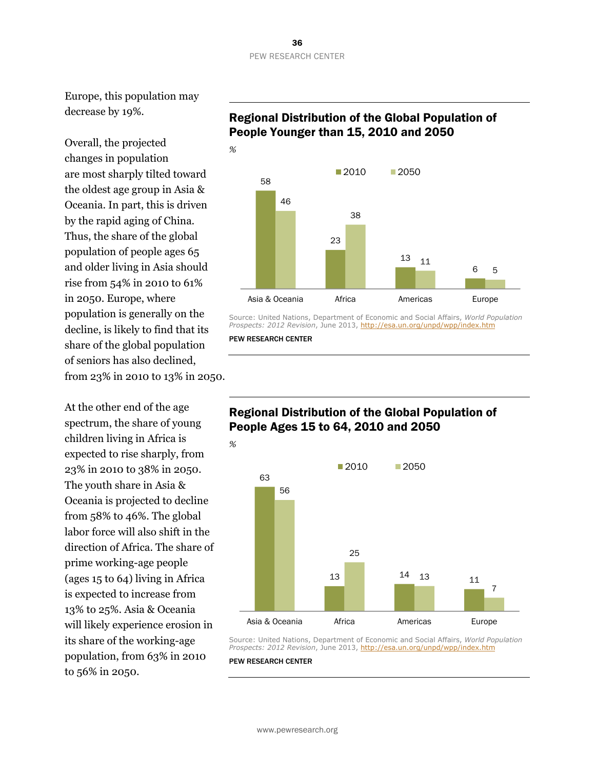Europe, this population may decrease by 19%.

Overall, the projected changes in population are most sharply tilted toward the oldest age group in Asia & Oceania. In part, this is driven by the rapid aging of China. Thus, the share of the global population of people ages 65 and older living in Asia should rise from 54% in 2010 to 61% in 2050. Europe, where population is generally on the decline, is likely to find that its share of the global population of seniors has also declined, from 23% in 2010 to 13% in 2050.

At the other end of the age spectrum, the share of young children living in Africa is expected to rise sharply, from 23% in 2010 to 38% in 2050. The youth share in Asia & Oceania is projected to decline from 58% to 46%. The global labor force will also shift in the direction of Africa. The share of prime working-age people (ages 15 to 64) living in Africa is expected to increase from 13% to 25%. Asia & Oceania will likely experience erosion in its share of the working-age population, from 63% in 2010 to 56% in 2050.

**Regional Distribution of the Global Population of People Younger than 15, 2010 and 2050**

*%*

| | 2010 | 2050 |
|---|---|---|
| Asia & Oceania | 58 | 46 |
| Africa | 23 | 38 |
| Americas | 13 | 11 |
| Europe | 6 | 5 |

Source: United Nations, Department of Economic and Social Affairs, *World Population Prospects: 2012 Revision*, June 2013, http://esa.un.org/unpd/wpp/index.htm

PEW RESEARCH CENTER

**Regional Distribution of the Global Population of People Ages 15 to 64, 2010 and 2050**

*%*

| | 2010 | 2050 |
|---|---|---|
| Asia & Oceania | 63 | 56 |
| Africa | 13 | 25 |
| Americas | 14 | 13 |
| Europe | 11 | 7 |

Source: United Nations, Department of Economic and Social Affairs, *World Population Prospects: 2012 Revision*, June 2013, http://esa.un.org/unpd/wpp/index.htm

PEW RESEARCH CENTER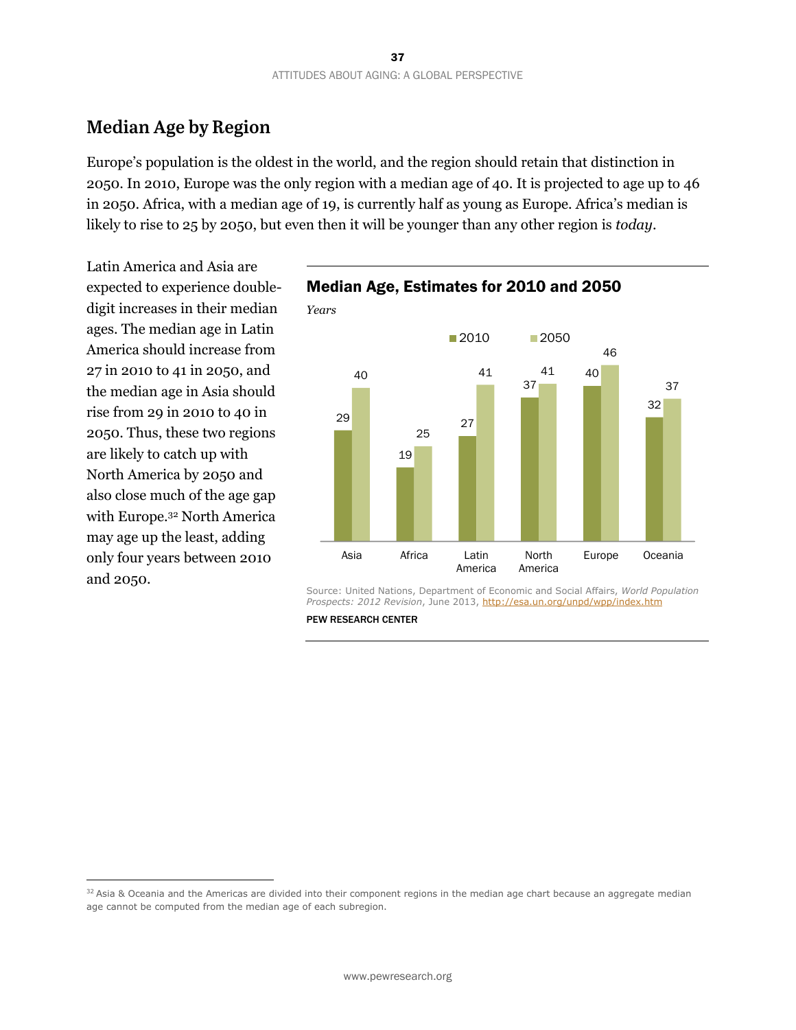## Median Age by Region

Europe's population is the oldest in the world, and the region should retain that distinction in 2050. In 2010, Europe was the only region with a median age of 40. It is projected to age up to 46 in 2050. Africa, with a median age of 19, is currently half as young as Europe. Africa's median is likely to rise to 25 by 2050, but even then it will be younger than any other region is *today*.

Latin America and Asia are expected to experience double-digit increases in their median ages. The median age in Latin America should increase from 27 in 2010 to 41 in 2050, and the median age in Asia should rise from 29 in 2010 to 40 in 2050. Thus, these two regions are likely to catch up with North America by 2050 and also close much of the age gap with Europe.[32] North America may age up the least, adding only four years between 2010 and 2050.

### Median Age, Estimates for 2010 and 2050

*Years*

| Region | 2010 | 2050 |
|---|---|---|
| Asia | 29 | 40 |
| Africa | 19 | 25 |
| Latin America | 27 | 41 |
| North America | 37 | 41 |
| Europe | 40 | 46 |
| Oceania | 32 | 37 |

Source: United Nations, Department of Economic and Social Affairs, *World Population Prospects: 2012 Revision*, June 2013, http://esa.un.org/unpd/wpp/index.htm

PEW RESEARCH CENTER

[32] Asia & Oceania and the Americas are divided into their component regions in the median age chart because an aggregate median age cannot be computed from the median age of each subregion.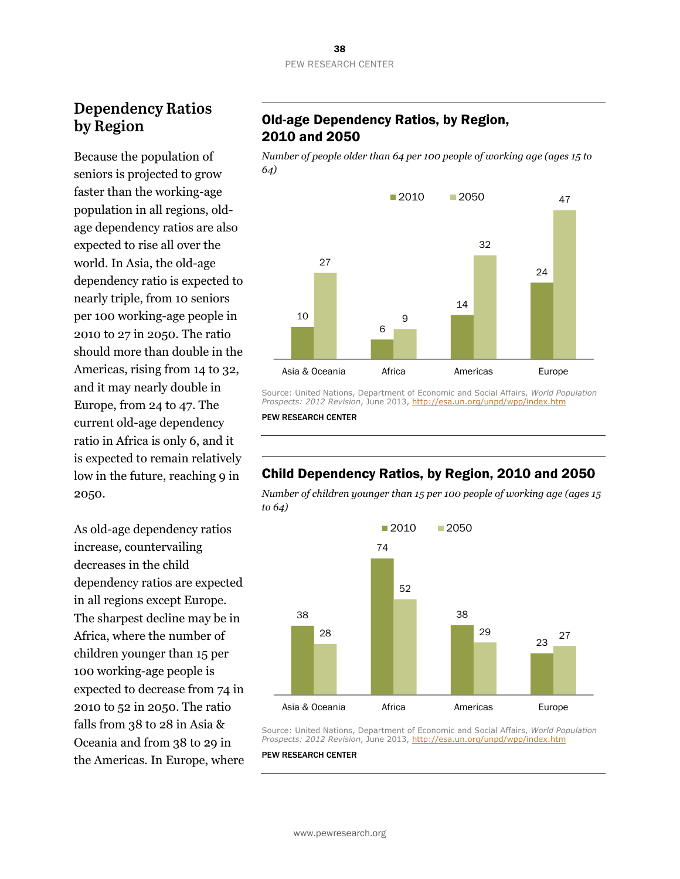## Dependency Ratios by Region

Because the population of seniors is projected to grow faster than the working-age population in all regions, old-age dependency ratios are also expected to rise all over the world. In Asia, the old-age dependency ratio is expected to nearly triple, from 10 seniors per 100 working-age people in 2010 to 27 in 2050. The ratio should more than double in the Americas, rising from 14 to 32, and it may nearly double in Europe, from 24 to 47. The current old-age dependency ratio in Africa is only 6, and it is expected to remain relatively low in the future, reaching 9 in 2050.

As old-age dependency ratios increase, countervailing decreases in the child dependency ratios are expected in all regions except Europe. The sharpest decline may be in Africa, where the number of children younger than 15 per 100 working-age people is expected to decrease from 74 in 2010 to 52 in 2050. The ratio falls from 38 to 28 in Asia & Oceania and from 38 to 29 in the Americas. In Europe, where

### Old-age Dependency Ratios, by Region, 2010 and 2050

*Number of people older than 64 per 100 people of working age (ages 15 to 64)*

| | 2010 | 2050 |
|---|---|---|
| Asia & Oceania | 10 | 27 |
| Africa | 6 | 9 |
| Americas | 14 | 32 |
| Europe | 24 | 47 |

Source: United Nations, Department of Economic and Social Affairs, *World Population Prospects: 2012 Revision*, June 2013, http://esa.un.org/unpd/wpp/index.htm

PEW RESEARCH CENTER

### Child Dependency Ratios, by Region, 2010 and 2050

*Number of children younger than 15 per 100 people of working age (ages 15 to 64)*

| | 2010 | 2050 |
|---|---|---|
| Asia & Oceania | 38 | 28 |
| Africa | 74 | 52 |
| Americas | 38 | 29 |
| Europe | 23 | 27 |

Source: United Nations, Department of Economic and Social Affairs, *World Population Prospects: 2012 Revision*, June 2013, http://esa.un.org/unpd/wpp/index.htm

PEW RESEARCH CENTER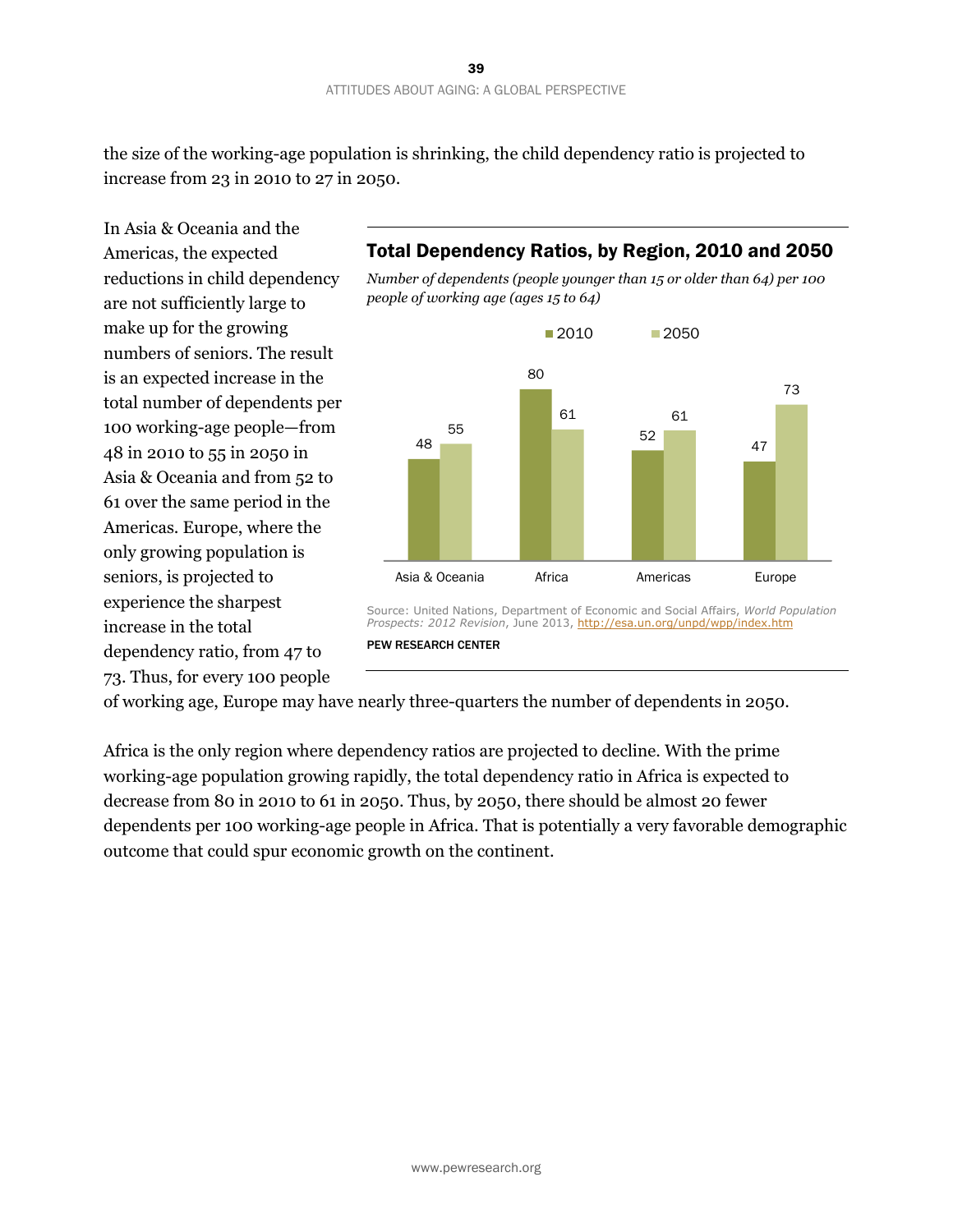the size of the working-age population is shrinking, the child dependency ratio is projected to increase from 23 in 2010 to 27 in 2050.

In Asia & Oceania and the Americas, the expected reductions in child dependency are not sufficiently large to make up for the growing numbers of seniors. The result is an expected increase in the total number of dependents per 100 working-age people—from 48 in 2010 to 55 in 2050 in Asia & Oceania and from 52 to 61 over the same period in the Americas. Europe, where the only growing population is seniors, is projected to experience the sharpest increase in the total dependency ratio, from 47 to 73. Thus, for every 100 people of working age, Europe may have nearly three-quarters the number of dependents in 2050.

### Total Dependency Ratios, by Region, 2010 and 2050

*Number of dependents (people younger than 15 or older than 64) per 100 people of working age (ages 15 to 64)*

| Region | 2010 | 2050 |
|---|---|---|
| Asia & Oceania | 48 | 55 |
| Africa | 80 | 61 |
| Americas | 52 | 61 |
| Europe | 47 | 73 |

Source: United Nations, Department of Economic and Social Affairs, *World Population Prospects: 2012 Revision*, June 2013, http://esa.un.org/unpd/wpp/index.htm

PEW RESEARCH CENTER

Africa is the only region where dependency ratios are projected to decline. With the prime working-age population growing rapidly, the total dependency ratio in Africa is expected to decrease from 80 in 2010 to 61 in 2050. Thus, by 2050, there should be almost 20 fewer dependents per 100 working-age people in Africa. That is potentially a very favorable demographic outcome that could spur economic growth on the continent.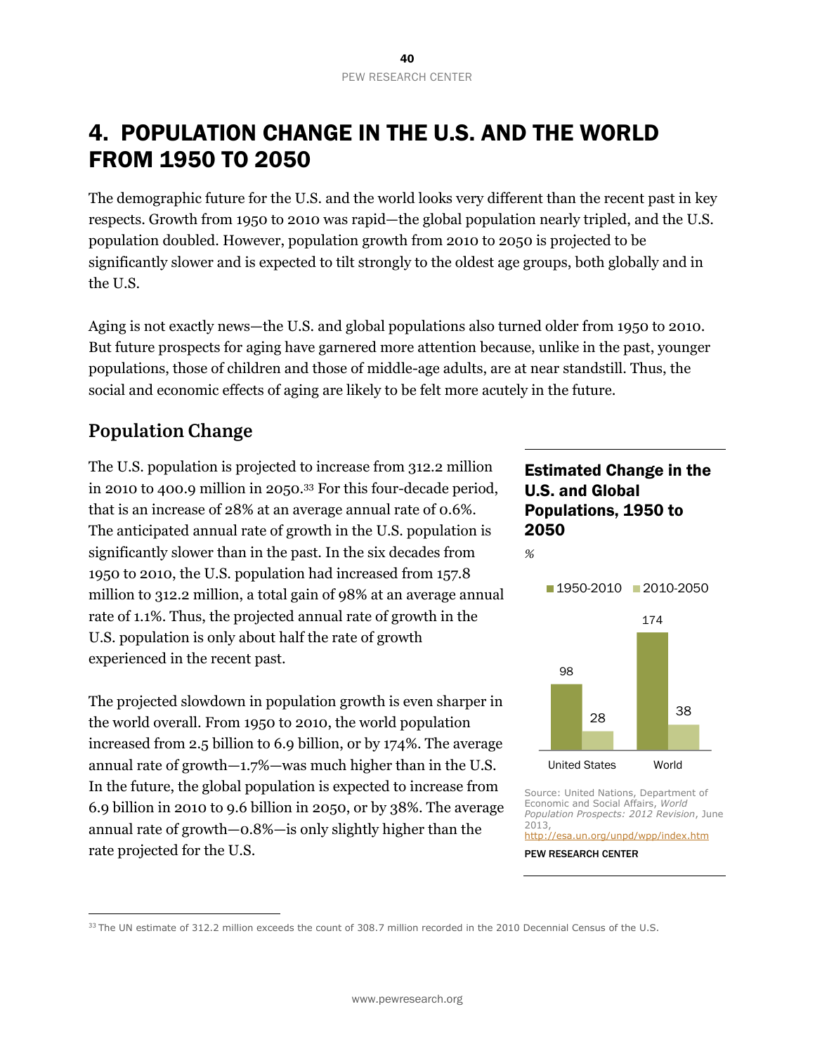# 4. POPULATION CHANGE IN THE U.S. AND THE WORLD FROM 1950 TO 2050

The demographic future for the U.S. and the world looks very different than the recent past in key respects. Growth from 1950 to 2010 was rapid—the global population nearly tripled, and the U.S. population doubled. However, population growth from 2010 to 2050 is projected to be significantly slower and is expected to tilt strongly to the oldest age groups, both globally and in the U.S.

Aging is not exactly news—the U.S. and global populations also turned older from 1950 to 2010. But future prospects for aging have garnered more attention because, unlike in the past, younger populations, those of children and those of middle-age adults, are at near standstill. Thus, the social and economic effects of aging are likely to be felt more acutely in the future.

## Population Change

The U.S. population is projected to increase from 312.2 million in 2010 to 400.9 million in 2050.[33] For this four-decade period, that is an increase of 28% at an average annual rate of 0.6%. The anticipated annual rate of growth in the U.S. population is significantly slower than in the past. In the six decades from 1950 to 2010, the U.S. population had increased from 157.8 million to 312.2 million, a total gain of 98% at an average annual rate of 1.1%. Thus, the projected annual rate of growth in the U.S. population is only about half the rate of growth experienced in the recent past.

The projected slowdown in population growth is even sharper in the world overall. From 1950 to 2010, the world population increased from 2.5 billion to 6.9 billion, or by 174%. The average annual rate of growth—1.7%—was much higher than in the U.S. In the future, the global population is expected to increase from 6.9 billion in 2010 to 9.6 billion in 2050, or by 38%. The average annual rate of growth—0.8%—is only slightly higher than the rate projected for the U.S.

**Estimated Change in the U.S. and Global Populations, 1950 to 2050**

*%*

| | 1950-2010 | 2010-2050 |
|---|---|---|
| United States | 98 | 28 |
| World | 174 | 38 |

Source: United Nations, Department of Economic and Social Affairs, *World Population Prospects: 2012 Revision*, June 2013, http://esa.un.org/unpd/wpp/index.htm

PEW RESEARCH CENTER

[33] The UN estimate of 312.2 million exceeds the count of 308.7 million recorded in the 2010 Decennial Census of the U.S.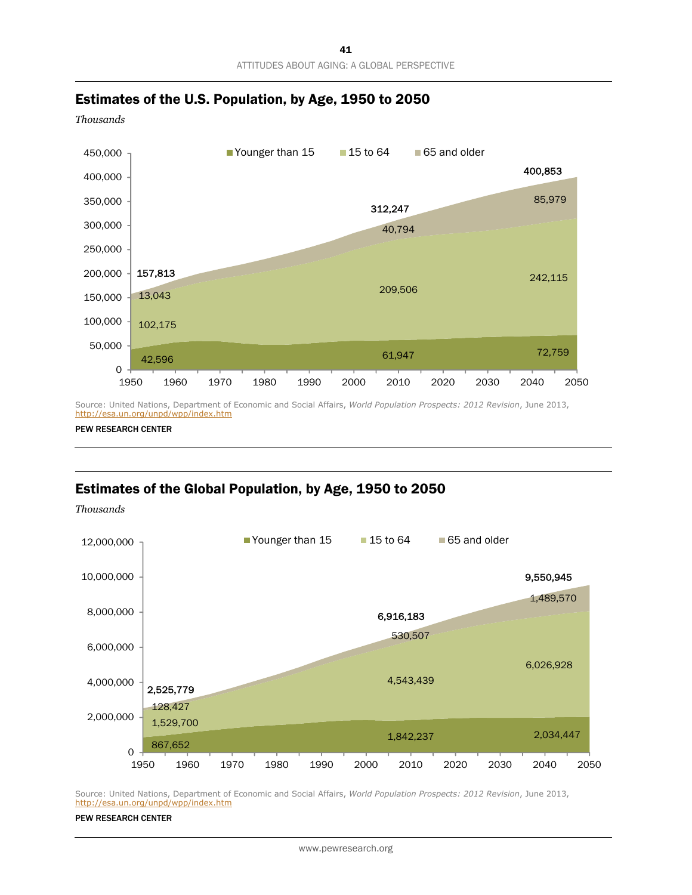## Estimates of the U.S. Population, by Age, 1950 to 2050

*Thousands*

| Year | Younger than 15 | 15 to 64 | 65 and older | Total |
|---|---|---|---|---|
| 1950 | 42,596 | 102,175 | 13,043 | 157,813 |
| 2010 | 61,947 | 209,506 | 40,794 | 312,247 |
| 2050 | 72,759 | 242,115 | 85,979 | 400,853 |

Source: United Nations, Department of Economic and Social Affairs, *World Population Prospects: 2012 Revision*, June 2013, http://esa.un.org/unpd/wpp/index.htm

PEW RESEARCH CENTER

## Estimates of the Global Population, by Age, 1950 to 2050

*Thousands*

| Year | Younger than 15 | 15 to 64 | 65 and older | Total |
|---|---|---|---|---|
| 1950 | 867,652 | 1,529,700 | 128,427 | 2,525,779 |
| 2010 | 1,842,237 | 4,543,439 | 530,507 | 6,916,183 |
| 2050 | 2,034,447 | 6,026,928 | 1,489,570 | 9,550,945 |

Source: United Nations, Department of Economic and Social Affairs, *World Population Prospects: 2012 Revision*, June 2013, http://esa.un.org/unpd/wpp/index.htm

PEW RESEARCH CENTER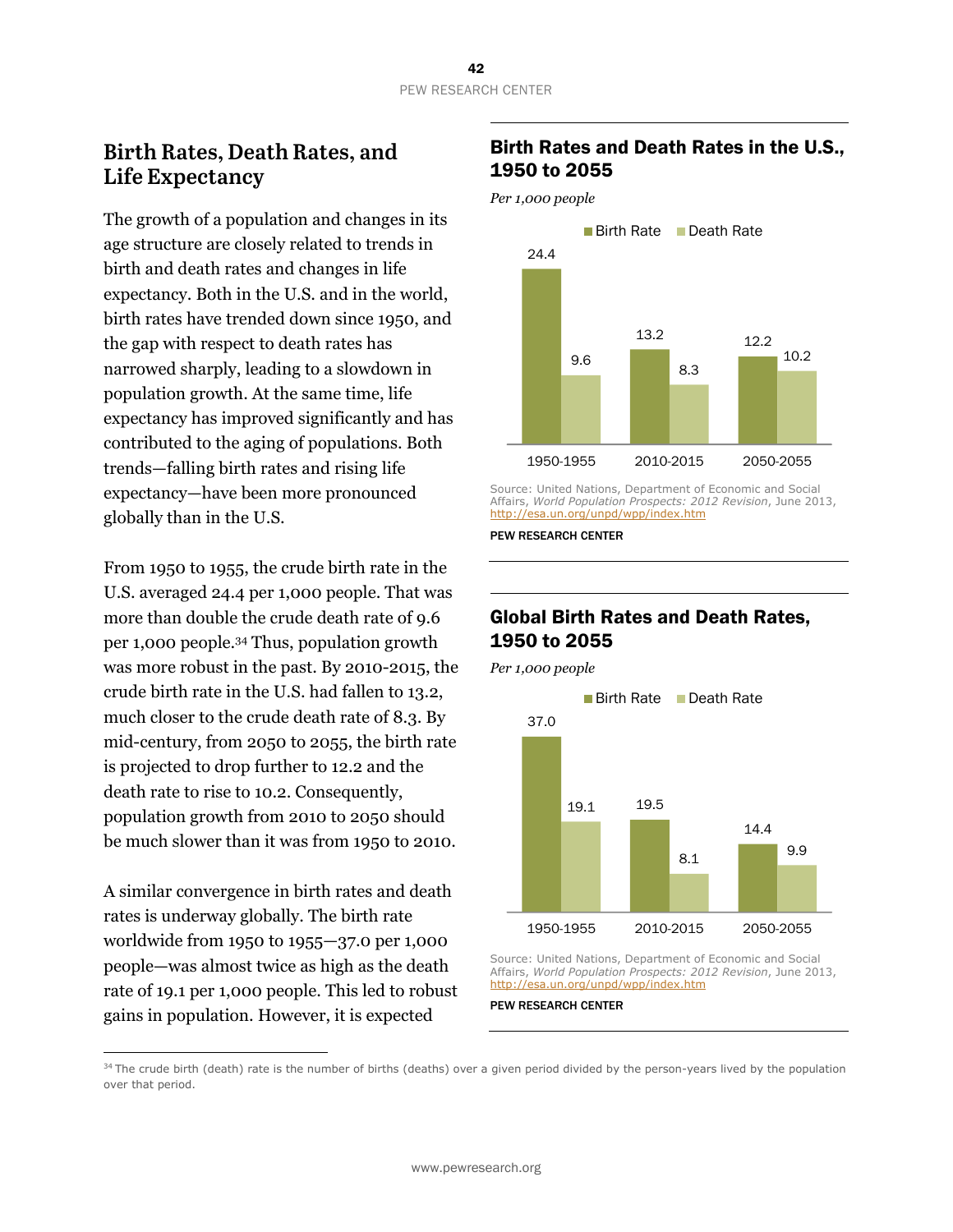## Birth Rates, Death Rates, and Life Expectancy

The growth of a population and changes in its age structure are closely related to trends in birth and death rates and changes in life expectancy. Both in the U.S. and in the world, birth rates have trended down since 1950, and the gap with respect to death rates has narrowed sharply, leading to a slowdown in population growth. At the same time, life expectancy has improved significantly and has contributed to the aging of populations. Both trends—falling birth rates and rising life expectancy—have been more pronounced globally than in the U.S.

From 1950 to 1955, the crude birth rate in the U.S. averaged 24.4 per 1,000 people. That was more than double the crude death rate of 9.6 per 1,000 people.[34] Thus, population growth was more robust in the past. By 2010-2015, the crude birth rate in the U.S. had fallen to 13.2, much closer to the crude death rate of 8.3. By mid-century, from 2050 to 2055, the birth rate is projected to drop further to 12.2 and the death rate to rise to 10.2. Consequently, population growth from 2010 to 2050 should be much slower than it was from 1950 to 2010.

A similar convergence in birth rates and death rates is underway globally. The birth rate worldwide from 1950 to 1955—37.0 per 1,000 people—was almost twice as high as the death rate of 19.1 per 1,000 people. This led to robust gains in population. However, it is expected

### Birth Rates and Death Rates in the U.S., 1950 to 2055

*Per 1,000 people*

| | Birth Rate | Death Rate |
|---|---|---|
| 1950-1955 | 24.4 | 9.6 |
| 2010-2015 | 13.2 | 8.3 |
| 2050-2055 | 12.2 | 10.2 |

Source: United Nations, Department of Economic and Social Affairs, *World Population Prospects: 2012 Revision*, June 2013, http://esa.un.org/unpd/wpp/index.htm

PEW RESEARCH CENTER

### Global Birth Rates and Death Rates, 1950 to 2055

*Per 1,000 people*

| | Birth Rate | Death Rate |
|---|---|---|
| 1950-1955 | 37.0 | 19.1 |
| 2010-2015 | 19.5 | 8.1 |
| 2050-2055 | 14.4 | 9.9 |

Source: United Nations, Department of Economic and Social Affairs, *World Population Prospects: 2012 Revision*, June 2013, http://esa.un.org/unpd/wpp/index.htm

PEW RESEARCH CENTER

---

[34] The crude birth (death) rate is the number of births (deaths) over a given period divided by the person-years lived by the population over that period.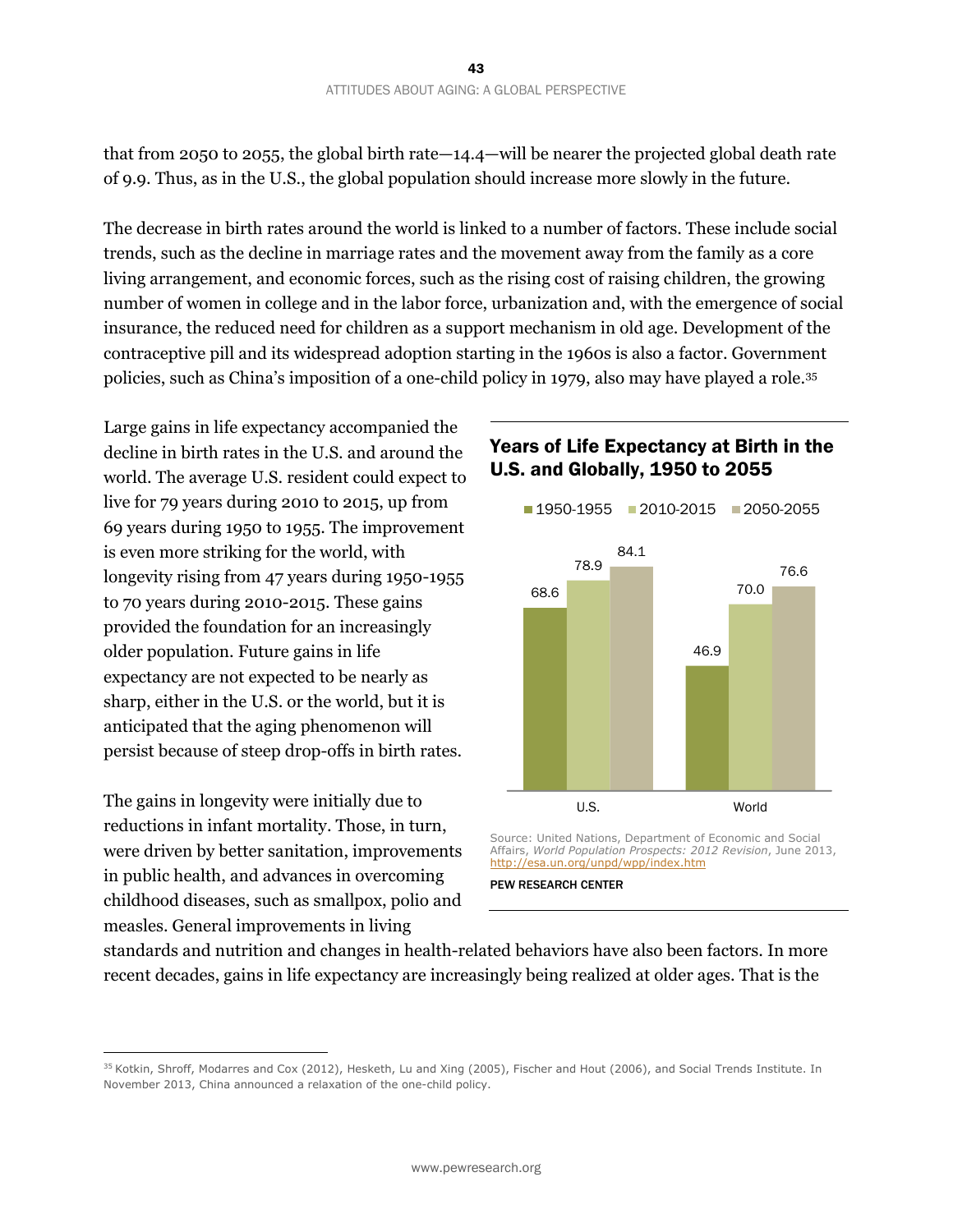that from 2050 to 2055, the global birth rate—14.4—will be nearer the projected global death rate of 9.9. Thus, as in the U.S., the global population should increase more slowly in the future.

The decrease in birth rates around the world is linked to a number of factors. These include social trends, such as the decline in marriage rates and the movement away from the family as a core living arrangement, and economic forces, such as the rising cost of raising children, the growing number of women in college and in the labor force, urbanization and, with the emergence of social insurance, the reduced need for children as a support mechanism in old age. Development of the contraceptive pill and its widespread adoption starting in the 1960s is also a factor. Government policies, such as China's imposition of a one-child policy in 1979, also may have played a role.[35]

Large gains in life expectancy accompanied the decline in birth rates in the U.S. and around the world. The average U.S. resident could expect to live for 79 years during 2010 to 2015, up from 69 years during 1950 to 1955. The improvement is even more striking for the world, with longevity rising from 47 years during 1950-1955 to 70 years during 2010-2015. These gains provided the foundation for an increasingly older population. Future gains in life expectancy are not expected to be nearly as sharp, either in the U.S. or the world, but it is anticipated that the aging phenomenon will persist because of steep drop-offs in birth rates.

**Years of Life Expectancy at Birth in the U.S. and Globally, 1950 to 2055**

| | 1950-1955 | 2010-2015 | 2050-2055 |
|---|---|---|---|
| U.S. | 68.6 | 78.9 | 84.1 |
| World | 46.9 | 70.0 | 76.6 |

Source: United Nations, Department of Economic and Social Affairs, *World Population Prospects: 2012 Revision*, June 2013, http://esa.un.org/unpd/wpp/index.htm

PEW RESEARCH CENTER

The gains in longevity were initially due to reductions in infant mortality. Those, in turn, were driven by better sanitation, improvements in public health, and advances in overcoming childhood diseases, such as smallpox, polio and measles. General improvements in living standards and nutrition and changes in health-related behaviors have also been factors. In more recent decades, gains in life expectancy are increasingly being realized at older ages. That is the

[35] Kotkin, Shroff, Modarres and Cox (2012), Hesketh, Lu and Xing (2005), Fischer and Hout (2006), and Social Trends Institute. In November 2013, China announced a relaxation of the one-child policy.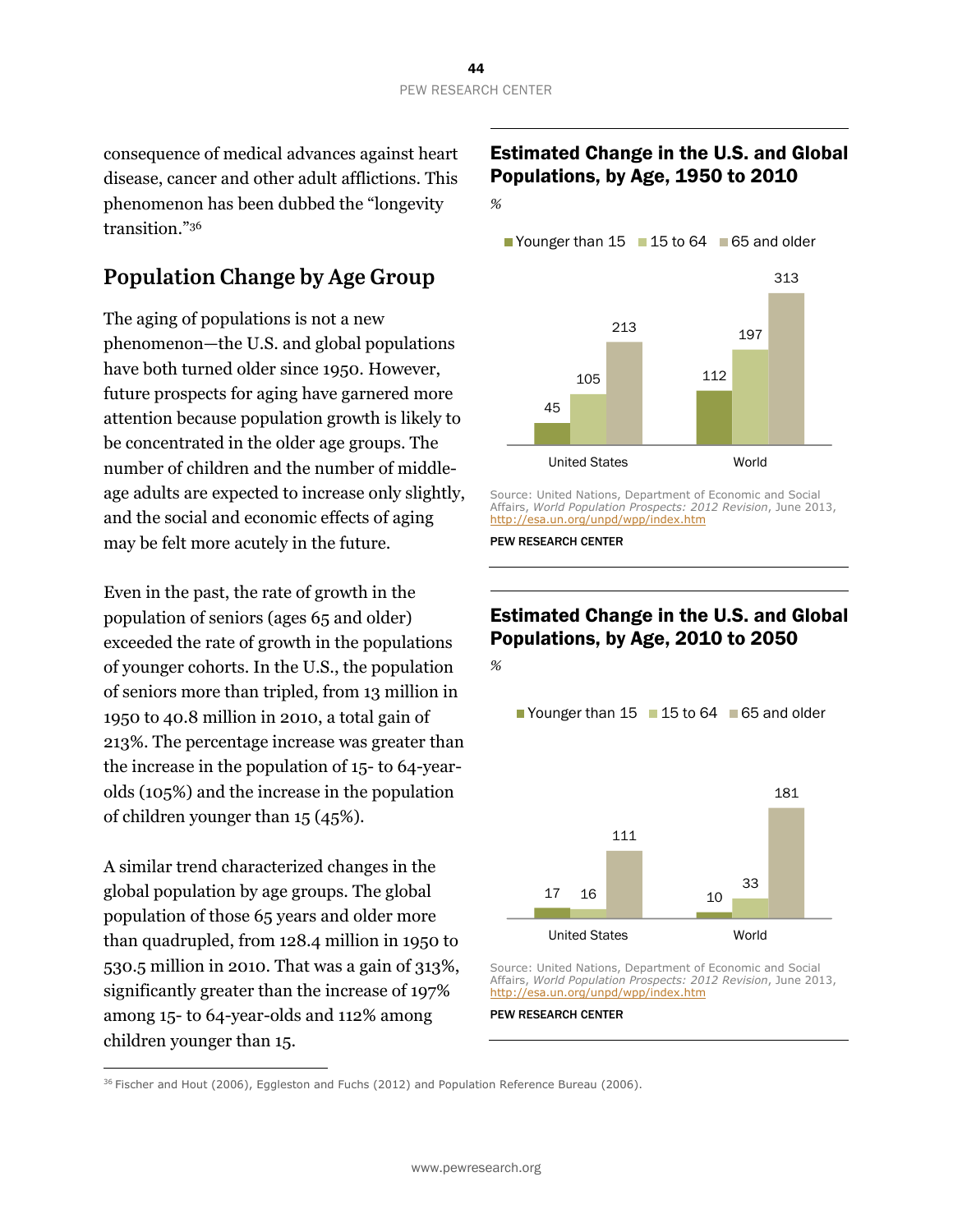consequence of medical advances against heart disease, cancer and other adult afflictions. This phenomenon has been dubbed the "longevity transition."[36]

## Population Change by Age Group

The aging of populations is not a new phenomenon—the U.S. and global populations have both turned older since 1950. However, future prospects for aging have garnered more attention because population growth is likely to be concentrated in the older age groups. The number of children and the number of middle-age adults are expected to increase only slightly, and the social and economic effects of aging may be felt more acutely in the future.

Even in the past, the rate of growth in the population of seniors (ages 65 and older) exceeded the rate of growth in the populations of younger cohorts. In the U.S., the population of seniors more than tripled, from 13 million in 1950 to 40.8 million in 2010, a total gain of 213%. The percentage increase was greater than the increase in the population of 15- to 64-year-olds (105%) and the increase in the population of children younger than 15 (45%).

A similar trend characterized changes in the global population by age groups. The global population of those 65 years and older more than quadrupled, from 128.4 million in 1950 to 530.5 million in 2010. That was a gain of 313%, significantly greater than the increase of 197% among 15- to 64-year-olds and 112% among children younger than 15.

### Estimated Change in the U.S. and Global Populations, by Age, 1950 to 2010

*%*

| | Younger than 15 | 15 to 64 | 65 and older |
|---|---|---|---|
| United States | 45 | 105 | 213 |
| World | 112 | 197 | 313 |

Source: United Nations, Department of Economic and Social Affairs, *World Population Prospects: 2012 Revision*, June 2013, http://esa.un.org/unpd/wpp/index.htm

PEW RESEARCH CENTER

### Estimated Change in the U.S. and Global Populations, by Age, 2010 to 2050

*%*

| | Younger than 15 | 15 to 64 | 65 and older |
|---|---|---|---|
| United States | 17 | 16 | 111 |
| World | 10 | 33 | 181 |

Source: United Nations, Department of Economic and Social Affairs, *World Population Prospects: 2012 Revision*, June 2013, http://esa.un.org/unpd/wpp/index.htm

PEW RESEARCH CENTER

[36] Fischer and Hout (2006), Eggleston and Fuchs (2012) and Population Reference Bureau (2006).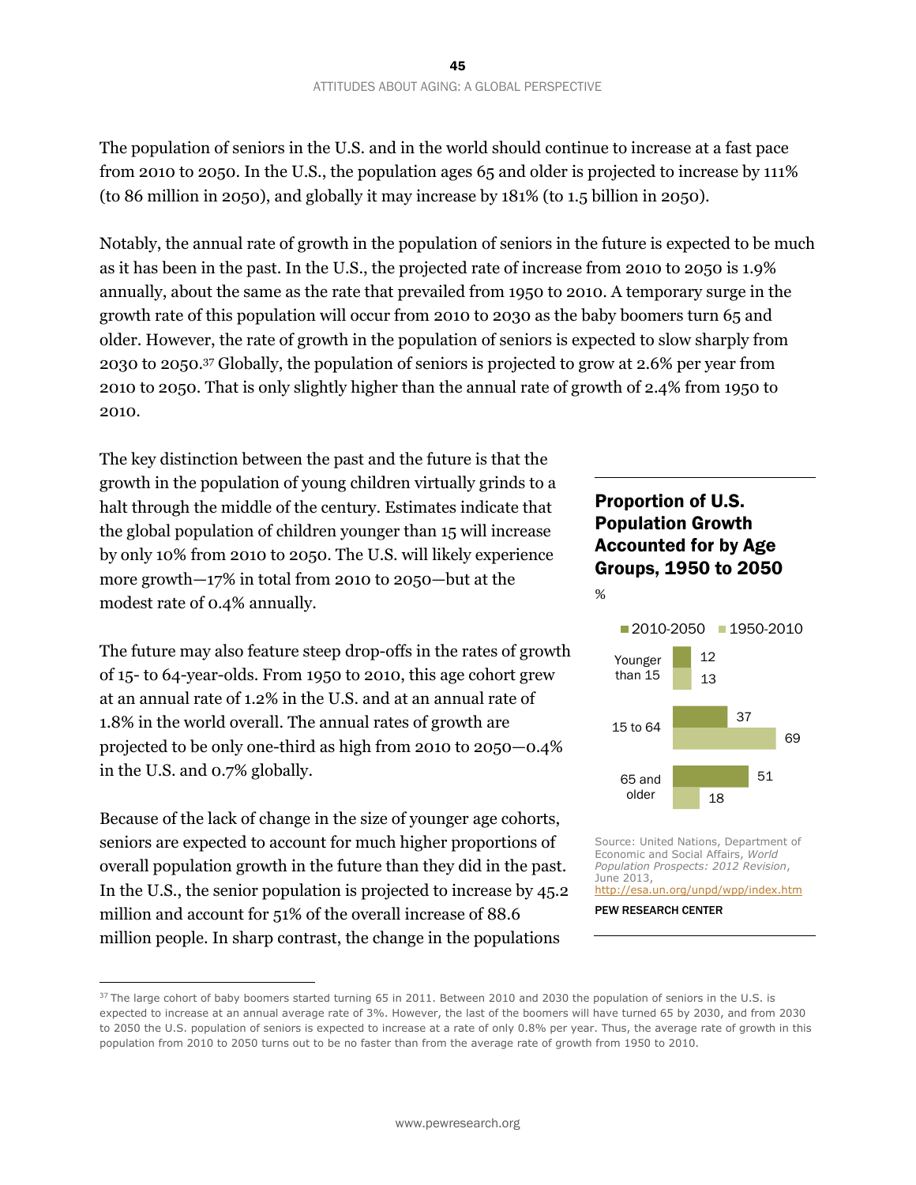The population of seniors in the U.S. and in the world should continue to increase at a fast pace from 2010 to 2050. In the U.S., the population ages 65 and older is projected to increase by 111% (to 86 million in 2050), and globally it may increase by 181% (to 1.5 billion in 2050).

Notably, the annual rate of growth in the population of seniors in the future is expected to be much as it has been in the past. In the U.S., the projected rate of increase from 2010 to 2050 is 1.9% annually, about the same as the rate that prevailed from 1950 to 2010. A temporary surge in the growth rate of this population will occur from 2010 to 2030 as the baby boomers turn 65 and older. However, the rate of growth in the population of seniors is expected to slow sharply from 2030 to 2050.[37] Globally, the population of seniors is projected to grow at 2.6% per year from 2010 to 2050. That is only slightly higher than the annual rate of growth of 2.4% from 1950 to 2010.

The key distinction between the past and the future is that the growth in the population of young children virtually grinds to a halt through the middle of the century. Estimates indicate that the global population of children younger than 15 will increase by only 10% from 2010 to 2050. The U.S. will likely experience more growth—17% in total from 2010 to 2050—but at the modest rate of 0.4% annually.

The future may also feature steep drop-offs in the rates of growth of 15- to 64-year-olds. From 1950 to 2010, this age cohort grew at an annual rate of 1.2% in the U.S. and at an annual rate of 1.8% in the world overall. The annual rates of growth are projected to be only one-third as high from 2010 to 2050—0.4% in the U.S. and 0.7% globally.

Because of the lack of change in the size of younger age cohorts, seniors are expected to account for much higher proportions of overall population growth in the future than they did in the past. In the U.S., the senior population is projected to increase by 45.2 million and account for 51% of the overall increase of 88.6 million people. In sharp contrast, the change in the populations

## Proportion of U.S. Population Growth Accounted for by Age Groups, 1950 to 2050

%

| | 2010-2050 | 1950-2010 |
|---|---|---|
| Younger than 15 | 12 | 13 |
| 15 to 64 | 37 | 69 |
| 65 and older | 51 | 18 |

Source: United Nations, Department of Economic and Social Affairs, *World Population Prospects: 2012 Revision*, June 2013, http://esa.un.org/unpd/wpp/index.htm

PEW RESEARCH CENTER

---

[37] The large cohort of baby boomers started turning 65 in 2011. Between 2010 and 2030 the population of seniors in the U.S. is expected to increase at an annual average rate of 3%. However, the last of the boomers will have turned 65 by 2030, and from 2030 to 2050 the U.S. population of seniors is expected to increase at a rate of only 0.8% per year. Thus, the average rate of growth in this population from 2010 to 2050 turns out to be no faster than from the average rate of growth from 1950 to 2010.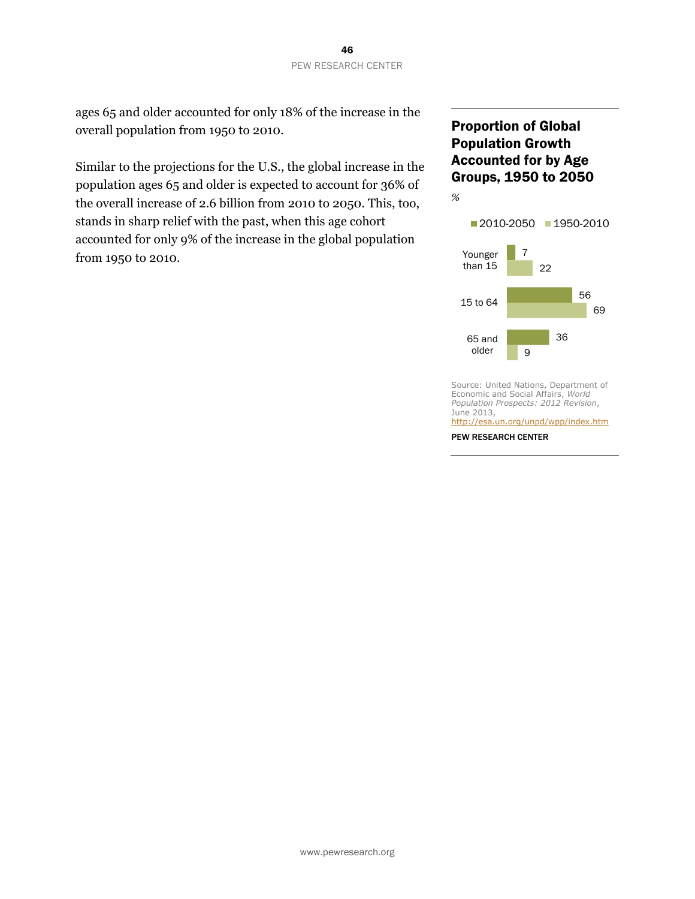ages 65 and older accounted for only 18% of the increase in the overall population from 1950 to 2010.

Similar to the projections for the U.S., the global increase in the population ages 65 and older is expected to account for 36% of the overall increase of 2.6 billion from 2010 to 2050. This, too, stands in sharp relief with the past, when this age cohort accounted for only 9% of the increase in the global population from 1950 to 2010.

### Proportion of Global Population Growth Accounted for by Age Groups, 1950 to 2050

*%*

| | 2010-2050 | 1950-2010 |
|---|---|---|
| Younger than 15 | 7 | 22 |
| 15 to 64 | 56 | 69 |
| 65 and older | 36 | 9 |

Source: United Nations, Department of Economic and Social Affairs, *World Population Prospects: 2012 Revision*, June 2013, http://esa.un.org/unpd/wpp/index.htm

PEW RESEARCH CENTER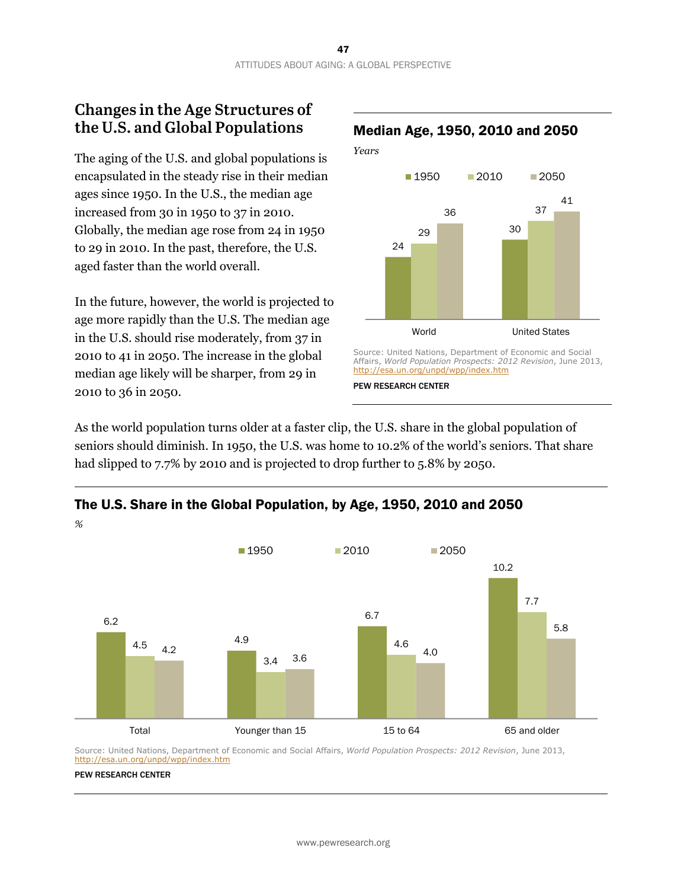## Changes in the Age Structures of the U.S. and Global Populations

The aging of the U.S. and global populations is encapsulated in the steady rise in their median ages since 1950. In the U.S., the median age increased from 30 in 1950 to 37 in 2010. Globally, the median age rose from 24 in 1950 to 29 in 2010. In the past, therefore, the U.S. aged faster than the world overall.

In the future, however, the world is projected to age more rapidly than the U.S. The median age in the U.S. should rise moderately, from 37 in 2010 to 41 in 2050. The increase in the global median age likely will be sharper, from 29 in 2010 to 36 in 2050.

### Median Age, 1950, 2010 and 2050

*Years*

| | 1950 | 2010 | 2050 |
|---|---|---|---|
| World | 24 | 29 | 36 |
| United States | 30 | 37 | 41 |

Source: United Nations, Department of Economic and Social Affairs, *World Population Prospects: 2012 Revision*, June 2013, http://esa.un.org/unpd/wpp/index.htm

PEW RESEARCH CENTER

As the world population turns older at a faster clip, the U.S. share in the global population of seniors should diminish. In 1950, the U.S. was home to 10.2% of the world's seniors. That share had slipped to 7.7% by 2010 and is projected to drop further to 5.8% by 2050.

### The U.S. Share in the Global Population, by Age, 1950, 2010 and 2050

*%*

| | 1950 | 2010 | 2050 |
|---|---|---|---|
| Total | 6.2 | 4.5 | 4.2 |
| Younger than 15 | 4.9 | 3.4 | 3.6 |
| 15 to 64 | 6.7 | 4.6 | 4.0 |
| 65 and older | 10.2 | 7.7 | 5.8 |

Source: United Nations, Department of Economic and Social Affairs, *World Population Prospects: 2012 Revision*, June 2013, http://esa.un.org/unpd/wpp/index.htm

PEW RESEARCH CENTER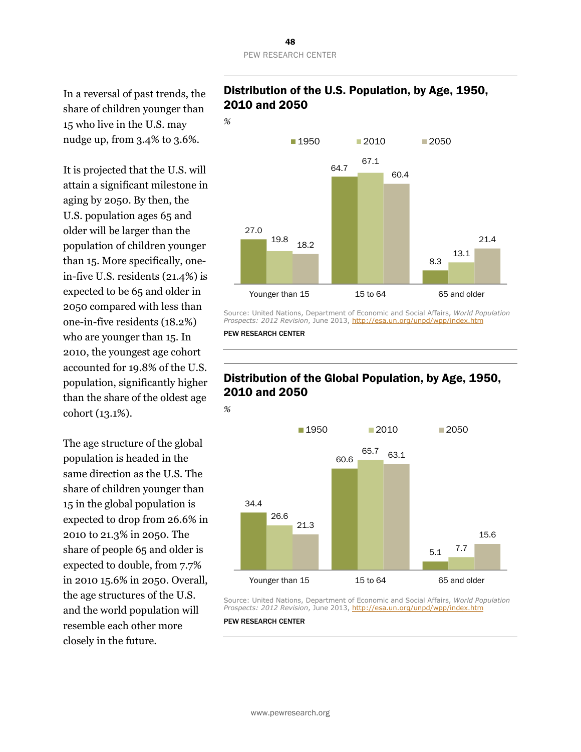In a reversal of past trends, the share of children younger than 15 who live in the U.S. may nudge up, from 3.4% to 3.6%.

It is projected that the U.S. will attain a significant milestone in aging by 2050. By then, the U.S. population ages 65 and older will be larger than the population of children younger than 15. More specifically, one-in-five U.S. residents (21.4%) is expected to be 65 and older in 2050 compared with less than one-in-five residents (18.2%) who are younger than 15. In 2010, the youngest age cohort accounted for 19.8% of the U.S. population, significantly higher than the share of the oldest age cohort (13.1%).

The age structure of the global population is headed in the same direction as the U.S. The share of children younger than 15 in the global population is expected to drop from 26.6% in 2010 to 21.3% in 2050. The share of people 65 and older is expected to double, from 7.7% in 2010 15.6% in 2050. Overall, the age structures of the U.S. and the world population will resemble each other more closely in the future.

## Distribution of the U.S. Population, by Age, 1950, 2010 and 2050

%

| | 1950 | 2010 | 2050 |
|---|---|---|---|
| Younger than 15 | 27.0 | 19.8 | 18.2 |
| 15 to 64 | 64.7 | 67.1 | 60.4 |
| 65 and older | 8.3 | 13.1 | 21.4 |

Source: United Nations, Department of Economic and Social Affairs, *World Population Prospects: 2012 Revision*, June 2013, http://esa.un.org/unpd/wpp/index.htm

PEW RESEARCH CENTER

## Distribution of the Global Population, by Age, 1950, 2010 and 2050

%

| | 1950 | 2010 | 2050 |
|---|---|---|---|
| Younger than 15 | 34.4 | 26.6 | 21.3 |
| 15 to 64 | 60.6 | 65.7 | 63.1 |
| 65 and older | 5.1 | 7.7 | 15.6 |

Source: United Nations, Department of Economic and Social Affairs, *World Population Prospects: 2012 Revision*, June 2013, http://esa.un.org/unpd/wpp/index.htm

PEW RESEARCH CENTER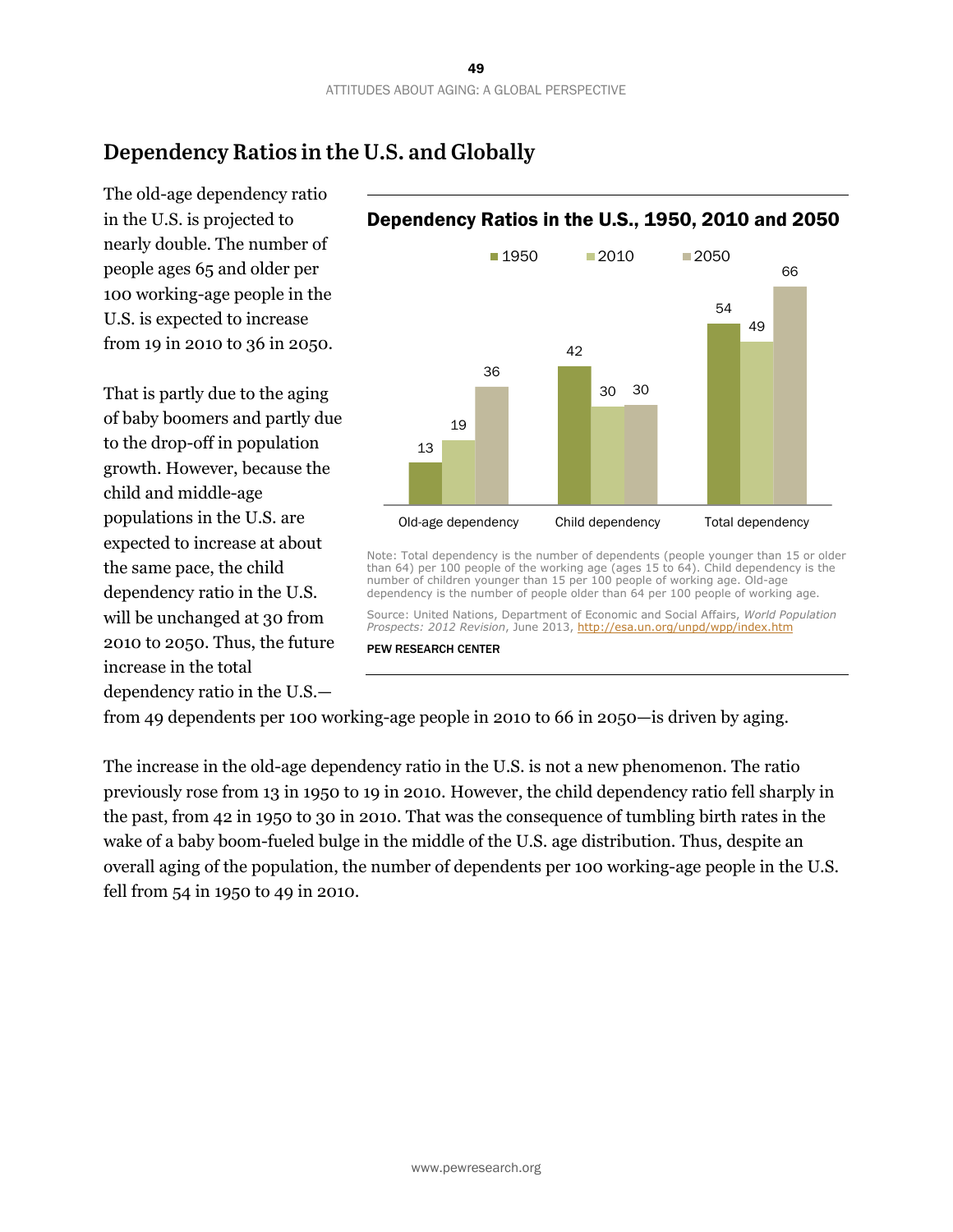## Dependency Ratios in the U.S. and Globally

The old-age dependency ratio in the U.S. is projected to nearly double. The number of people ages 65 and older per 100 working-age people in the U.S. is expected to increase from 19 in 2010 to 36 in 2050.

That is partly due to the aging of baby boomers and partly due to the drop-off in population growth. However, because the child and middle-age populations in the U.S. are expected to increase at about the same pace, the child dependency ratio in the U.S. will be unchanged at 30 from 2010 to 2050. Thus, the future increase in the total dependency ratio in the U.S.—from 49 dependents per 100 working-age people in 2010 to 66 in 2050—is driven by aging.

### Dependency Ratios in the U.S., 1950, 2010 and 2050

| | 1950 | 2010 | 2050 |
|---|---|---|---|
| Old-age dependency | 13 | 19 | 36 |
| Child dependency | 42 | 30 | 30 |
| Total dependency | 54 | 49 | 66 |

Note: Total dependency is the number of dependents (people younger than 15 or older than 64) per 100 people of the working age (ages 15 to 64). Child dependency is the number of children younger than 15 per 100 people of working age. Old-age dependency is the number of people older than 64 per 100 people of working age.

Source: United Nations, Department of Economic and Social Affairs, *World Population Prospects: 2012 Revision*, June 2013, http://esa.un.org/unpd/wpp/index.htm

PEW RESEARCH CENTER

The increase in the old-age dependency ratio in the U.S. is not a new phenomenon. The ratio previously rose from 13 in 1950 to 19 in 2010. However, the child dependency ratio fell sharply in the past, from 42 in 1950 to 30 in 2010. That was the consequence of tumbling birth rates in the wake of a baby boom-fueled bulge in the middle of the U.S. age distribution. Thus, despite an overall aging of the population, the number of dependents per 100 working-age people in the U.S. fell from 54 in 1950 to 49 in 2010.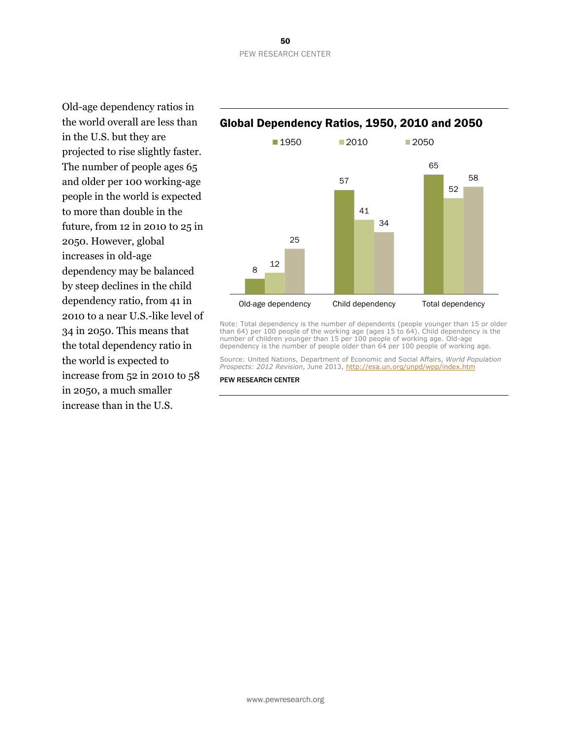Old-age dependency ratios in the world overall are less than in the U.S. but they are projected to rise slightly faster. The number of people ages 65 and older per 100 working-age people in the world is expected to more than double in the future, from 12 in 2010 to 25 in 2050. However, global increases in old-age dependency may be balanced by steep declines in the child dependency ratio, from 41 in 2010 to a near U.S.-like level of 34 in 2050. This means that the total dependency ratio in the world is expected to increase from 52 in 2010 to 58 in 2050, a much smaller increase than in the U.S.

## Global Dependency Ratios, 1950, 2010 and 2050

| | 1950 | 2010 | 2050 |
|---|---|---|---|
| Old-age dependency | 8 | 12 | 25 |
| Child dependency | 57 | 41 | 34 |
| Total dependency | 65 | 52 | 58 |

Note: Total dependency is the number of dependents (people younger than 15 or older than 64) per 100 people of the working age (ages 15 to 64). Child dependency is the number of children younger than 15 per 100 people of working age. Old-age dependency is the number of people older than 64 per 100 people of working age.

Source: United Nations, Department of Economic and Social Affairs, *World Population Prospects: 2012 Revision*, June 2013, http://esa.un.org/unpd/wpp/index.htm

PEW RESEARCH CENTER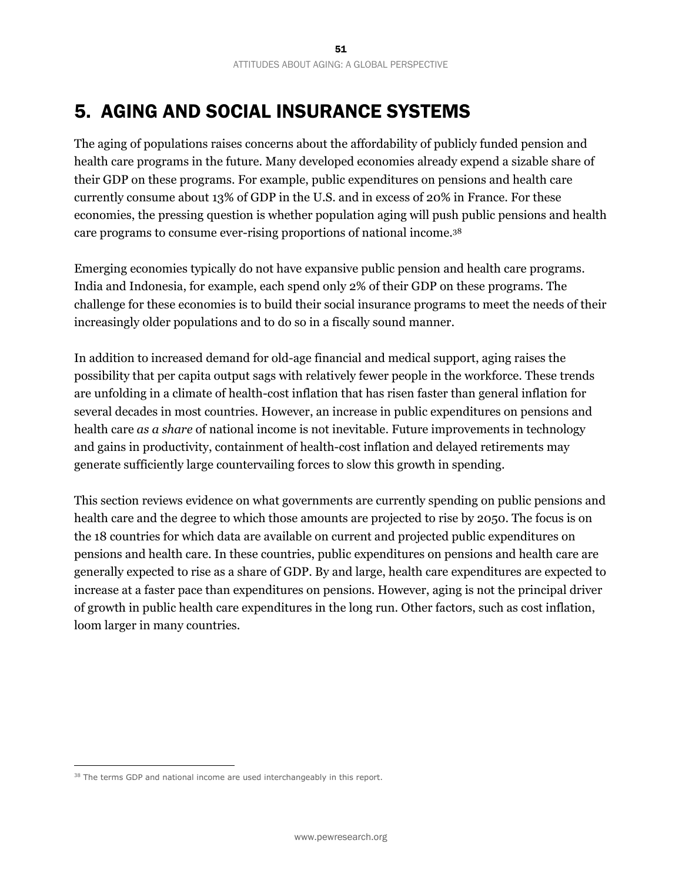# 5. AGING AND SOCIAL INSURANCE SYSTEMS

The aging of populations raises concerns about the affordability of publicly funded pension and health care programs in the future. Many developed economies already expend a sizable share of their GDP on these programs. For example, public expenditures on pensions and health care currently consume about 13% of GDP in the U.S. and in excess of 20% in France. For these economies, the pressing question is whether population aging will push public pensions and health care programs to consume ever-rising proportions of national income.[38]

Emerging economies typically do not have expansive public pension and health care programs. India and Indonesia, for example, each spend only 2% of their GDP on these programs. The challenge for these economies is to build their social insurance programs to meet the needs of their increasingly older populations and to do so in a fiscally sound manner.

In addition to increased demand for old-age financial and medical support, aging raises the possibility that per capita output sags with relatively fewer people in the workforce. These trends are unfolding in a climate of health-cost inflation that has risen faster than general inflation for several decades in most countries. However, an increase in public expenditures on pensions and health care *as a share* of national income is not inevitable. Future improvements in technology and gains in productivity, containment of health-cost inflation and delayed retirements may generate sufficiently large countervailing forces to slow this growth in spending.

This section reviews evidence on what governments are currently spending on public pensions and health care and the degree to which those amounts are projected to rise by 2050. The focus is on the 18 countries for which data are available on current and projected public expenditures on pensions and health care. In these countries, public expenditures on pensions and health care are generally expected to rise as a share of GDP. By and large, health care expenditures are expected to increase at a faster pace than expenditures on pensions. However, aging is not the principal driver of growth in public health care expenditures in the long run. Other factors, such as cost inflation, loom larger in many countries.

[38] The terms GDP and national income are used interchangeably in this report.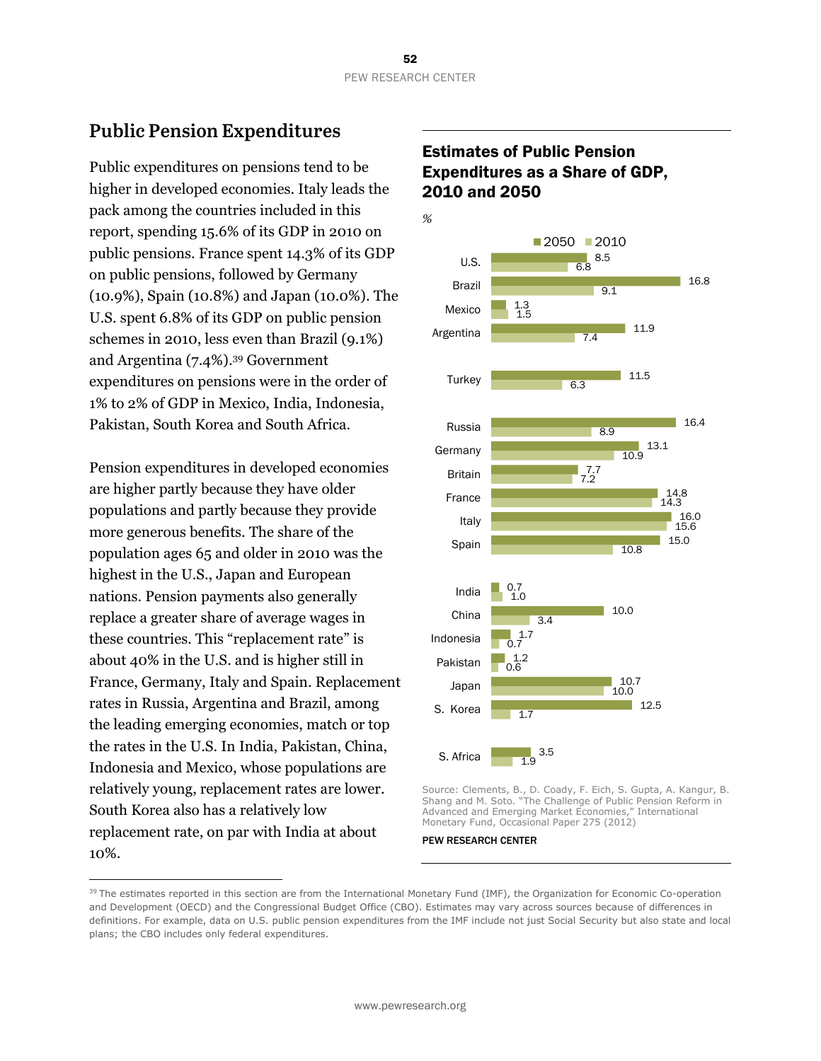## Public Pension Expenditures

Public expenditures on pensions tend to be higher in developed economies. Italy leads the pack among the countries included in this report, spending 15.6% of its GDP in 2010 on public pensions. France spent 14.3% of its GDP on public pensions, followed by Germany (10.9%), Spain (10.8%) and Japan (10.0%). The U.S. spent 6.8% of its GDP on public pension schemes in 2010, less even than Brazil (9.1%) and Argentina (7.4%).[39] Government expenditures on pensions were in the order of 1% to 2% of GDP in Mexico, India, Indonesia, Pakistan, South Korea and South Africa.

Pension expenditures in developed economies are higher partly because they have older populations and partly because they provide more generous benefits. The share of the population ages 65 and older in 2010 was the highest in the U.S., Japan and European nations. Pension payments also generally replace a greater share of average wages in these countries. This "replacement rate" is about 40% in the U.S. and is higher still in France, Germany, Italy and Spain. Replacement rates in Russia, Argentina and Brazil, among the leading emerging economies, match or top the rates in the U.S. In India, Pakistan, China, Indonesia and Mexico, whose populations are relatively young, replacement rates are lower. South Korea also has a relatively low replacement rate, on par with India at about 10%.

### Estimates of Public Pension Expenditures as a Share of GDP, 2010 and 2050

%

| Country | 2050 | 2010 |
|---|---|---|
| U.S. | 8.5 | 6.8 |
| Brazil | 16.8 | 9.1 |
| Mexico | 1.3 | 1.5 |
| Argentina | 11.9 | 7.4 |
| Turkey | 11.5 | 6.3 |
| Russia | 16.4 | 8.9 |
| Germany | 13.1 | 10.9 |
| Britain | 7.7 | 7.2 |
| France | 14.8 | 14.3 |
| Italy | 16.0 | 15.6 |
| Spain | 15.0 | 10.8 |
| India | 0.7 | 1.0 |
| China | 10.0 | 3.4 |
| Indonesia | 1.7 | 0.7 |
| Pakistan | 1.2 | 0.6 |
| Japan | 10.7 | 10.0 |
| S. Korea | 12.5 | 1.7 |
| S. Africa | 3.5 | 1.9 |

Source: Clements, B., D. Coady, F. Eich, S. Gupta, A. Kangur, B. Shang and M. Soto. "The Challenge of Public Pension Reform in Advanced and Emerging Market Economies," International Monetary Fund, Occasional Paper 275 (2012)

PEW RESEARCH CENTER

[39] The estimates reported in this section are from the International Monetary Fund (IMF), the Organization for Economic Co-operation and Development (OECD) and the Congressional Budget Office (CBO). Estimates may vary across sources because of differences in definitions. For example, data on U.S. public pension expenditures from the IMF include not just Social Security but also state and local plans; the CBO includes only federal expenditures.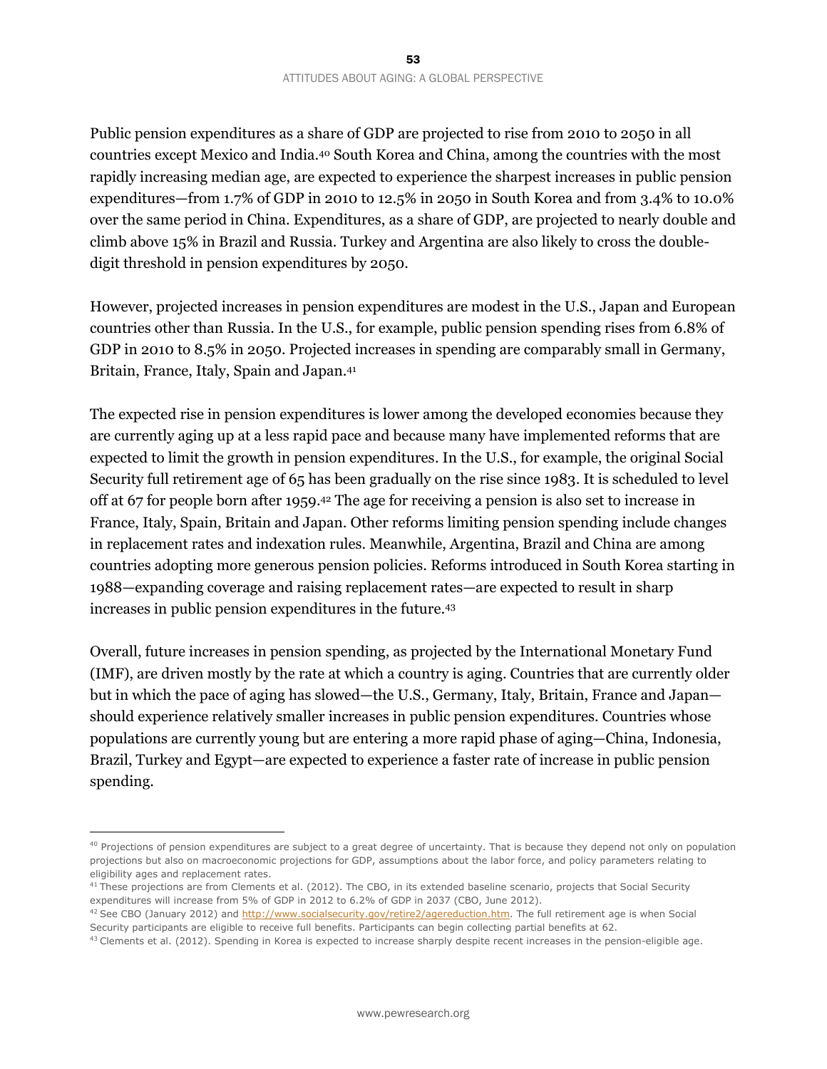Public pension expenditures as a share of GDP are projected to rise from 2010 to 2050 in all countries except Mexico and India.[40] South Korea and China, among the countries with the most rapidly increasing median age, are expected to experience the sharpest increases in public pension expenditures—from 1.7% of GDP in 2010 to 12.5% in 2050 in South Korea and from 3.4% to 10.0% over the same period in China. Expenditures, as a share of GDP, are projected to nearly double and climb above 15% in Brazil and Russia. Turkey and Argentina are also likely to cross the double-digit threshold in pension expenditures by 2050.

However, projected increases in pension expenditures are modest in the U.S., Japan and European countries other than Russia. In the U.S., for example, public pension spending rises from 6.8% of GDP in 2010 to 8.5% in 2050. Projected increases in spending are comparably small in Germany, Britain, France, Italy, Spain and Japan.[41]

The expected rise in pension expenditures is lower among the developed economies because they are currently aging up at a less rapid pace and because many have implemented reforms that are expected to limit the growth in pension expenditures. In the U.S., for example, the original Social Security full retirement age of 65 has been gradually on the rise since 1983. It is scheduled to level off at 67 for people born after 1959.[42] The age for receiving a pension is also set to increase in France, Italy, Spain, Britain and Japan. Other reforms limiting pension spending include changes in replacement rates and indexation rules. Meanwhile, Argentina, Brazil and China are among countries adopting more generous pension policies. Reforms introduced in South Korea starting in 1988—expanding coverage and raising replacement rates—are expected to result in sharp increases in public pension expenditures in the future.[43]

Overall, future increases in pension spending, as projected by the International Monetary Fund (IMF), are driven mostly by the rate at which a country is aging. Countries that are currently older but in which the pace of aging has slowed—the U.S., Germany, Italy, Britain, France and Japan—should experience relatively smaller increases in public pension expenditures. Countries whose populations are currently young but are entering a more rapid phase of aging—China, Indonesia, Brazil, Turkey and Egypt—are expected to experience a faster rate of increase in public pension spending.

---

[40] Projections of pension expenditures are subject to a great degree of uncertainty. That is because they depend not only on population projections but also on macroeconomic projections for GDP, assumptions about the labor force, and policy parameters relating to eligibility ages and replacement rates.

[41] These projections are from Clements et al. (2012). The CBO, in its extended baseline scenario, projects that Social Security expenditures will increase from 5% of GDP in 2012 to 6.2% of GDP in 2037 (CBO, June 2012).

[42] See CBO (January 2012) and http://www.socialsecurity.gov/retire2/agereduction.htm. The full retirement age is when Social Security participants are eligible to receive full benefits. Participants can begin collecting partial benefits at 62.

[43] Clements et al. (2012). Spending in Korea is expected to increase sharply despite recent increases in the pension-eligible age.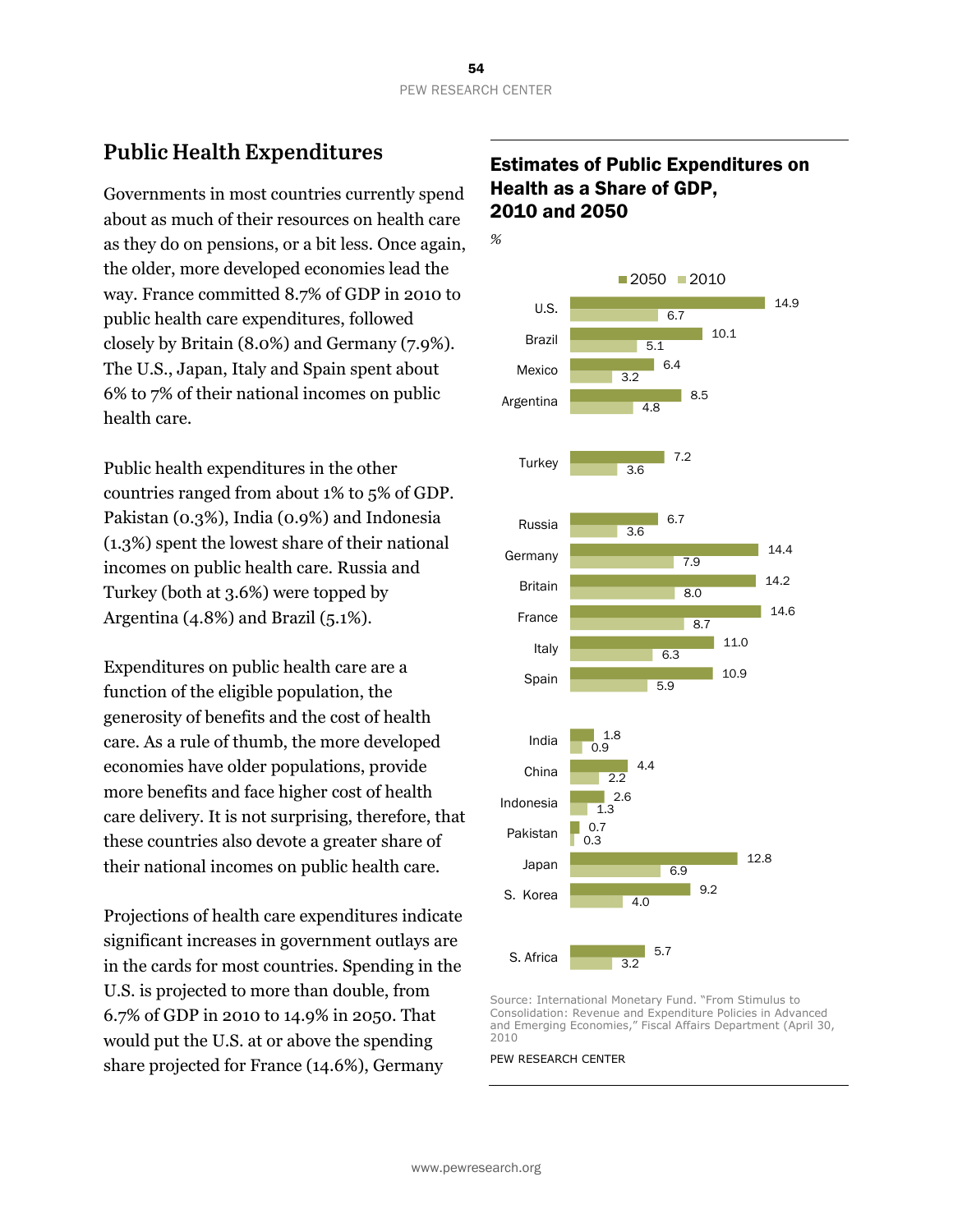## Public Health Expenditures

Governments in most countries currently spend about as much of their resources on health care as they do on pensions, or a bit less. Once again, the older, more developed economies lead the way. France committed 8.7% of GDP in 2010 to public health care expenditures, followed closely by Britain (8.0%) and Germany (7.9%). The U.S., Japan, Italy and Spain spent about 6% to 7% of their national incomes on public health care.

Public health expenditures in the other countries ranged from about 1% to 5% of GDP. Pakistan (0.3%), India (0.9%) and Indonesia (1.3%) spent the lowest share of their national incomes on public health care. Russia and Turkey (both at 3.6%) were topped by Argentina (4.8%) and Brazil (5.1%).

Expenditures on public health care are a function of the eligible population, the generosity of benefits and the cost of health care. As a rule of thumb, the more developed economies have older populations, provide more benefits and face higher cost of health care delivery. It is not surprising, therefore, that these countries also devote a greater share of their national incomes on public health care.

Projections of health care expenditures indicate significant increases in government outlays are in the cards for most countries. Spending in the U.S. is projected to more than double, from 6.7% of GDP in 2010 to 14.9% in 2050. That would put the U.S. at or above the spending share projected for France (14.6%), Germany

### Estimates of Public Expenditures on Health as a Share of GDP, 2010 and 2050

*%*

| | 2050 | 2010 |
|---|---|---|
| U.S. | 14.9 | 6.7 |
| Brazil | 10.1 | 5.1 |
| Mexico | 6.4 | 3.2 |
| Argentina | 8.5 | 4.8 |
| Turkey | 7.2 | 3.6 |
| Russia | 6.7 | 3.6 |
| Germany | 14.4 | 7.9 |
| Britain | 14.2 | 8.0 |
| France | 14.6 | 8.7 |
| Italy | 11.0 | 6.3 |
| Spain | 10.9 | 5.9 |
| India | 1.8 | 0.9 |
| China | 4.4 | 2.2 |
| Indonesia | 2.6 | 1.3 |
| Pakistan | 0.7 | 0.3 |
| Japan | 12.8 | 6.9 |
| S. Korea | 9.2 | 4.0 |
| S. Africa | 5.7 | 3.2 |

Source: International Monetary Fund. "From Stimulus to Consolidation: Revenue and Expenditure Policies in Advanced and Emerging Economies," Fiscal Affairs Department (April 30, 2010

PEW RESEARCH CENTER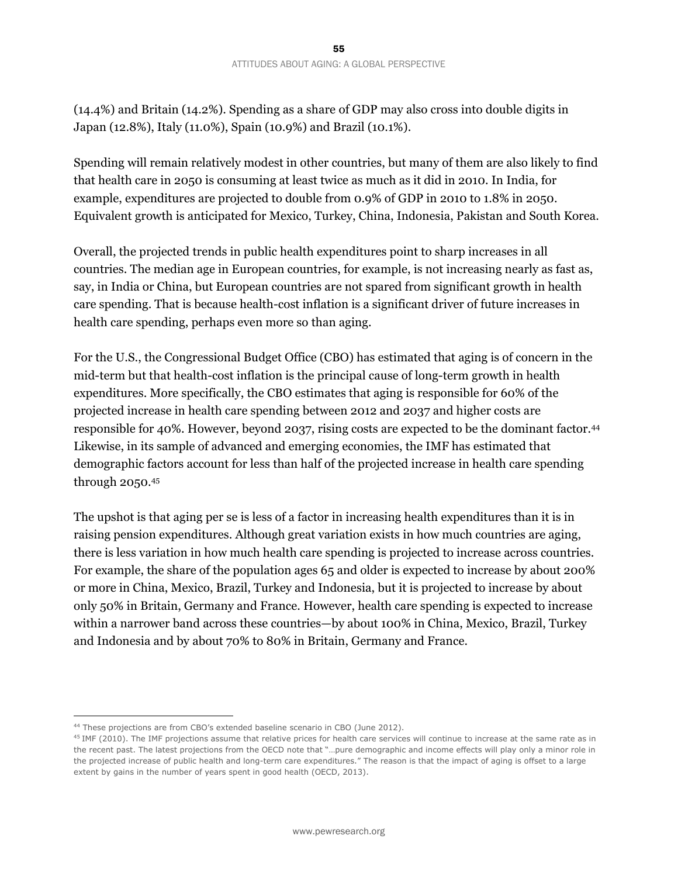(14.4%) and Britain (14.2%). Spending as a share of GDP may also cross into double digits in Japan (12.8%), Italy (11.0%), Spain (10.9%) and Brazil (10.1%).

Spending will remain relatively modest in other countries, but many of them are also likely to find that health care in 2050 is consuming at least twice as much as it did in 2010. In India, for example, expenditures are projected to double from 0.9% of GDP in 2010 to 1.8% in 2050. Equivalent growth is anticipated for Mexico, Turkey, China, Indonesia, Pakistan and South Korea.

Overall, the projected trends in public health expenditures point to sharp increases in all countries. The median age in European countries, for example, is not increasing nearly as fast as, say, in India or China, but European countries are not spared from significant growth in health care spending. That is because health-cost inflation is a significant driver of future increases in health care spending, perhaps even more so than aging.

For the U.S., the Congressional Budget Office (CBO) has estimated that aging is of concern in the mid-term but that health-cost inflation is the principal cause of long-term growth in health expenditures. More specifically, the CBO estimates that aging is responsible for 60% of the projected increase in health care spending between 2012 and 2037 and higher costs are responsible for 40%. However, beyond 2037, rising costs are expected to be the dominant factor.[44] Likewise, in its sample of advanced and emerging economies, the IMF has estimated that demographic factors account for less than half of the projected increase in health care spending through 2050.[45]

The upshot is that aging per se is less of a factor in increasing health expenditures than it is in raising pension expenditures. Although great variation exists in how much countries are aging, there is less variation in how much health care spending is projected to increase across countries. For example, the share of the population ages 65 and older is expected to increase by about 200% or more in China, Mexico, Brazil, Turkey and Indonesia, but it is projected to increase by about only 50% in Britain, Germany and France. However, health care spending is expected to increase within a narrower band across these countries—by about 100% in China, Mexico, Brazil, Turkey and Indonesia and by about 70% to 80% in Britain, Germany and France.

---

[44] These projections are from CBO's extended baseline scenario in CBO (June 2012).

[45] IMF (2010). The IMF projections assume that relative prices for health care services will continue to increase at the same rate as in the recent past. The latest projections from the OECD note that "…pure demographic and income effects will play only a minor role in the projected increase of public health and long-term care expenditures." The reason is that the impact of aging is offset to a large extent by gains in the number of years spent in good health (OECD, 2013).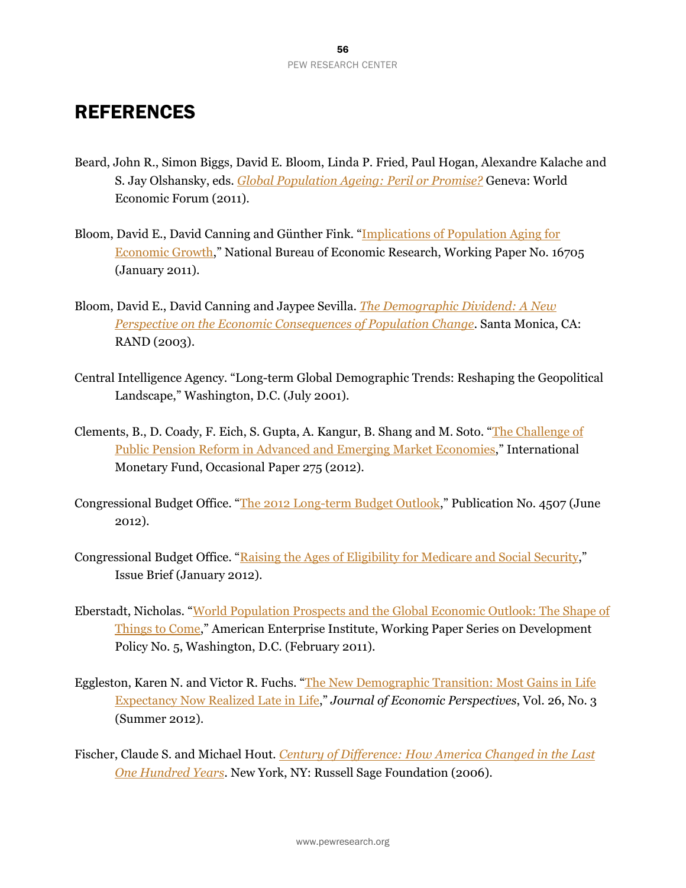# REFERENCES

Beard, John R., Simon Biggs, David E. Bloom, Linda P. Fried, Paul Hogan, Alexandre Kalache and S. Jay Olshansky, eds. *Global Population Ageing: Peril or Promise?* Geneva: World Economic Forum (2011).

Bloom, David E., David Canning and Günther Fink. "Implications of Population Aging for Economic Growth," National Bureau of Economic Research, Working Paper No. 16705 (January 2011).

Bloom, David E., David Canning and Jaypee Sevilla. *The Demographic Dividend: A New Perspective on the Economic Consequences of Population Change*. Santa Monica, CA: RAND (2003).

Central Intelligence Agency. "Long-term Global Demographic Trends: Reshaping the Geopolitical Landscape," Washington, D.C. (July 2001).

Clements, B., D. Coady, F. Eich, S. Gupta, A. Kangur, B. Shang and M. Soto. "The Challenge of Public Pension Reform in Advanced and Emerging Market Economies," International Monetary Fund, Occasional Paper 275 (2012).

Congressional Budget Office. "The 2012 Long-term Budget Outlook," Publication No. 4507 (June 2012).

Congressional Budget Office. "Raising the Ages of Eligibility for Medicare and Social Security," Issue Brief (January 2012).

Eberstadt, Nicholas. "World Population Prospects and the Global Economic Outlook: The Shape of Things to Come," American Enterprise Institute, Working Paper Series on Development Policy No. 5, Washington, D.C. (February 2011).

Eggleston, Karen N. and Victor R. Fuchs. "The New Demographic Transition: Most Gains in Life Expectancy Now Realized Late in Life," *Journal of Economic Perspectives*, Vol. 26, No. 3 (Summer 2012).

Fischer, Claude S. and Michael Hout. *Century of Difference: How America Changed in the Last One Hundred Years*. New York, NY: Russell Sage Foundation (2006).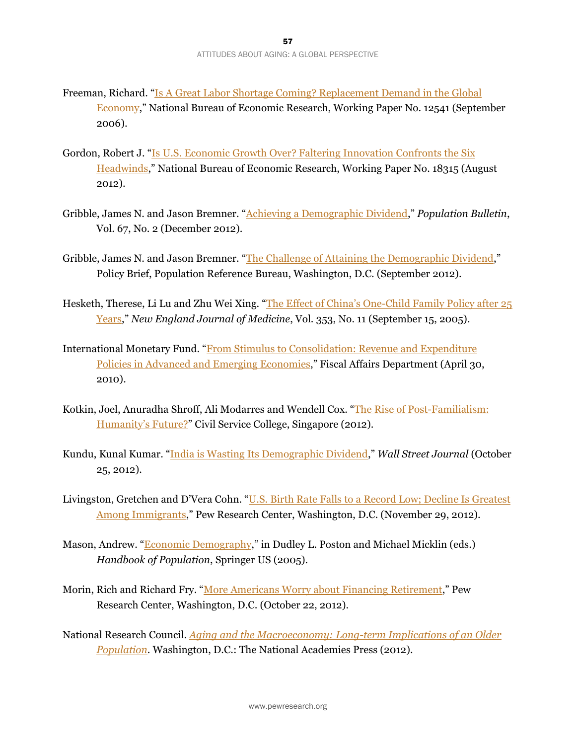Freeman, Richard. "Is A Great Labor Shortage Coming? Replacement Demand in the Global Economy," National Bureau of Economic Research, Working Paper No. 12541 (September 2006).

Gordon, Robert J. "Is U.S. Economic Growth Over? Faltering Innovation Confronts the Six Headwinds," National Bureau of Economic Research, Working Paper No. 18315 (August 2012).

Gribble, James N. and Jason Bremner. "Achieving a Demographic Dividend," *Population Bulletin*, Vol. 67, No. 2 (December 2012).

Gribble, James N. and Jason Bremner. "The Challenge of Attaining the Demographic Dividend," Policy Brief, Population Reference Bureau, Washington, D.C. (September 2012).

Hesketh, Therese, Li Lu and Zhu Wei Xing. "The Effect of China's One-Child Family Policy after 25 Years," *New England Journal of Medicine*, Vol. 353, No. 11 (September 15, 2005).

International Monetary Fund. "From Stimulus to Consolidation: Revenue and Expenditure Policies in Advanced and Emerging Economies," Fiscal Affairs Department (April 30, 2010).

Kotkin, Joel, Anuradha Shroff, Ali Modarres and Wendell Cox. "The Rise of Post-Familialism: Humanity's Future?" Civil Service College, Singapore (2012).

Kundu, Kunal Kumar. "India is Wasting Its Demographic Dividend," *Wall Street Journal* (October 25, 2012).

Livingston, Gretchen and D'Vera Cohn. "U.S. Birth Rate Falls to a Record Low; Decline Is Greatest Among Immigrants," Pew Research Center, Washington, D.C. (November 29, 2012).

Mason, Andrew. "Economic Demography," in Dudley L. Poston and Michael Micklin (eds.) *Handbook of Population*, Springer US (2005).

Morin, Rich and Richard Fry. "More Americans Worry about Financing Retirement," Pew Research Center, Washington, D.C. (October 22, 2012).

National Research Council. *Aging and the Macroeconomy: Long-term Implications of an Older Population*. Washington, D.C.: The National Academies Press (2012).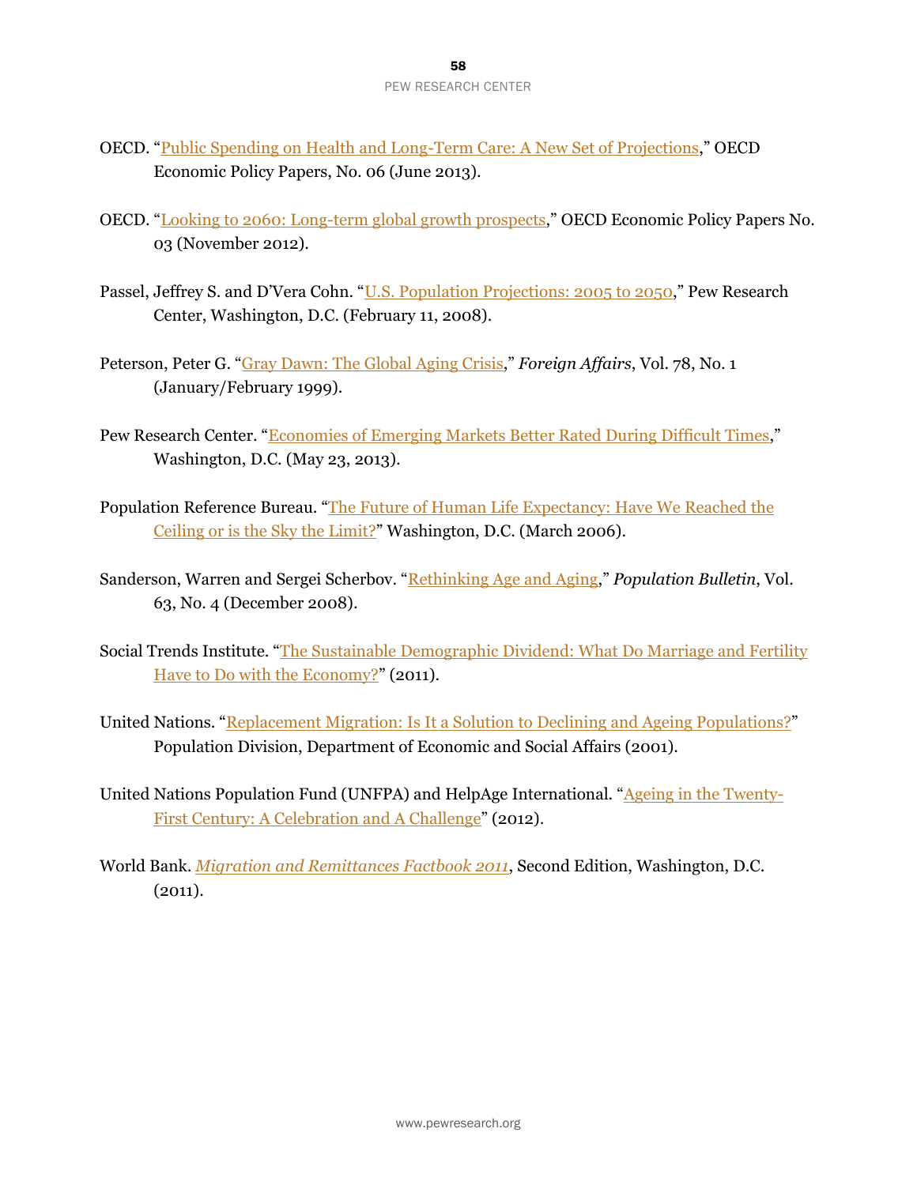OECD. "Public Spending on Health and Long-Term Care: A New Set of Projections," OECD Economic Policy Papers, No. 06 (June 2013).

OECD. "Looking to 2060: Long-term global growth prospects," OECD Economic Policy Papers No. 03 (November 2012).

Passel, Jeffrey S. and D'Vera Cohn. "U.S. Population Projections: 2005 to 2050," Pew Research Center, Washington, D.C. (February 11, 2008).

Peterson, Peter G. "Gray Dawn: The Global Aging Crisis," *Foreign Affairs*, Vol. 78, No. 1 (January/February 1999).

Pew Research Center. "Economies of Emerging Markets Better Rated During Difficult Times," Washington, D.C. (May 23, 2013).

Population Reference Bureau. "The Future of Human Life Expectancy: Have We Reached the Ceiling or is the Sky the Limit?" Washington, D.C. (March 2006).

Sanderson, Warren and Sergei Scherbov. "Rethinking Age and Aging," *Population Bulletin*, Vol. 63, No. 4 (December 2008).

Social Trends Institute. "The Sustainable Demographic Dividend: What Do Marriage and Fertility Have to Do with the Economy?" (2011).

United Nations. "Replacement Migration: Is It a Solution to Declining and Ageing Populations?" Population Division, Department of Economic and Social Affairs (2001).

United Nations Population Fund (UNFPA) and HelpAge International. "Ageing in the Twenty-First Century: A Celebration and A Challenge" (2012).

World Bank. *Migration and Remittances Factbook 2011*, Second Edition, Washington, D.C. (2011).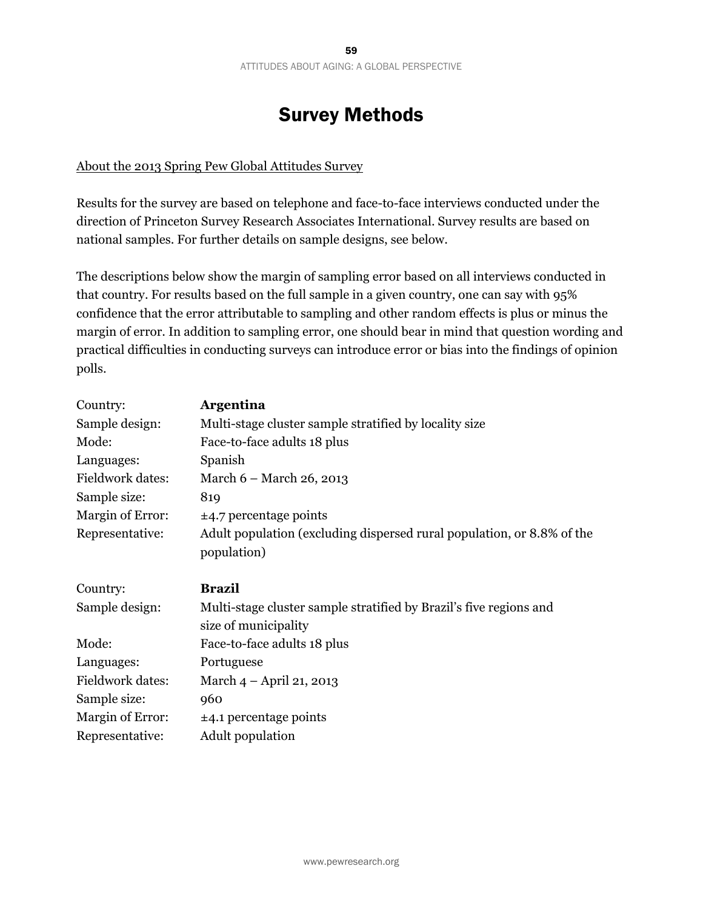# Survey Methods

<u>About the 2013 Spring Pew Global Attitudes Survey</u>

Results for the survey are based on telephone and face-to-face interviews conducted under the direction of Princeton Survey Research Associates International. Survey results are based on national samples. For further details on sample designs, see below.

The descriptions below show the margin of sampling error based on all interviews conducted in that country. For results based on the full sample in a given country, one can say with 95% confidence that the error attributable to sampling and other random effects is plus or minus the margin of error. In addition to sampling error, one should bear in mind that question wording and practical difficulties in conducting surveys can introduce error or bias into the findings of opinion polls.

| | |
|---|---|
| Country: | **Argentina** |
| Sample design: | Multi-stage cluster sample stratified by locality size |
| Mode: | Face-to-face adults 18 plus |
| Languages: | Spanish |
| Fieldwork dates: | March 6 – March 26, 2013 |
| Sample size: | 819 |
| Margin of Error: | ±4.7 percentage points |
| Representative: | Adult population (excluding dispersed rural population, or 8.8% of the population) |

| | |
|---|---|
| Country: | **Brazil** |
| Sample design: | Multi-stage cluster sample stratified by Brazil's five regions and size of municipality |
| Mode: | Face-to-face adults 18 plus |
| Languages: | Portuguese |
| Fieldwork dates: | March 4 – April 21, 2013 |
| Sample size: | 960 |
| Margin of Error: | ±4.1 percentage points |
| Representative: | Adult population |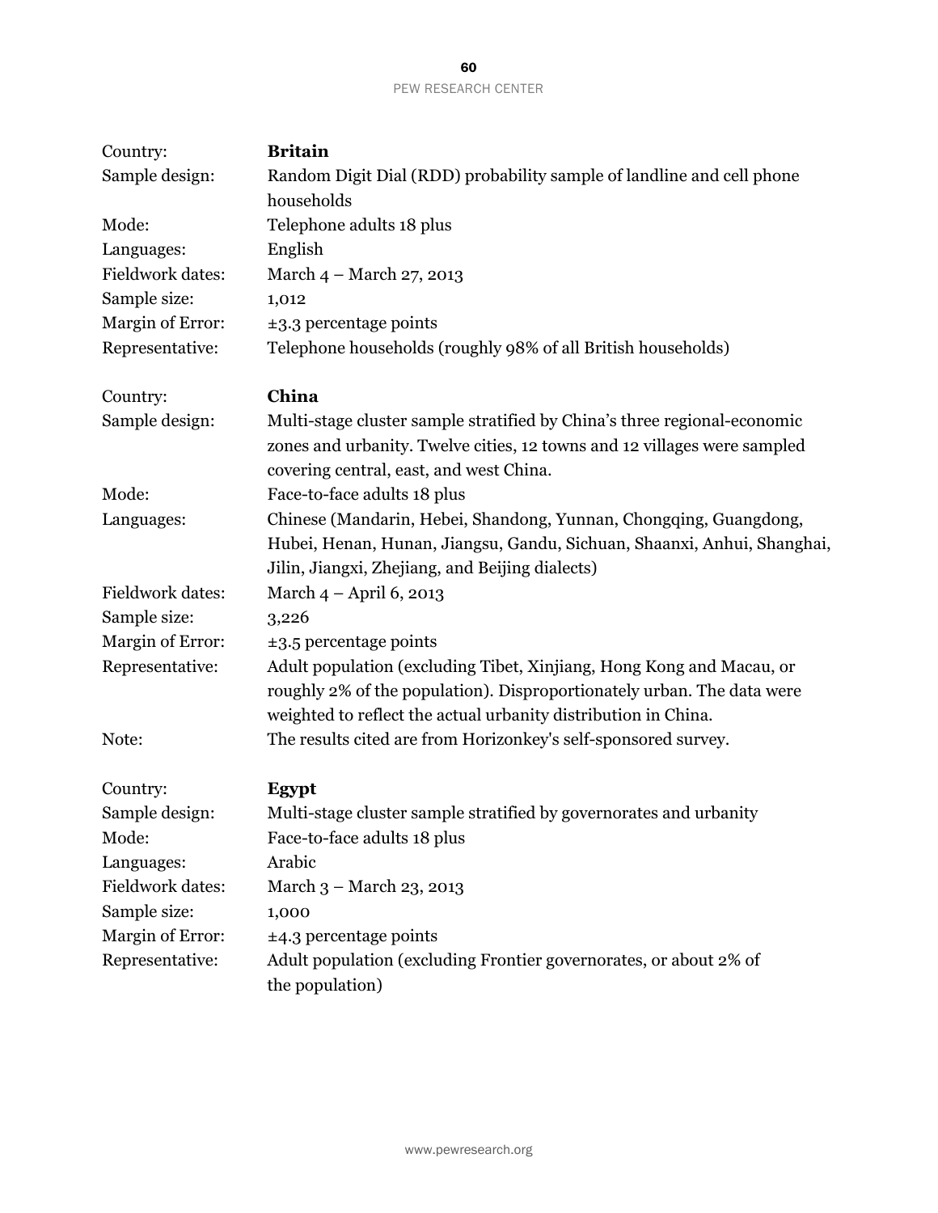| | |
|---|---|
| Country: | **Britain** |
| Sample design: | Random Digit Dial (RDD) probability sample of landline and cell phone households |
| Mode: | Telephone adults 18 plus |
| Languages: | English |
| Fieldwork dates: | March 4 – March 27, 2013 |
| Sample size: | 1,012 |
| Margin of Error: | ±3.3 percentage points |
| Representative: | Telephone households (roughly 98% of all British households) |

| | |
|---|---|
| Country: | **China** |
| Sample design: | Multi-stage cluster sample stratified by China's three regional-economic zones and urbanity. Twelve cities, 12 towns and 12 villages were sampled covering central, east, and west China. |
| Mode: | Face-to-face adults 18 plus |
| Languages: | Chinese (Mandarin, Hebei, Shandong, Yunnan, Chongqing, Guangdong, Hubei, Henan, Hunan, Jiangsu, Gandu, Sichuan, Shaanxi, Anhui, Shanghai, Jilin, Jiangxi, Zhejiang, and Beijing dialects) |
| Fieldwork dates: | March 4 – April 6, 2013 |
| Sample size: | 3,226 |
| Margin of Error: | ±3.5 percentage points |
| Representative: | Adult population (excluding Tibet, Xinjiang, Hong Kong and Macau, or roughly 2% of the population). Disproportionately urban. The data were weighted to reflect the actual urbanity distribution in China. |
| Note: | The results cited are from Horizonkey's self-sponsored survey. |

| | |
|---|---|
| Country: | **Egypt** |
| Sample design: | Multi-stage cluster sample stratified by governorates and urbanity |
| Mode: | Face-to-face adults 18 plus |
| Languages: | Arabic |
| Fieldwork dates: | March 3 – March 23, 2013 |
| Sample size: | 1,000 |
| Margin of Error: | ±4.3 percentage points |
| Representative: | Adult population (excluding Frontier governorates, or about 2% of the population) |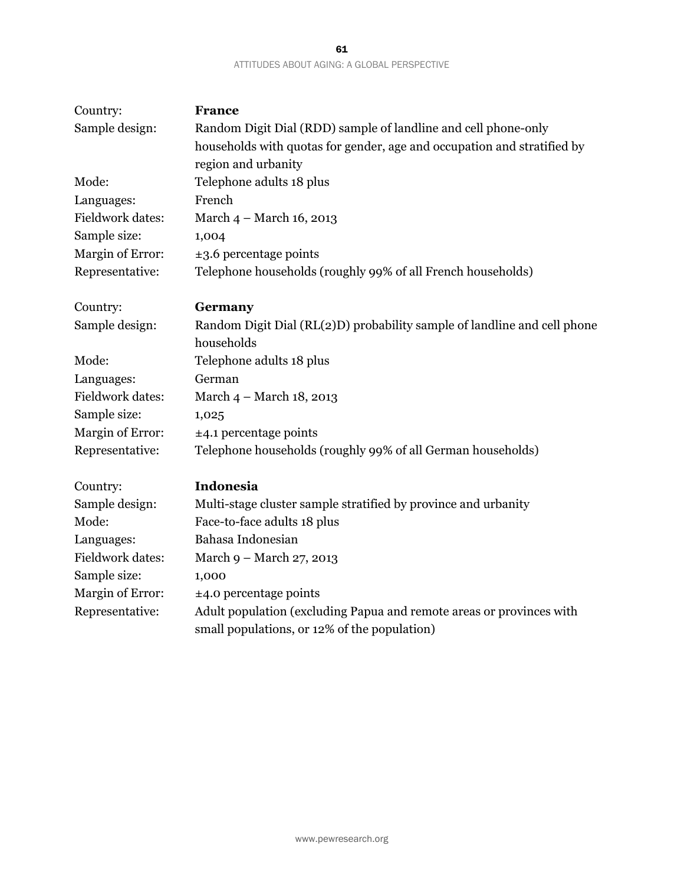| | |
|---|---|
| Country: | **France** |
| Sample design: | Random Digit Dial (RDD) sample of landline and cell phone-only households with quotas for gender, age and occupation and stratified by region and urbanity |
| Mode: | Telephone adults 18 plus |
| Languages: | French |
| Fieldwork dates: | March 4 – March 16, 2013 |
| Sample size: | 1,004 |
| Margin of Error: | ±3.6 percentage points |
| Representative: | Telephone households (roughly 99% of all French households) |

| | |
|---|---|
| Country: | **Germany** |
| Sample design: | Random Digit Dial (RL(2)D) probability sample of landline and cell phone households |
| Mode: | Telephone adults 18 plus |
| Languages: | German |
| Fieldwork dates: | March 4 – March 18, 2013 |
| Sample size: | 1,025 |
| Margin of Error: | ±4.1 percentage points |
| Representative: | Telephone households (roughly 99% of all German households) |

| | |
|---|---|
| Country: | **Indonesia** |
| Sample design: | Multi-stage cluster sample stratified by province and urbanity |
| Mode: | Face-to-face adults 18 plus |
| Languages: | Bahasa Indonesian |
| Fieldwork dates: | March 9 – March 27, 2013 |
| Sample size: | 1,000 |
| Margin of Error: | ±4.0 percentage points |
| Representative: | Adult population (excluding Papua and remote areas or provinces with small populations, or 12% of the population) |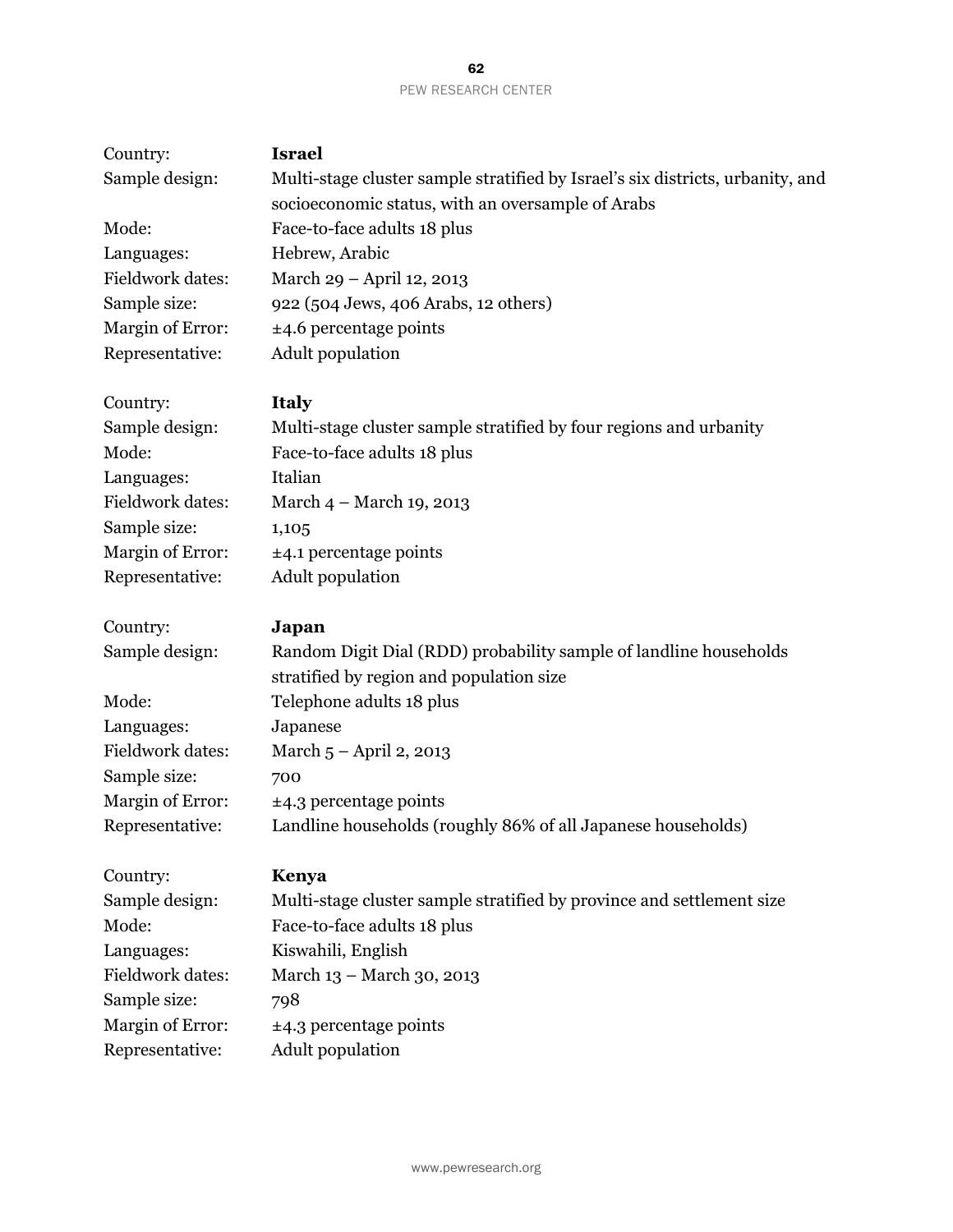| | |
|---|---|
| Country: | **Israel** |
| Sample design: | Multi-stage cluster sample stratified by Israel's six districts, urbanity, and socioeconomic status, with an oversample of Arabs |
| Mode: | Face-to-face adults 18 plus |
| Languages: | Hebrew, Arabic |
| Fieldwork dates: | March 29 – April 12, 2013 |
| Sample size: | 922 (504 Jews, 406 Arabs, 12 others) |
| Margin of Error: | ±4.6 percentage points |
| Representative: | Adult population |

| | |
|---|---|
| Country: | **Italy** |
| Sample design: | Multi-stage cluster sample stratified by four regions and urbanity |
| Mode: | Face-to-face adults 18 plus |
| Languages: | Italian |
| Fieldwork dates: | March 4 – March 19, 2013 |
| Sample size: | 1,105 |
| Margin of Error: | ±4.1 percentage points |
| Representative: | Adult population |

| | |
|---|---|
| Country: | **Japan** |
| Sample design: | Random Digit Dial (RDD) probability sample of landline households stratified by region and population size |
| Mode: | Telephone adults 18 plus |
| Languages: | Japanese |
| Fieldwork dates: | March 5 – April 2, 2013 |
| Sample size: | 700 |
| Margin of Error: | ±4.3 percentage points |
| Representative: | Landline households (roughly 86% of all Japanese households) |

| | |
|---|---|
| Country: | **Kenya** |
| Sample design: | Multi-stage cluster sample stratified by province and settlement size |
| Mode: | Face-to-face adults 18 plus |
| Languages: | Kiswahili, English |
| Fieldwork dates: | March 13 – March 30, 2013 |
| Sample size: | 798 |
| Margin of Error: | ±4.3 percentage points |
| Representative: | Adult population |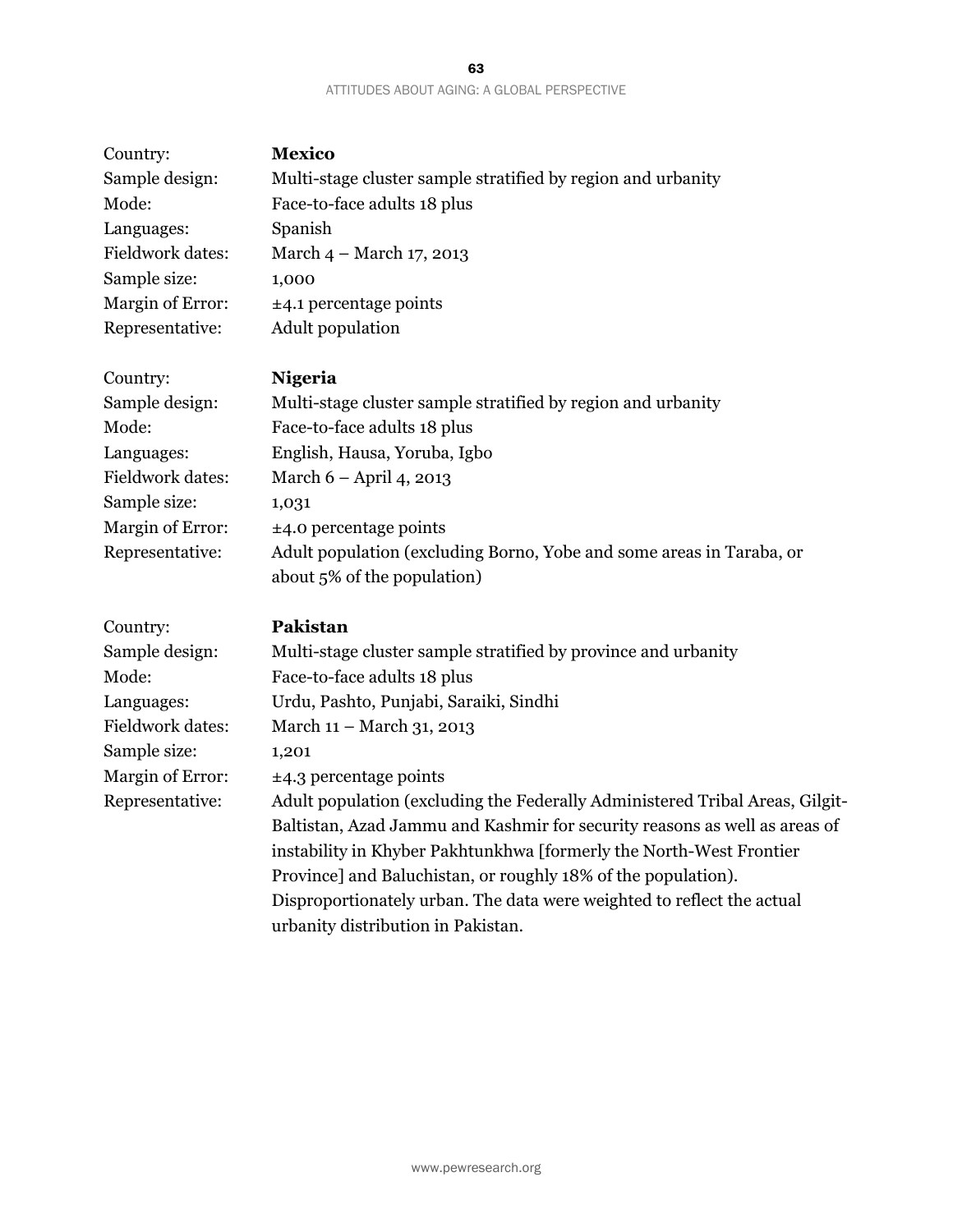Country: **Mexico**
Sample design: Multi-stage cluster sample stratified by region and urbanity
Mode: Face-to-face adults 18 plus
Languages: Spanish
Fieldwork dates: March 4 – March 17, 2013
Sample size: 1,000
Margin of Error: ±4.1 percentage points
Representative: Adult population

Country: **Nigeria**
Sample design: Multi-stage cluster sample stratified by region and urbanity
Mode: Face-to-face adults 18 plus
Languages: English, Hausa, Yoruba, Igbo
Fieldwork dates: March 6 – April 4, 2013
Sample size: 1,031
Margin of Error: ±4.0 percentage points
Representative: Adult population (excluding Borno, Yobe and some areas in Taraba, or about 5% of the population)

Country: **Pakistan**
Sample design: Multi-stage cluster sample stratified by province and urbanity
Mode: Face-to-face adults 18 plus
Languages: Urdu, Pashto, Punjabi, Saraiki, Sindhi
Fieldwork dates: March 11 – March 31, 2013
Sample size: 1,201
Margin of Error: ±4.3 percentage points
Representative: Adult population (excluding the Federally Administered Tribal Areas, Gilgit-Baltistan, Azad Jammu and Kashmir for security reasons as well as areas of instability in Khyber Pakhtunkhwa [formerly the North-West Frontier Province] and Baluchistan, or roughly 18% of the population). Disproportionately urban. The data were weighted to reflect the actual urbanity distribution in Pakistan.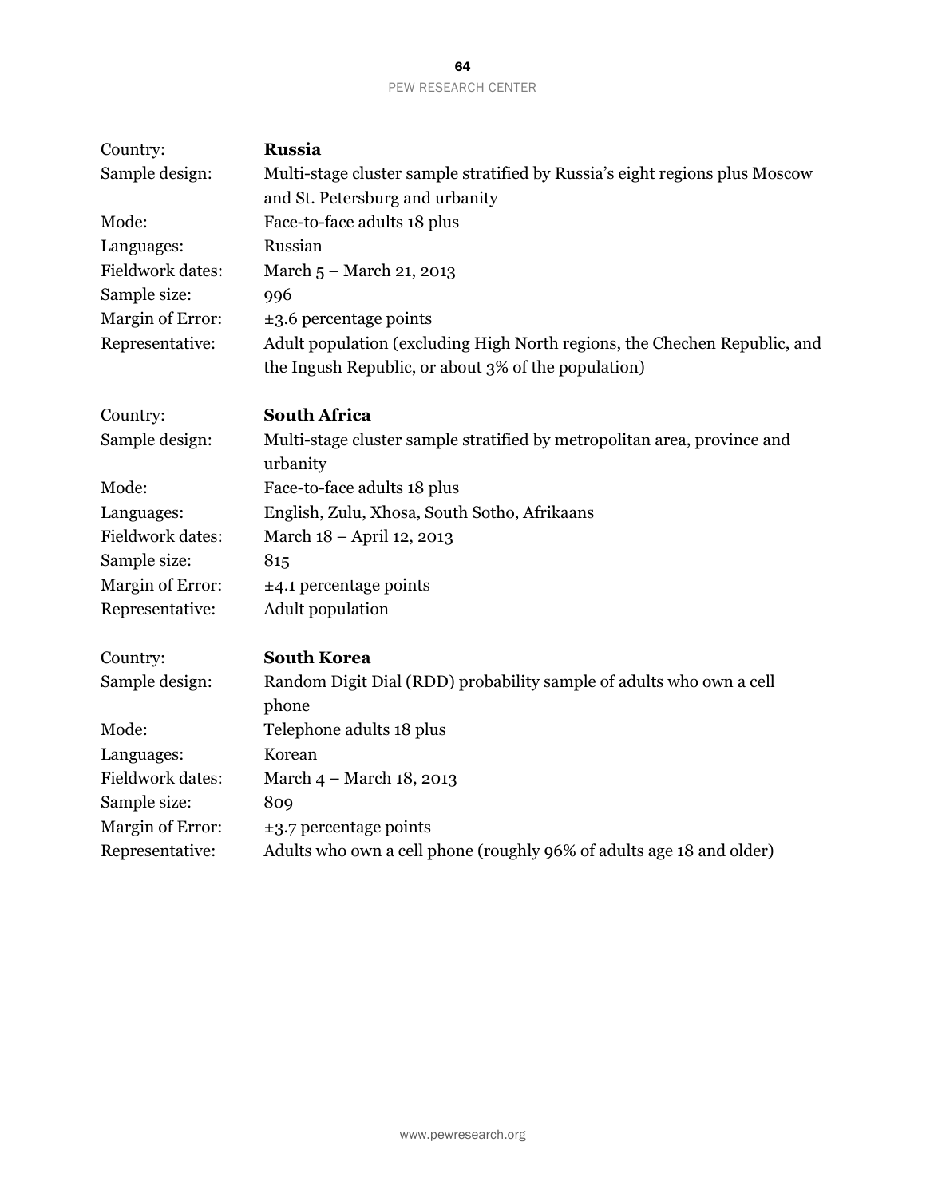Country: **Russia**
Sample design: Multi-stage cluster sample stratified by Russia's eight regions plus Moscow and St. Petersburg and urbanity
Mode: Face-to-face adults 18 plus
Languages: Russian
Fieldwork dates: March 5 – March 21, 2013
Sample size: 996
Margin of Error: ±3.6 percentage points
Representative: Adult population (excluding High North regions, the Chechen Republic, and the Ingush Republic, or about 3% of the population)

Country: **South Africa**
Sample design: Multi-stage cluster sample stratified by metropolitan area, province and urbanity
Mode: Face-to-face adults 18 plus
Languages: English, Zulu, Xhosa, South Sotho, Afrikaans
Fieldwork dates: March 18 – April 12, 2013
Sample size: 815
Margin of Error: ±4.1 percentage points
Representative: Adult population

Country: **South Korea**
Sample design: Random Digit Dial (RDD) probability sample of adults who own a cell phone
Mode: Telephone adults 18 plus
Languages: Korean
Fieldwork dates: March 4 – March 18, 2013
Sample size: 809
Margin of Error: ±3.7 percentage points
Representative: Adults who own a cell phone (roughly 96% of adults age 18 and older)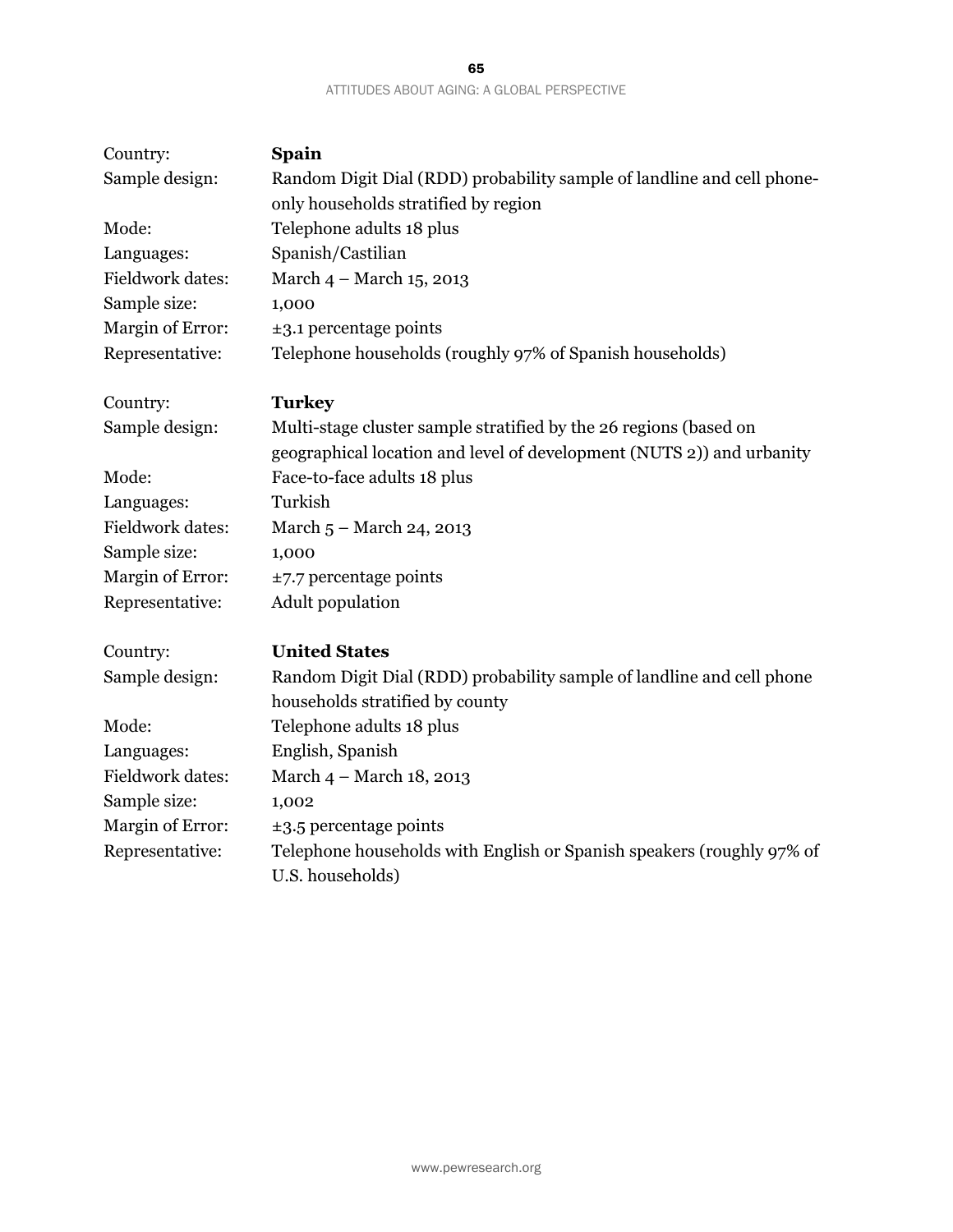| | |
|---|---|
| Country: | **Spain** |
| Sample design: | Random Digit Dial (RDD) probability sample of landline and cell phone-only households stratified by region |
| Mode: | Telephone adults 18 plus |
| Languages: | Spanish/Castilian |
| Fieldwork dates: | March 4 – March 15, 2013 |
| Sample size: | 1,000 |
| Margin of Error: | ±3.1 percentage points |
| Representative: | Telephone households (roughly 97% of Spanish households) |

| | |
|---|---|
| Country: | **Turkey** |
| Sample design: | Multi-stage cluster sample stratified by the 26 regions (based on geographical location and level of development (NUTS 2)) and urbanity |
| Mode: | Face-to-face adults 18 plus |
| Languages: | Turkish |
| Fieldwork dates: | March 5 – March 24, 2013 |
| Sample size: | 1,000 |
| Margin of Error: | ±7.7 percentage points |
| Representative: | Adult population |

| | |
|---|---|
| Country: | **United States** |
| Sample design: | Random Digit Dial (RDD) probability sample of landline and cell phone households stratified by county |
| Mode: | Telephone adults 18 plus |
| Languages: | English, Spanish |
| Fieldwork dates: | March 4 – March 18, 2013 |
| Sample size: | 1,002 |
| Margin of Error: | ±3.5 percentage points |
| Representative: | Telephone households with English or Spanish speakers (roughly 97% of U.S. households) |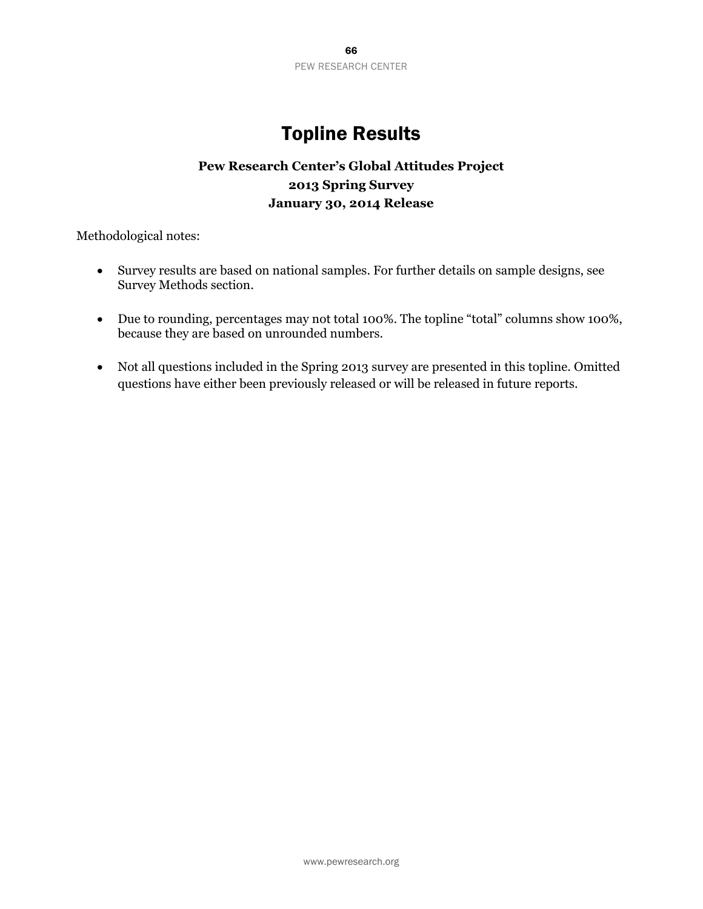# Topline Results

**Pew Research Center's Global Attitudes Project**
**2013 Spring Survey**
**January 30, 2014 Release**

Methodological notes:

- Survey results are based on national samples. For further details on sample designs, see Survey Methods section.
- Due to rounding, percentages may not total 100%. The topline "total" columns show 100%, because they are based on unrounded numbers.
- Not all questions included in the Spring 2013 survey are presented in this topline. Omitted questions have either been previously released or will be released in future reports.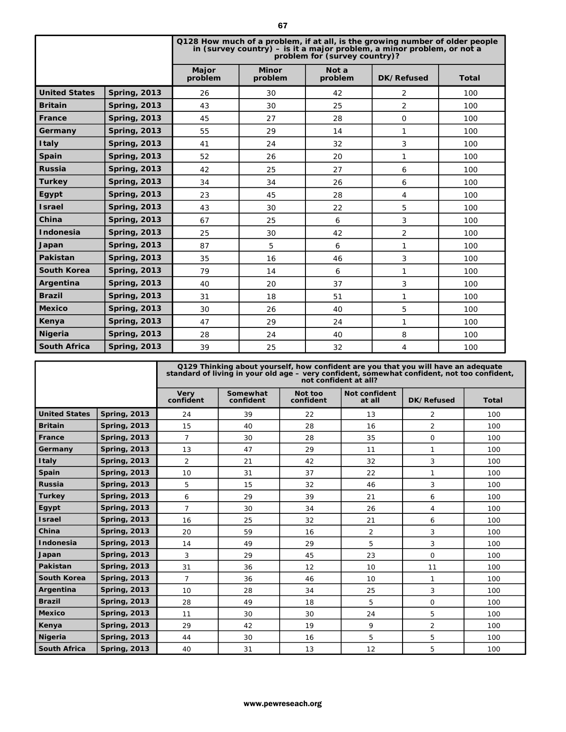| | | Q128 How much of a problem, if at all, is the growing number of older people in (survey country) – is it a major problem, a minor problem, or not a problem for (survey country)? | | | | |
|---|---|---|---|---|---|---|
| | | Major problem | Minor problem | Not a problem | DK/Refused | Total |
| **United States** | **Spring, 2013** | 26 | 30 | 42 | 2 | 100 |
| **Britain** | **Spring, 2013** | 43 | 30 | 25 | 2 | 100 |
| **France** | **Spring, 2013** | 45 | 27 | 28 | 0 | 100 |
| **Germany** | **Spring, 2013** | 55 | 29 | 14 | 1 | 100 |
| **Italy** | **Spring, 2013** | 41 | 24 | 32 | 3 | 100 |
| **Spain** | **Spring, 2013** | 52 | 26 | 20 | 1 | 100 |
| **Russia** | **Spring, 2013** | 42 | 25 | 27 | 6 | 100 |
| **Turkey** | **Spring, 2013** | 34 | 34 | 26 | 6 | 100 |
| **Egypt** | **Spring, 2013** | 23 | 45 | 28 | 4 | 100 |
| **Israel** | **Spring, 2013** | 43 | 30 | 22 | 5 | 100 |
| **China** | **Spring, 2013** | 67 | 25 | 6 | 3 | 100 |
| **Indonesia** | **Spring, 2013** | 25 | 30 | 42 | 2 | 100 |
| **Japan** | **Spring, 2013** | 87 | 5 | 6 | 1 | 100 |
| **Pakistan** | **Spring, 2013** | 35 | 16 | 46 | 3 | 100 |
| **South Korea** | **Spring, 2013** | 79 | 14 | 6 | 1 | 100 |
| **Argentina** | **Spring, 2013** | 40 | 20 | 37 | 3 | 100 |
| **Brazil** | **Spring, 2013** | 31 | 18 | 51 | 1 | 100 |
| **Mexico** | **Spring, 2013** | 30 | 26 | 40 | 5 | 100 |
| **Kenya** | **Spring, 2013** | 47 | 29 | 24 | 1 | 100 |
| **Nigeria** | **Spring, 2013** | 28 | 24 | 40 | 8 | 100 |
| **South Africa** | **Spring, 2013** | 39 | 25 | 32 | 4 | 100 |

| | | Q129 Thinking about yourself, how confident are you that you will have an adequate standard of living in your old age – very confident, somewhat confident, not too confident, not confident at all? | | | | | |
|---|---|---|---|---|---|---|---|
| | | Very confident | Somewhat confident | Not too confident | Not confident at all | DK/Refused | Total |
| **United States** | **Spring, 2013** | 24 | 39 | 22 | 13 | 2 | 100 |
| **Britain** | **Spring, 2013** | 15 | 40 | 28 | 16 | 2 | 100 |
| **France** | **Spring, 2013** | 7 | 30 | 28 | 35 | 0 | 100 |
| **Germany** | **Spring, 2013** | 13 | 47 | 29 | 11 | 1 | 100 |
| **Italy** | **Spring, 2013** | 2 | 21 | 42 | 32 | 3 | 100 |
| **Spain** | **Spring, 2013** | 10 | 31 | 37 | 22 | 1 | 100 |
| **Russia** | **Spring, 2013** | 5 | 15 | 32 | 46 | 3 | 100 |
| **Turkey** | **Spring, 2013** | 6 | 29 | 39 | 21 | 6 | 100 |
| **Egypt** | **Spring, 2013** | 7 | 30 | 34 | 26 | 4 | 100 |
| **Israel** | **Spring, 2013** | 16 | 25 | 32 | 21 | 6 | 100 |
| **China** | **Spring, 2013** | 20 | 59 | 16 | 2 | 3 | 100 |
| **Indonesia** | **Spring, 2013** | 14 | 49 | 29 | 5 | 3 | 100 |
| **Japan** | **Spring, 2013** | 3 | 29 | 45 | 23 | 0 | 100 |
| **Pakistan** | **Spring, 2013** | 31 | 36 | 12 | 10 | 11 | 100 |
| **South Korea** | **Spring, 2013** | 7 | 36 | 46 | 10 | 1 | 100 |
| **Argentina** | **Spring, 2013** | 10 | 28 | 34 | 25 | 3 | 100 |
| **Brazil** | **Spring, 2013** | 28 | 49 | 18 | 5 | 0 | 100 |
| **Mexico** | **Spring, 2013** | 11 | 30 | 30 | 24 | 5 | 100 |
| **Kenya** | **Spring, 2013** | 29 | 42 | 19 | 9 | 2 | 100 |
| **Nigeria** | **Spring, 2013** | 44 | 30 | 16 | 5 | 5 | 100 |
| **South Africa** | **Spring, 2013** | 40 | 31 | 13 | 12 | 5 | 100 |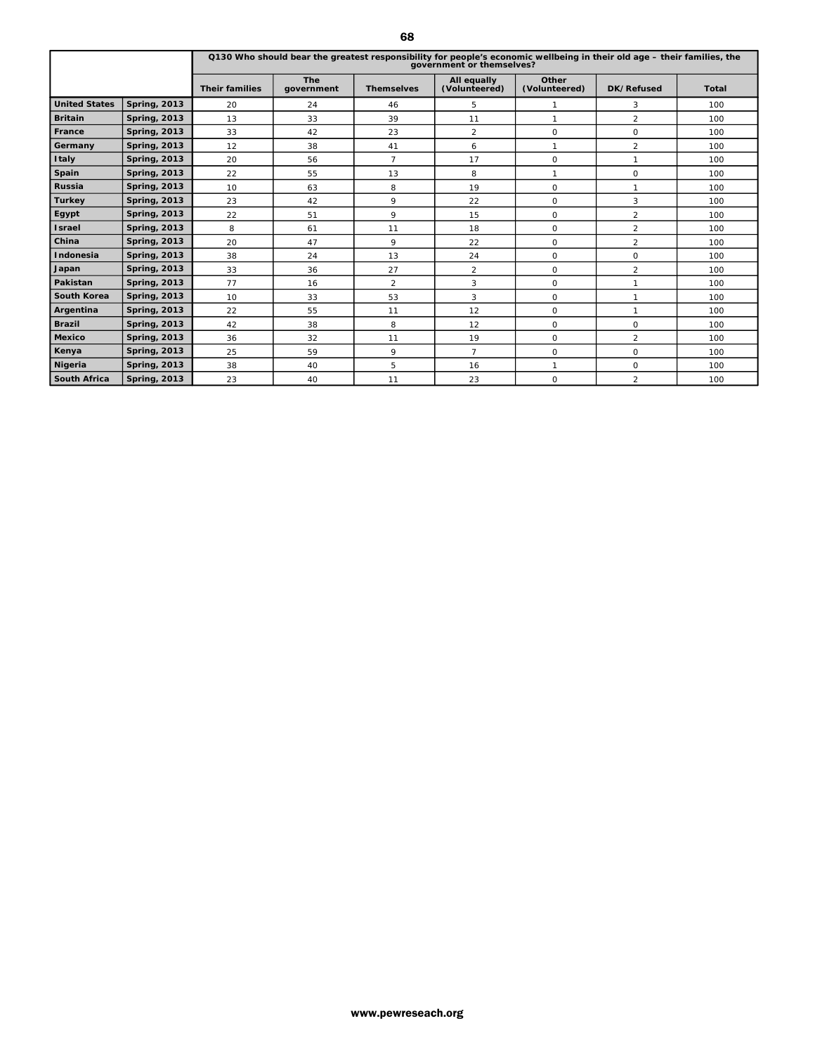| | | Q130 Who should bear the greatest responsibility for people's economic wellbeing in their old age – their families, the government or themselves? | | | | | | |
|---|---|---|---|---|---|---|---|---|
| | | Their families | The government | Themselves | All equally (Volunteered) | Other (Volunteered) | DK/Refused | Total |
| **United States** | **Spring, 2013** | 20 | 24 | 46 | 5 | 1 | 3 | 100 |
| **Britain** | **Spring, 2013** | 13 | 33 | 39 | 11 | 1 | 2 | 100 |
| **France** | **Spring, 2013** | 33 | 42 | 23 | 2 | 0 | 0 | 100 |
| **Germany** | **Spring, 2013** | 12 | 38 | 41 | 6 | 1 | 2 | 100 |
| **Italy** | **Spring, 2013** | 20 | 56 | 7 | 17 | 0 | 1 | 100 |
| **Spain** | **Spring, 2013** | 22 | 55 | 13 | 8 | 1 | 0 | 100 |
| **Russia** | **Spring, 2013** | 10 | 63 | 8 | 19 | 0 | 1 | 100 |
| **Turkey** | **Spring, 2013** | 23 | 42 | 9 | 22 | 0 | 3 | 100 |
| **Egypt** | **Spring, 2013** | 22 | 51 | 9 | 15 | 0 | 2 | 100 |
| **Israel** | **Spring, 2013** | 8 | 61 | 11 | 18 | 0 | 2 | 100 |
| **China** | **Spring, 2013** | 20 | 47 | 9 | 22 | 0 | 2 | 100 |
| **Indonesia** | **Spring, 2013** | 38 | 24 | 13 | 24 | 0 | 0 | 100 |
| **Japan** | **Spring, 2013** | 33 | 36 | 27 | 2 | 0 | 2 | 100 |
| **Pakistan** | **Spring, 2013** | 77 | 16 | 2 | 3 | 0 | 1 | 100 |
| **South Korea** | **Spring, 2013** | 10 | 33 | 53 | 3 | 0 | 1 | 100 |
| **Argentina** | **Spring, 2013** | 22 | 55 | 11 | 12 | 0 | 1 | 100 |
| **Brazil** | **Spring, 2013** | 42 | 38 | 8 | 12 | 0 | 0 | 100 |
| **Mexico** | **Spring, 2013** | 36 | 32 | 11 | 19 | 0 | 2 | 100 |
| **Kenya** | **Spring, 2013** | 25 | 59 | 9 | 7 | 0 | 0 | 100 |
| **Nigeria** | **Spring, 2013** | 38 | 40 | 5 | 16 | 1 | 0 | 100 |
| **South Africa** | **Spring, 2013** | 23 | 40 | 11 | 23 | 0 | 2 | 100 |